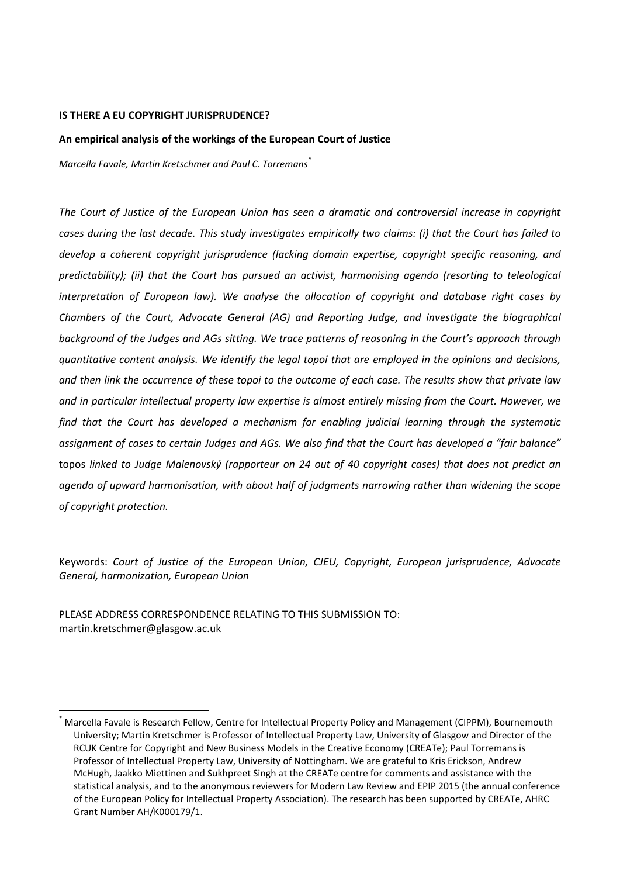**IS THERE A EU COPYRIGHT JURISPRUDENCE?**

**An empirical analysis of the workings of the European Court of Justice**

*Marcella Favale, Martin Kretschmer and Paul C. Torremans*[*]

*The Court of Justice of the European Union has seen a dramatic and controversial increase in copyright cases during the last decade. This study investigates empirically two claims: (i) that the Court has failed to develop a coherent copyright jurisprudence (lacking domain expertise, copyright specific reasoning, and predictability); (ii) that the Court has pursued an activist, harmonising agenda (resorting to teleological interpretation of European law). We analyse the allocation of copyright and database right cases by Chambers of the Court, Advocate General (AG) and Reporting Judge, and investigate the biographical background of the Judges and AGs sitting. We trace patterns of reasoning in the Court's approach through quantitative content analysis. We identify the legal topoi that are employed in the opinions and decisions, and then link the occurrence of these topoi to the outcome of each case. The results show that private law and in particular intellectual property law expertise is almost entirely missing from the Court. However, we find that the Court has developed a mechanism for enabling judicial learning through the systematic assignment of cases to certain Judges and AGs. We also find that the Court has developed a "fair balance"* topos *linked to Judge Malenovský (rapporteur on 24 out of 40 copyright cases) that does not predict an agenda of upward harmonisation, with about half of judgments narrowing rather than widening the scope of copyright protection.*

Keywords: *Court of Justice of the European Union, CJEU, Copyright, European jurisprudence, Advocate General, harmonization, European Union*

PLEASE ADDRESS CORRESPONDENCE RELATING TO THIS SUBMISSION TO:
martin.kretschmer@glasgow.ac.uk

[*] Marcella Favale is Research Fellow, Centre for Intellectual Property Policy and Management (CIPPM), Bournemouth University; Martin Kretschmer is Professor of Intellectual Property Law, University of Glasgow and Director of the RCUK Centre for Copyright and New Business Models in the Creative Economy (CREATe); Paul Torremans is Professor of Intellectual Property Law, University of Nottingham. We are grateful to Kris Erickson, Andrew McHugh, Jaakko Miettinen and Sukhpreet Singh at the CREATe centre for comments and assistance with the statistical analysis, and to the anonymous reviewers for Modern Law Review and EPIP 2015 (the annual conference of the European Policy for Intellectual Property Association). The research has been supported by CREATe, AHRC Grant Number AH/K000179/1.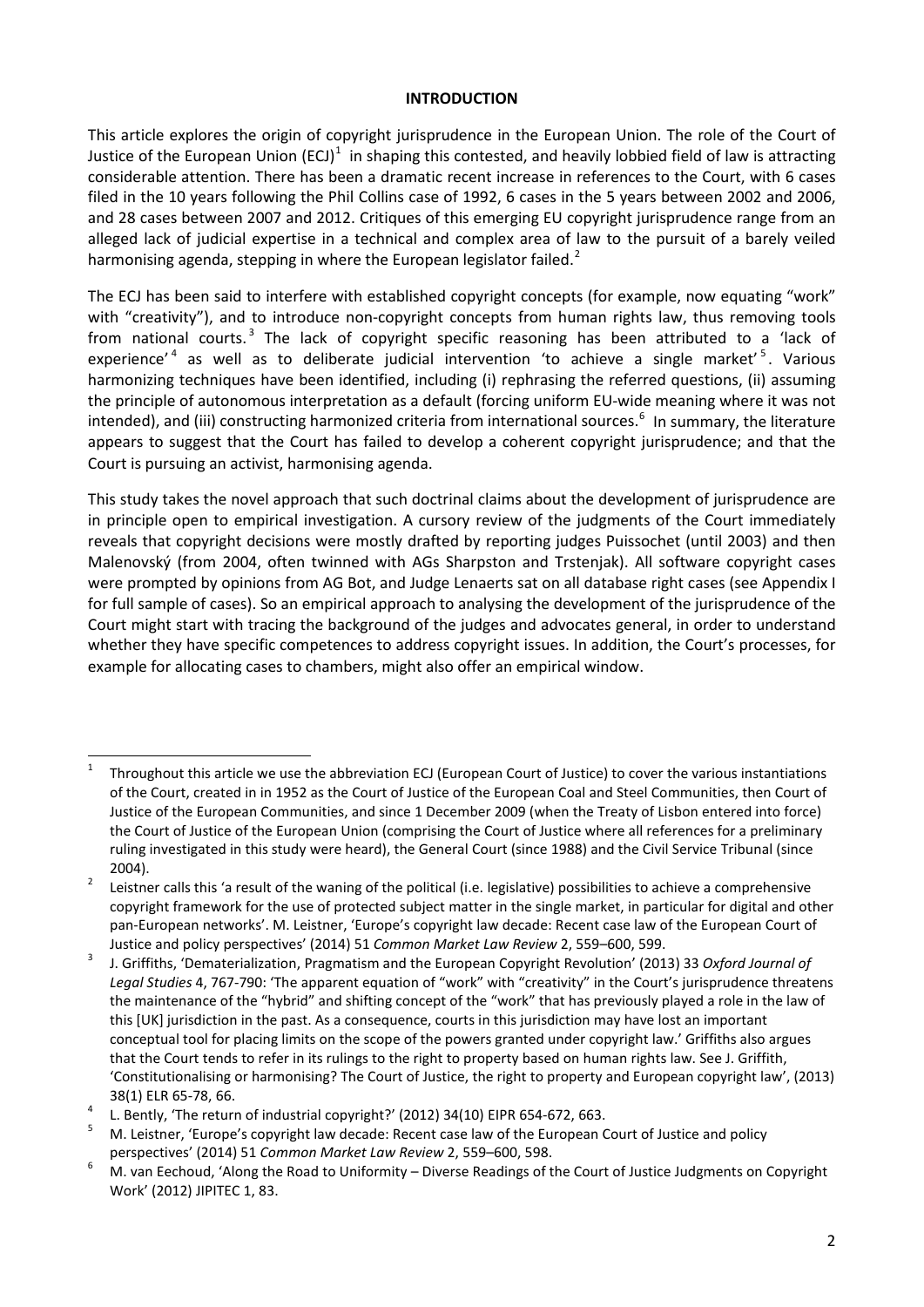## INTRODUCTION

This article explores the origin of copyright jurisprudence in the European Union. The role of the Court of Justice of the European Union (ECJ)[1] in shaping this contested, and heavily lobbied field of law is attracting considerable attention. There has been a dramatic recent increase in references to the Court, with 6 cases filed in the 10 years following the Phil Collins case of 1992, 6 cases in the 5 years between 2002 and 2006, and 28 cases between 2007 and 2012. Critiques of this emerging EU copyright jurisprudence range from an alleged lack of judicial expertise in a technical and complex area of law to the pursuit of a barely veiled harmonising agenda, stepping in where the European legislator failed.[2]

The ECJ has been said to interfere with established copyright concepts (for example, now equating "work" with "creativity"), and to introduce non-copyright concepts from human rights law, thus removing tools from national courts.[3] The lack of copyright specific reasoning has been attributed to a 'lack of experience'[4] as well as to deliberate judicial intervention 'to achieve a single market'[5]. Various harmonizing techniques have been identified, including (i) rephrasing the referred questions, (ii) assuming the principle of autonomous interpretation as a default (forcing uniform EU-wide meaning where it was not intended), and (iii) constructing harmonized criteria from international sources.[6] In summary, the literature appears to suggest that the Court has failed to develop a coherent copyright jurisprudence; and that the Court is pursuing an activist, harmonising agenda.

This study takes the novel approach that such doctrinal claims about the development of jurisprudence are in principle open to empirical investigation. A cursory review of the judgments of the Court immediately reveals that copyright decisions were mostly drafted by reporting judges Puissochet (until 2003) and then Malenovský (from 2004, often twinned with AGs Sharpston and Trstenjak). All software copyright cases were prompted by opinions from AG Bot, and Judge Lenaerts sat on all database right cases (see Appendix I for full sample of cases). So an empirical approach to analysing the development of the jurisprudence of the Court might start with tracing the background of the judges and advocates general, in order to understand whether they have specific competences to address copyright issues. In addition, the Court's processes, for example for allocating cases to chambers, might also offer an empirical window.

---

[1] Throughout this article we use the abbreviation ECJ (European Court of Justice) to cover the various instantiations of the Court, created in in 1952 as the Court of Justice of the European Coal and Steel Communities, then Court of Justice of the European Communities, and since 1 December 2009 (when the Treaty of Lisbon entered into force) the Court of Justice of the European Union (comprising the Court of Justice where all references for a preliminary ruling investigated in this study were heard), the General Court (since 1988) and the Civil Service Tribunal (since 2004).

[2] Leistner calls this 'a result of the waning of the political (i.e. legislative) possibilities to achieve a comprehensive copyright framework for the use of protected subject matter in the single market, in particular for digital and other pan-European networks'. M. Leistner, 'Europe's copyright law decade: Recent case law of the European Court of Justice and policy perspectives' (2014) 51 *Common Market Law Review* 2, 559–600, 599.

[3] J. Griffiths, 'Dematerialization, Pragmatism and the European Copyright Revolution' (2013) 33 *Oxford Journal of Legal Studies* 4, 767-790: 'The apparent equation of "work" with "creativity" in the Court's jurisprudence threatens the maintenance of the "hybrid" and shifting concept of the "work" that has previously played a role in the law of this [UK] jurisdiction in the past. As a consequence, courts in this jurisdiction may have lost an important conceptual tool for placing limits on the scope of the powers granted under copyright law.' Griffiths also argues that the Court tends to refer in its rulings to the right to property based on human rights law. See J. Griffith, 'Constitutionalising or harmonising? The Court of Justice, the right to property and European copyright law', (2013) 38(1) ELR 65-78, 66.

[4] L. Bently, 'The return of industrial copyright?' (2012) 34(10) EIPR 654-672, 663.

[5] M. Leistner, 'Europe's copyright law decade: Recent case law of the European Court of Justice and policy perspectives' (2014) 51 *Common Market Law Review* 2, 559–600, 598.

[6] M. van Eechoud, 'Along the Road to Uniformity – Diverse Readings of the Court of Justice Judgments on Copyright Work' (2012) JIPITEC 1, 83.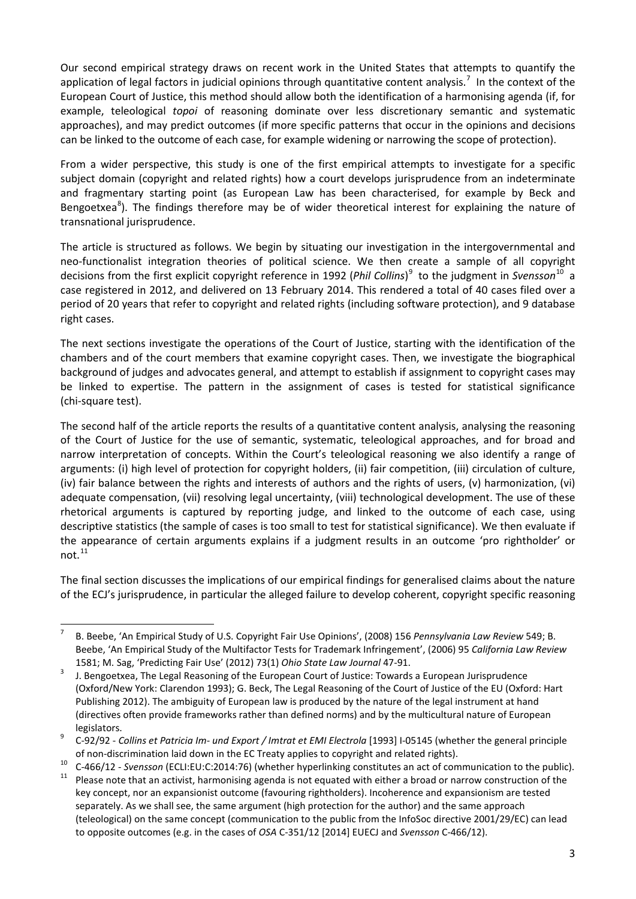Our second empirical strategy draws on recent work in the United States that attempts to quantify the application of legal factors in judicial opinions through quantitative content analysis.[7] In the context of the European Court of Justice, this method should allow both the identification of a harmonising agenda (if, for example, teleological *topoi* of reasoning dominate over less discretionary semantic and systematic approaches), and may predict outcomes (if more specific patterns that occur in the opinions and decisions can be linked to the outcome of each case, for example widening or narrowing the scope of protection).

From a wider perspective, this study is one of the first empirical attempts to investigate for a specific subject domain (copyright and related rights) how a court develops jurisprudence from an indeterminate and fragmentary starting point (as European Law has been characterised, for example by Beck and Bengoetxea[8]). The findings therefore may be of wider theoretical interest for explaining the nature of transnational jurisprudence.

The article is structured as follows. We begin by situating our investigation in the intergovernmental and neo-functionalist integration theories of political science. We then create a sample of all copyright decisions from the first explicit copyright reference in 1992 (*Phil Collins*)[9] to the judgment in *Svensson*[10] a case registered in 2012, and delivered on 13 February 2014. This rendered a total of 40 cases filed over a period of 20 years that refer to copyright and related rights (including software protection), and 9 database right cases.

The next sections investigate the operations of the Court of Justice, starting with the identification of the chambers and of the court members that examine copyright cases. Then, we investigate the biographical background of judges and advocates general, and attempt to establish if assignment to copyright cases may be linked to expertise. The pattern in the assignment of cases is tested for statistical significance (chi-square test).

The second half of the article reports the results of a quantitative content analysis, analysing the reasoning of the Court of Justice for the use of semantic, systematic, teleological approaches, and for broad and narrow interpretation of concepts. Within the Court's teleological reasoning we also identify a range of arguments: (i) high level of protection for copyright holders, (ii) fair competition, (iii) circulation of culture, (iv) fair balance between the rights and interests of authors and the rights of users, (v) harmonization, (vi) adequate compensation, (vii) resolving legal uncertainty, (viii) technological development. The use of these rhetorical arguments is captured by reporting judge, and linked to the outcome of each case, using descriptive statistics (the sample of cases is too small to test for statistical significance). We then evaluate if the appearance of certain arguments explains if a judgment results in an outcome 'pro rightholder' or not.[11]

The final section discusses the implications of our empirical findings for generalised claims about the nature of the ECJ's jurisprudence, in particular the alleged failure to develop coherent, copyright specific reasoning

---

[7] B. Beebe, 'An Empirical Study of U.S. Copyright Fair Use Opinions', (2008) 156 *Pennsylvania Law Review* 549; B. Beebe, 'An Empirical Study of the Multifactor Tests for Trademark Infringement', (2006) 95 *California Law Review* 1581; M. Sag, 'Predicting Fair Use' (2012) 73(1) *Ohio State Law Journal* 47-91.

[8] J. Bengoetxea, The Legal Reasoning of the European Court of Justice: Towards a European Jurisprudence (Oxford/New York: Clarendon 1993); G. Beck, The Legal Reasoning of the Court of Justice of the EU (Oxford: Hart Publishing 2012). The ambiguity of European law is produced by the nature of the legal instrument at hand (directives often provide frameworks rather than defined norms) and by the multicultural nature of European legislators.

[9] C-92/92 - *Collins et Patricia Im- und Export / Imtrat et EMI Electrola* [1993] I-05145 (whether the general principle of non-discrimination laid down in the EC Treaty applies to copyright and related rights).

[10] C-466/12 - *Svensson* (ECLI:EU:C:2014:76) (whether hyperlinking constitutes an act of communication to the public).

[11] Please note that an activist, harmonising agenda is not equated with either a broad or narrow construction of the key concept, nor an expansionist outcome (favouring rightholders). Incoherence and expansionism are tested separately. As we shall see, the same argument (high protection for the author) and the same approach (teleological) on the same concept (communication to the public from the InfoSoc directive 2001/29/EC) can lead to opposite outcomes (e.g. in the cases of *OSA* C-351/12 [2014] EUECJ and *Svensson* C-466/12).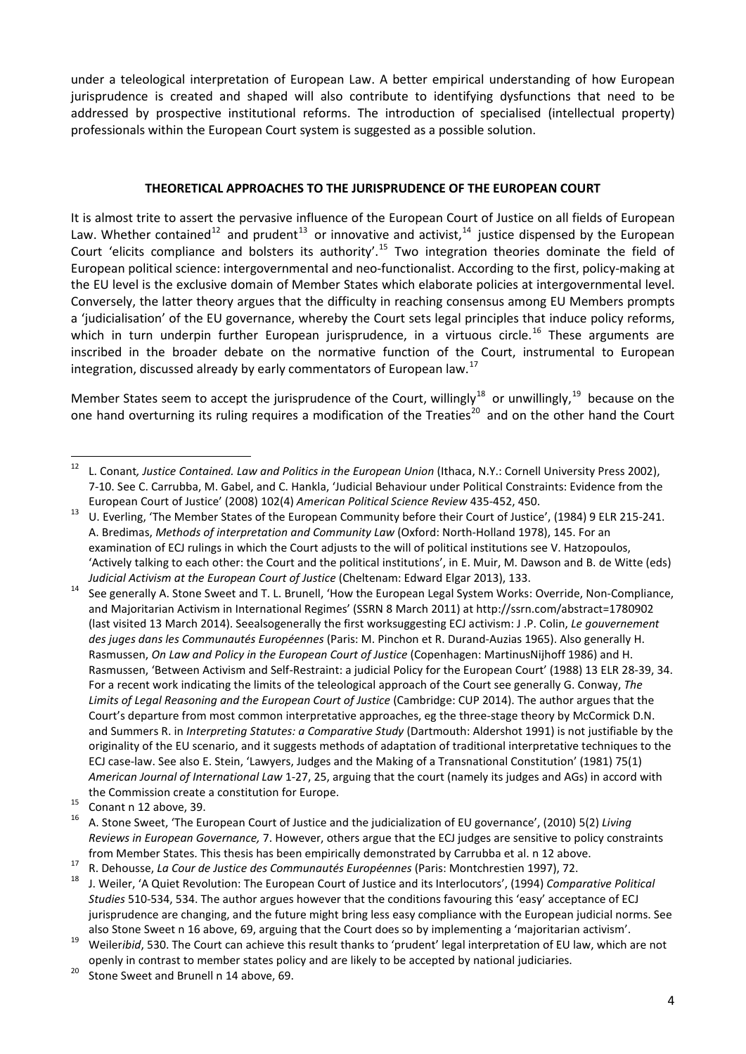under a teleological interpretation of European Law. A better empirical understanding of how European jurisprudence is created and shaped will also contribute to identifying dysfunctions that need to be addressed by prospective institutional reforms. The introduction of specialised (intellectual property) professionals within the European Court system is suggested as a possible solution.

## THEORETICAL APPROACHES TO THE JURISPRUDENCE OF THE EUROPEAN COURT

It is almost trite to assert the pervasive influence of the European Court of Justice on all fields of European Law. Whether contained[12] and prudent[13] or innovative and activist,[14] justice dispensed by the European Court 'elicits compliance and bolsters its authority'.[15] Two integration theories dominate the field of European political science: intergovernmental and neo-functionalist. According to the first, policy-making at the EU level is the exclusive domain of Member States which elaborate policies at intergovernmental level. Conversely, the latter theory argues that the difficulty in reaching consensus among EU Members prompts a 'judicialisation' of the EU governance, whereby the Court sets legal principles that induce policy reforms, which in turn underpin further European jurisprudence, in a virtuous circle.[16] These arguments are inscribed in the broader debate on the normative function of the Court, instrumental to European integration, discussed already by early commentators of European law.[17]

Member States seem to accept the jurisprudence of the Court, willingly[18] or unwillingly,[19] because on the one hand overturning its ruling requires a modification of the Treaties[20] and on the other hand the Court

---

[12] L. Conant, *Justice Contained. Law and Politics in the European Union* (Ithaca, N.Y.: Cornell University Press 2002), 7-10. See C. Carrubba, M. Gabel, and C. Hankla, 'Judicial Behaviour under Political Constraints: Evidence from the European Court of Justice' (2008) 102(4) *American Political Science Review* 435-452, 450.

[13] U. Everling, 'The Member States of the European Community before their Court of Justice', (1984) 9 ELR 215-241. A. Bredimas, *Methods of interpretation and Community Law* (Oxford: North-Holland 1978), 145. For an examination of ECJ rulings in which the Court adjusts to the will of political institutions see V. Hatzopoulos, 'Actively talking to each other: the Court and the political institutions', in E. Muir, M. Dawson and B. de Witte (eds) *Judicial Activism at the European Court of Justice* (Cheltenam: Edward Elgar 2013), 133.

[14] See generally A. Stone Sweet and T. L. Brunell, 'How the European Legal System Works: Override, Non-Compliance, and Majoritarian Activism in International Regimes' (SSRN 8 March 2011) at http://ssrn.com/abstract=1780902 (last visited 13 March 2014). Seealsogenerally the first worksuggesting ECJ activism: J .P. Colin, *Le gouvernement des juges dans les Communautés Européennes* (Paris: M. Pinchon et R. Durand-Auzias 1965). Also generally H. Rasmussen, *On Law and Policy in the European Court of Justice* (Copenhagen: MartinusNijhoff 1986) and H. Rasmussen, 'Between Activism and Self-Restraint: a judicial Policy for the European Court' (1988) 13 ELR 28-39, 34. For a recent work indicating the limits of the teleological approach of the Court see generally G. Conway, *The Limits of Legal Reasoning and the European Court of Justice* (Cambridge: CUP 2014). The author argues that the Court's departure from most common interpretative approaches, eg the three-stage theory by McCormick D.N. and Summers R. in *Interpreting Statutes: a Comparative Study* (Dartmouth: Aldershot 1991) is not justifiable by the originality of the EU scenario, and it suggests methods of adaptation of traditional interpretative techniques to the ECJ case-law. See also E. Stein, 'Lawyers, Judges and the Making of a Transnational Constitution' (1981) 75(1) *American Journal of International Law* 1-27, 25, arguing that the court (namely its judges and AGs) in accord with the Commission create a constitution for Europe.

[15] Conant n 12 above, 39.

[16] A. Stone Sweet, 'The European Court of Justice and the judicialization of EU governance', (2010) 5(2) *Living Reviews in European Governance,* 7. However, others argue that the ECJ judges are sensitive to policy constraints from Member States. This thesis has been empirically demonstrated by Carrubba et al. n 12 above.

[17] R. Dehousse, *La Cour de Justice des Communautés Européennes* (Paris: Montchrestien 1997), 72.

[18] J. Weiler, 'A Quiet Revolution: The European Court of Justice and its Interlocutors', (1994) *Comparative Political Studies* 510-534, 534. The author argues however that the conditions favouring this 'easy' acceptance of ECJ jurisprudence are changing, and the future might bring less easy compliance with the European judicial norms. See also Stone Sweet n 16 above, 69, arguing that the Court does so by implementing a 'majoritarian activism'.

[19] Weiler*ibid*, 530. The Court can achieve this result thanks to 'prudent' legal interpretation of EU law, which are not openly in contrast to member states policy and are likely to be accepted by national judiciaries.

[20] Stone Sweet and Brunell n 14 above, 69.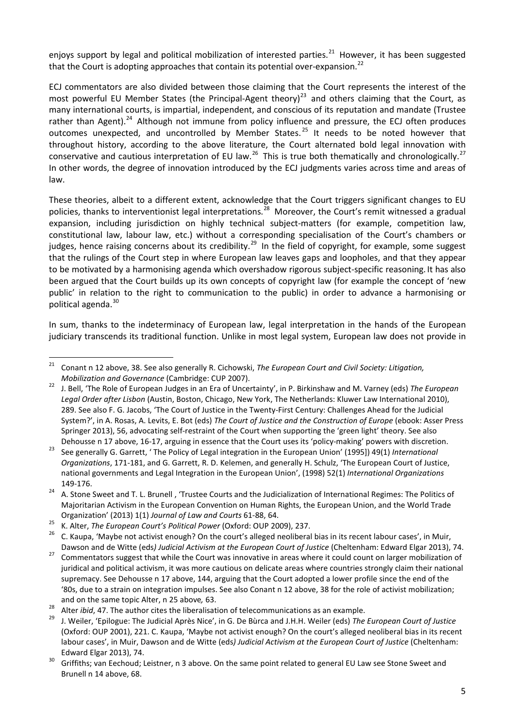enjoys support by legal and political mobilization of interested parties.[21] However, it has been suggested that the Court is adopting approaches that contain its potential over-expansion.[22]

ECJ commentators are also divided between those claiming that the Court represents the interest of the most powerful EU Member States (the Principal-Agent theory)[23] and others claiming that the Court, as many international courts, is impartial, independent, and conscious of its reputation and mandate (Trustee rather than Agent).[24] Although not immune from policy influence and pressure, the ECJ often produces outcomes unexpected, and uncontrolled by Member States.[25] It needs to be noted however that throughout history, according to the above literature, the Court alternated bold legal innovation with conservative and cautious interpretation of EU law.[26] This is true both thematically and chronologically.[27] In other words, the degree of innovation introduced by the ECJ judgments varies across time and areas of law.

These theories, albeit to a different extent, acknowledge that the Court triggers significant changes to EU policies, thanks to interventionist legal interpretations.[28] Moreover, the Court's remit witnessed a gradual expansion, including jurisdiction on highly technical subject-matters (for example, competition law, constitutional law, labour law, etc.) without a corresponding specialisation of the Court's chambers or judges, hence raising concerns about its credibility.[29] In the field of copyright, for example, some suggest that the rulings of the Court step in where European law leaves gaps and loopholes, and that they appear to be motivated by a harmonising agenda which overshadow rigorous subject-specific reasoning. It has also been argued that the Court builds up its own concepts of copyright law (for example the concept of 'new public' in relation to the right to communication to the public) in order to advance a harmonising or political agenda.[30]

In sum, thanks to the indeterminacy of European law, legal interpretation in the hands of the European judiciary transcends its traditional function. Unlike in most legal system, European law does not provide in

---

[21] Conant n 12 above, 38. See also generally R. Cichowski, *The European Court and Civil Society: Litigation, Mobilization and Governance* (Cambridge: CUP 2007).

[22] J. Bell, 'The Role of European Judges in an Era of Uncertainty', in P. Birkinshaw and M. Varney (eds) *The European Legal Order after Lisbon* (Austin, Boston, Chicago, New York, The Netherlands: Kluwer Law International 2010), 289. See also F. G. Jacobs, 'The Court of Justice in the Twenty-First Century: Challenges Ahead for the Judicial System?', in A. Rosas, A. Levits, E. Bot (eds) *The Court of Justice and the Construction of Europe* (ebook: Asser Press Springer 2013), 56, advocating self-restraint of the Court when supporting the 'green light' theory. See also Dehousse n 17 above, 16-17, arguing in essence that the Court uses its 'policy-making' powers with discretion.

[23] See generally G. Garrett, ' The Policy of Legal integration in the European Union' (1995]) 49(1) *International Organizations*, 171-181, and G. Garrett, R. D. Kelemen, and generally H. Schulz, 'The European Court of Justice, national governments and Legal Integration in the European Union', (1998) 52(1) *International Organizations* 149-176.

[24] A. Stone Sweet and T. L. Brunell , 'Trustee Courts and the Judicialization of International Regimes: The Politics of Majoritarian Activism in the European Convention on Human Rights, the European Union, and the World Trade Organization' (2013) 1(1) *Journal of Law and Courts* 61-88, 64.

[25] K. Alter, *The European Court's Political Power* (Oxford: OUP 2009), 237.

[26] C. Kaupa, 'Maybe not activist enough? On the court's alleged neoliberal bias in its recent labour cases', in Muir, Dawson and de Witte (eds*) Judicial Activism at the European Court of Justice* (Cheltenham: Edward Elgar 2013), 74.

[27] Commentators suggest that while the Court was innovative in areas where it could count on larger mobilization of juridical and political activism, it was more cautious on delicate areas where countries strongly claim their national supremacy. See Dehousse n 17 above, 144, arguing that the Court adopted a lower profile since the end of the '80s, due to a strain on integration impulses. See also Conant n 12 above, 38 for the role of activist mobilization; and on the same topic Alter, n 25 above*,* 63.

[28] Alter *ibid*, 47. The author cites the liberalisation of telecommunications as an example.

[29] J. Weiler, 'Epilogue: The Judicial Après Nice', in G. De Bùrca and J.H.H. Weiler (eds) *The European Court of Justice* (Oxford: OUP 2001), 221. C. Kaupa, 'Maybe not activist enough? On the court's alleged neoliberal bias in its recent labour cases', in Muir, Dawson and de Witte (eds*) Judicial Activism at the European Court of Justice* (Cheltenham: Edward Elgar 2013), 74.

[30] Griffiths; van Eechoud; Leistner, n 3 above. On the same point related to general EU Law see Stone Sweet and Brunell n 14 above, 68.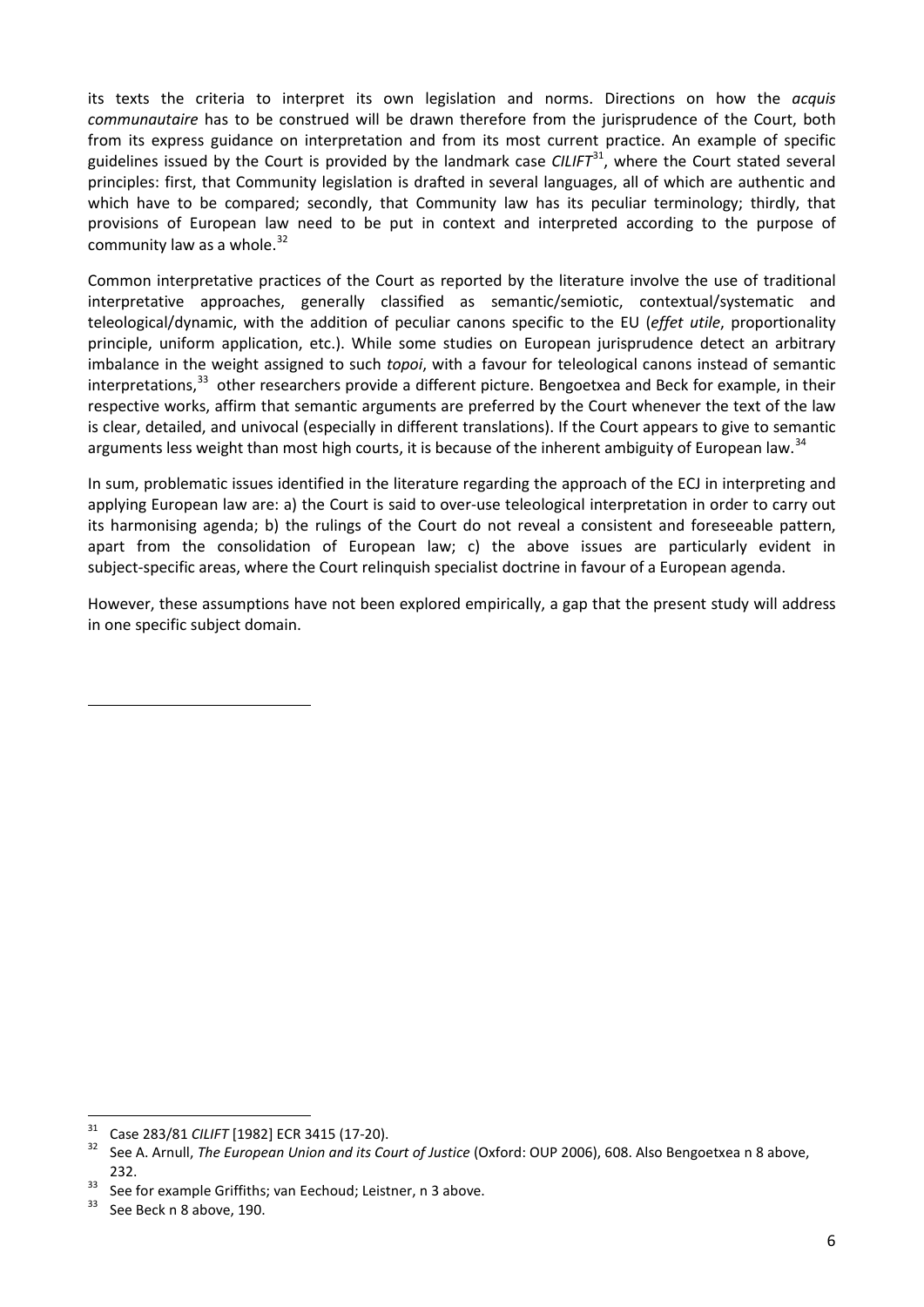its texts the criteria to interpret its own legislation and norms. Directions on how the *acquis communautaire* has to be construed will be drawn therefore from the jurisprudence of the Court, both from its express guidance on interpretation and from its most current practice. An example of specific guidelines issued by the Court is provided by the landmark case *CILIFT*[31], where the Court stated several principles: first, that Community legislation is drafted in several languages, all of which are authentic and which have to be compared; secondly, that Community law has its peculiar terminology; thirdly, that provisions of European law need to be put in context and interpreted according to the purpose of community law as a whole.[32]

Common interpretative practices of the Court as reported by the literature involve the use of traditional interpretative approaches, generally classified as semantic/semiotic, contextual/systematic and teleological/dynamic, with the addition of peculiar canons specific to the EU (*effet utile*, proportionality principle, uniform application, etc.). While some studies on European jurisprudence detect an arbitrary imbalance in the weight assigned to such *topoi*, with a favour for teleological canons instead of semantic interpretations,[33] other researchers provide a different picture. Bengoetxea and Beck for example, in their respective works, affirm that semantic arguments are preferred by the Court whenever the text of the law is clear, detailed, and univocal (especially in different translations). If the Court appears to give to semantic arguments less weight than most high courts, it is because of the inherent ambiguity of European law.[34]

In sum, problematic issues identified in the literature regarding the approach of the ECJ in interpreting and applying European law are: a) the Court is said to over-use teleological interpretation in order to carry out its harmonising agenda; b) the rulings of the Court do not reveal a consistent and foreseeable pattern, apart from the consolidation of European law; c) the above issues are particularly evident in subject-specific areas, where the Court relinquish specialist doctrine in favour of a European agenda.

However, these assumptions have not been explored empirically, a gap that the present study will address in one specific subject domain.

---

[31] Case 283/81 *CILIFT* [1982] ECR 3415 (17-20).

[32] See A. Arnull, *The European Union and its Court of Justice* (Oxford: OUP 2006), 608. Also Bengoetxea n 8 above, 232.

[33] See for example Griffiths; van Eechoud; Leistner, n 3 above.

[33] See Beck n 8 above, 190.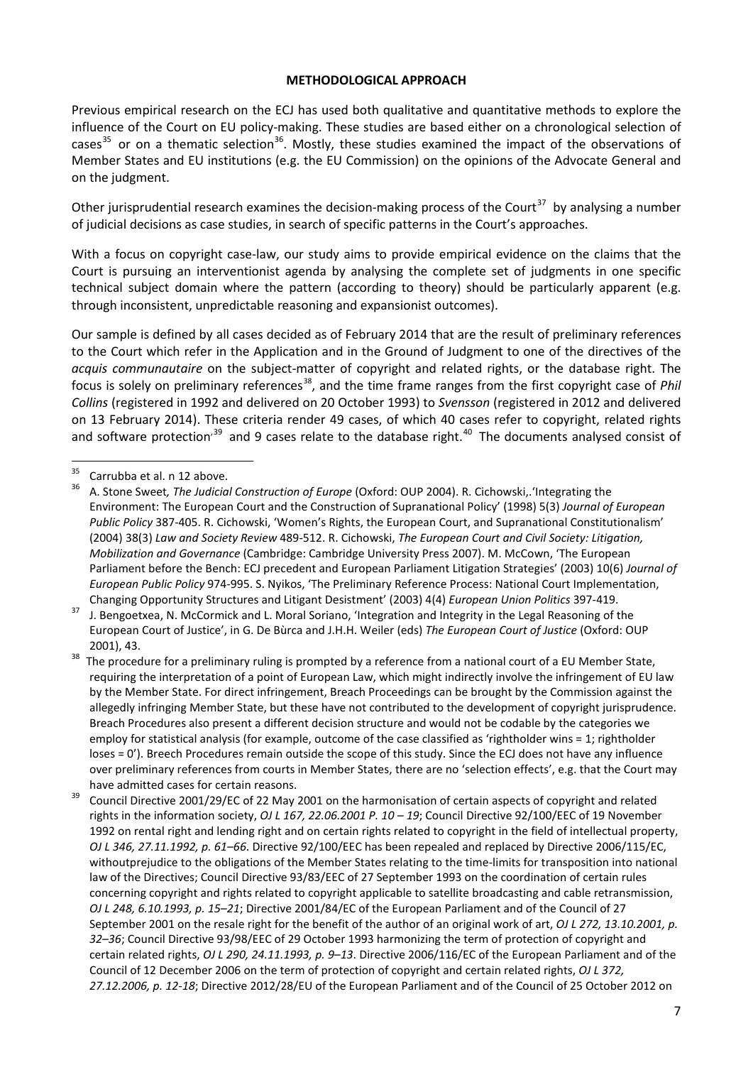**METHODOLOGICAL APPROACH**

Previous empirical research on the ECJ has used both qualitative and quantitative methods to explore the influence of the Court on EU policy-making. These studies are based either on a chronological selection of cases[35] or on a thematic selection[36]. Mostly, these studies examined the impact of the observations of Member States and EU institutions (e.g. the EU Commission) on the opinions of the Advocate General and on the judgment.

Other jurisprudential research examines the decision-making process of the Court[37] by analysing a number of judicial decisions as case studies, in search of specific patterns in the Court's approaches.

With a focus on copyright case-law, our study aims to provide empirical evidence on the claims that the Court is pursuing an interventionist agenda by analysing the complete set of judgments in one specific technical subject domain where the pattern (according to theory) should be particularly apparent (e.g. through inconsistent, unpredictable reasoning and expansionist outcomes).

Our sample is defined by all cases decided as of February 2014 that are the result of preliminary references to the Court which refer in the Application and in the Ground of Judgment to one of the directives of the *acquis communautaire* on the subject-matter of copyright and related rights, or the database right. The focus is solely on preliminary references[38], and the time frame ranges from the first copyright case of *Phil Collins* (registered in 1992 and delivered on 20 October 1993) to *Svensson* (registered in 2012 and delivered on 13 February 2014). These criteria render 49 cases, of which 40 cases refer to copyright, related rights and software protection'[39] and 9 cases relate to the database right.[40] The documents analysed consist of

---

[35] Carrubba et al. n 12 above.

[36] A. Stone Sweet, *The Judicial Construction of Europe* (Oxford: OUP 2004). R. Cichowski,.'Integrating the Environment: The European Court and the Construction of Supranational Policy' (1998) 5(3) *Journal of European Public Policy* 387-405. R. Cichowski, 'Women's Rights, the European Court, and Supranational Constitutionalism' (2004) 38(3) *Law and Society Review* 489-512. R. Cichowski, *The European Court and Civil Society: Litigation, Mobilization and Governance* (Cambridge: Cambridge University Press 2007). M. McCown, 'The European Parliament before the Bench: ECJ precedent and European Parliament Litigation Strategies' (2003) 10(6) *Journal of European Public Policy* 974-995. S. Nyikos, 'The Preliminary Reference Process: National Court Implementation, Changing Opportunity Structures and Litigant Desistment' (2003) 4(4) *European Union Politics* 397-419.

[37] J. Bengoetxea, N. McCormick and L. Moral Soriano, 'Integration and Integrity in the Legal Reasoning of the European Court of Justice', in G. De Bùrca and J.H.H. Weiler (eds) *The European Court of Justice* (Oxford: OUP 2001), 43.

[38] The procedure for a preliminary ruling is prompted by a reference from a national court of a EU Member State, requiring the interpretation of a point of European Law, which might indirectly involve the infringement of EU law by the Member State. For direct infringement, Breach Proceedings can be brought by the Commission against the allegedly infringing Member State, but these have not contributed to the development of copyright jurisprudence. Breach Procedures also present a different decision structure and would not be codable by the categories we employ for statistical analysis (for example, outcome of the case classified as 'rightholder wins = 1; rightholder loses = 0'). Breech Procedures remain outside the scope of this study. Since the ECJ does not have any influence over preliminary references from courts in Member States, there are no 'selection effects', e.g. that the Court may have admitted cases for certain reasons.

[39] Council Directive 2001/29/EC of 22 May 2001 on the harmonisation of certain aspects of copyright and related rights in the information society, *OJ L 167, 22.06.2001 P. 10 – 19*; Council Directive 92/100/EEC of 19 November 1992 on rental right and lending right and on certain rights related to copyright in the field of intellectual property, *OJ L 346, 27.11.1992, p. 61–66*. Directive 92/100/EEC has been repealed and replaced by Directive 2006/115/EC, withoutprejudice to the obligations of the Member States relating to the time-limits for transposition into national law of the Directives; Council Directive 93/83/EEC of 27 September 1993 on the coordination of certain rules concerning copyright and rights related to copyright applicable to satellite broadcasting and cable retransmission, *OJ L 248, 6.10.1993, p. 15–21*; Directive 2001/84/EC of the European Parliament and of the Council of 27 September 2001 on the resale right for the benefit of the author of an original work of art, *OJ L 272, 13.10.2001, p. 32–36*; Council Directive 93/98/EEC of 29 October 1993 harmonizing the term of protection of copyright and certain related rights, *OJ L 290, 24.11.1993, p. 9–13*. Directive 2006/116/EC of the European Parliament and of the Council of 12 December 2006 on the term of protection of copyright and certain related rights, *OJ L 372, 27.12.2006, p. 12-18*; Directive 2012/28/EU of the European Parliament and of the Council of 25 October 2012 on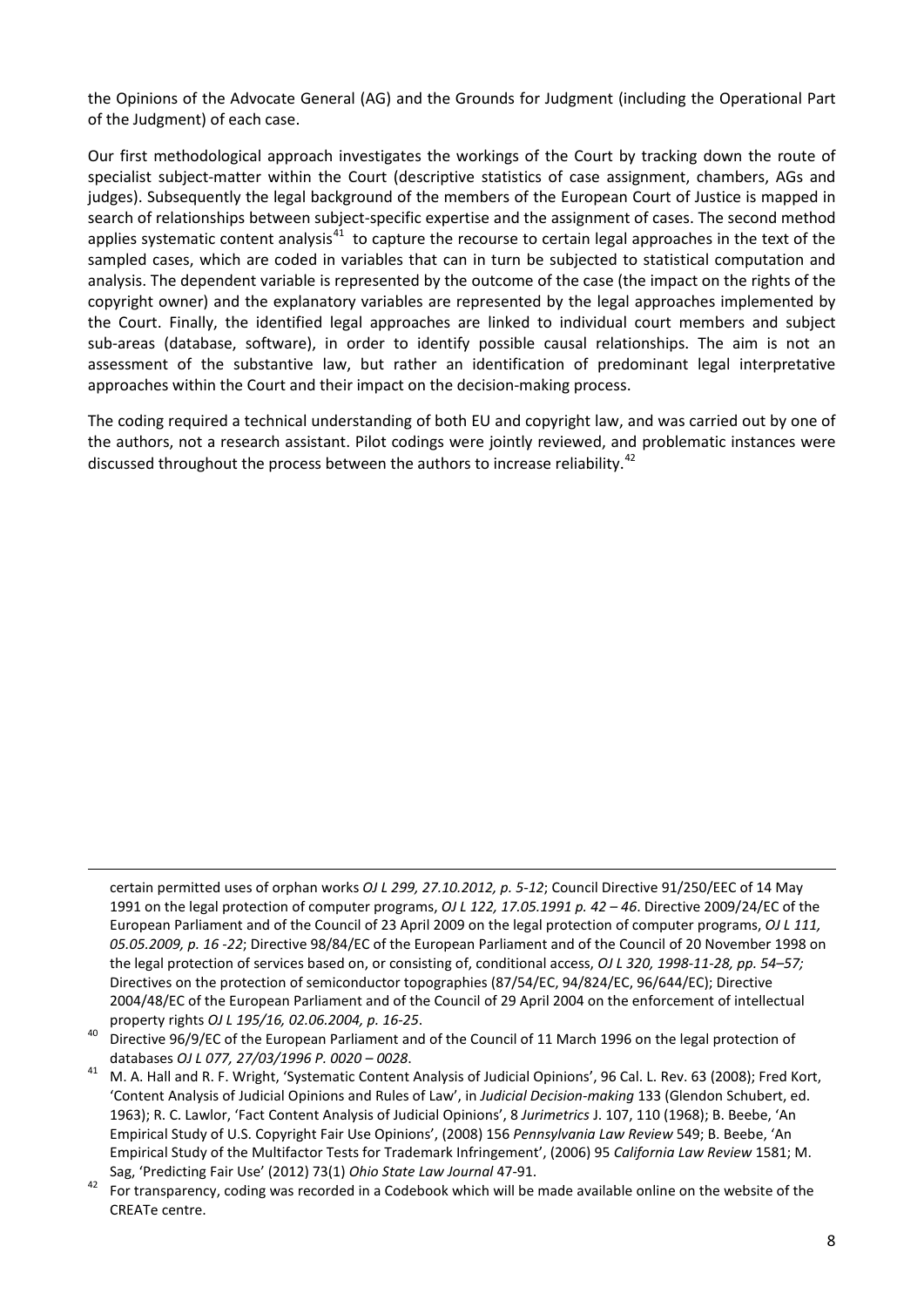the Opinions of the Advocate General (AG) and the Grounds for Judgment (including the Operational Part of the Judgment) of each case.

Our first methodological approach investigates the workings of the Court by tracking down the route of specialist subject-matter within the Court (descriptive statistics of case assignment, chambers, AGs and judges). Subsequently the legal background of the members of the European Court of Justice is mapped in search of relationships between subject-specific expertise and the assignment of cases. The second method applies systematic content analysis[41] to capture the recourse to certain legal approaches in the text of the sampled cases, which are coded in variables that can in turn be subjected to statistical computation and analysis. The dependent variable is represented by the outcome of the case (the impact on the rights of the copyright owner) and the explanatory variables are represented by the legal approaches implemented by the Court. Finally, the identified legal approaches are linked to individual court members and subject sub-areas (database, software), in order to identify possible causal relationships. The aim is not an assessment of the substantive law, but rather an identification of predominant legal interpretative approaches within the Court and their impact on the decision-making process.

The coding required a technical understanding of both EU and copyright law, and was carried out by one of the authors, not a research assistant. Pilot codings were jointly reviewed, and problematic instances were discussed throughout the process between the authors to increase reliability.[42]

---

certain permitted uses of orphan works *OJ L 299, 27.10.2012, p. 5-12*; Council Directive 91/250/EEC of 14 May 1991 on the legal protection of computer programs, *OJ L 122, 17.05.1991 p. 42 – 46*. Directive 2009/24/EC of the European Parliament and of the Council of 23 April 2009 on the legal protection of computer programs, *OJ L 111, 05.05.2009, p. 16 -22*; Directive 98/84/EC of the European Parliament and of the Council of 20 November 1998 on the legal protection of services based on, or consisting of, conditional access, *OJ L 320, 1998-11-28, pp. 54–57;* Directives on the protection of semiconductor topographies (87/54/EC, 94/824/EC, 96/644/EC); Directive 2004/48/EC of the European Parliament and of the Council of 29 April 2004 on the enforcement of intellectual property rights *OJ L 195/16, 02.06.2004, p. 16-25*.

[40] Directive 96/9/EC of the European Parliament and of the Council of 11 March 1996 on the legal protection of databases *OJ L 077, 27/03/1996 P. 0020 – 0028*.

[41] M. A. Hall and R. F. Wright, 'Systematic Content Analysis of Judicial Opinions', 96 Cal. L. Rev. 63 (2008); Fred Kort, 'Content Analysis of Judicial Opinions and Rules of Law', in *Judicial Decision-making* 133 (Glendon Schubert, ed. 1963); R. C. Lawlor, 'Fact Content Analysis of Judicial Opinions', 8 *Jurimetrics* J. 107, 110 (1968); B. Beebe, 'An Empirical Study of U.S. Copyright Fair Use Opinions', (2008) 156 *Pennsylvania Law Review* 549; B. Beebe, 'An Empirical Study of the Multifactor Tests for Trademark Infringement', (2006) 95 *California Law Review* 1581; M. Sag, 'Predicting Fair Use' (2012) 73(1) *Ohio State Law Journal* 47-91.

[42] For transparency, coding was recorded in a Codebook which will be made available online on the website of the CREATe centre.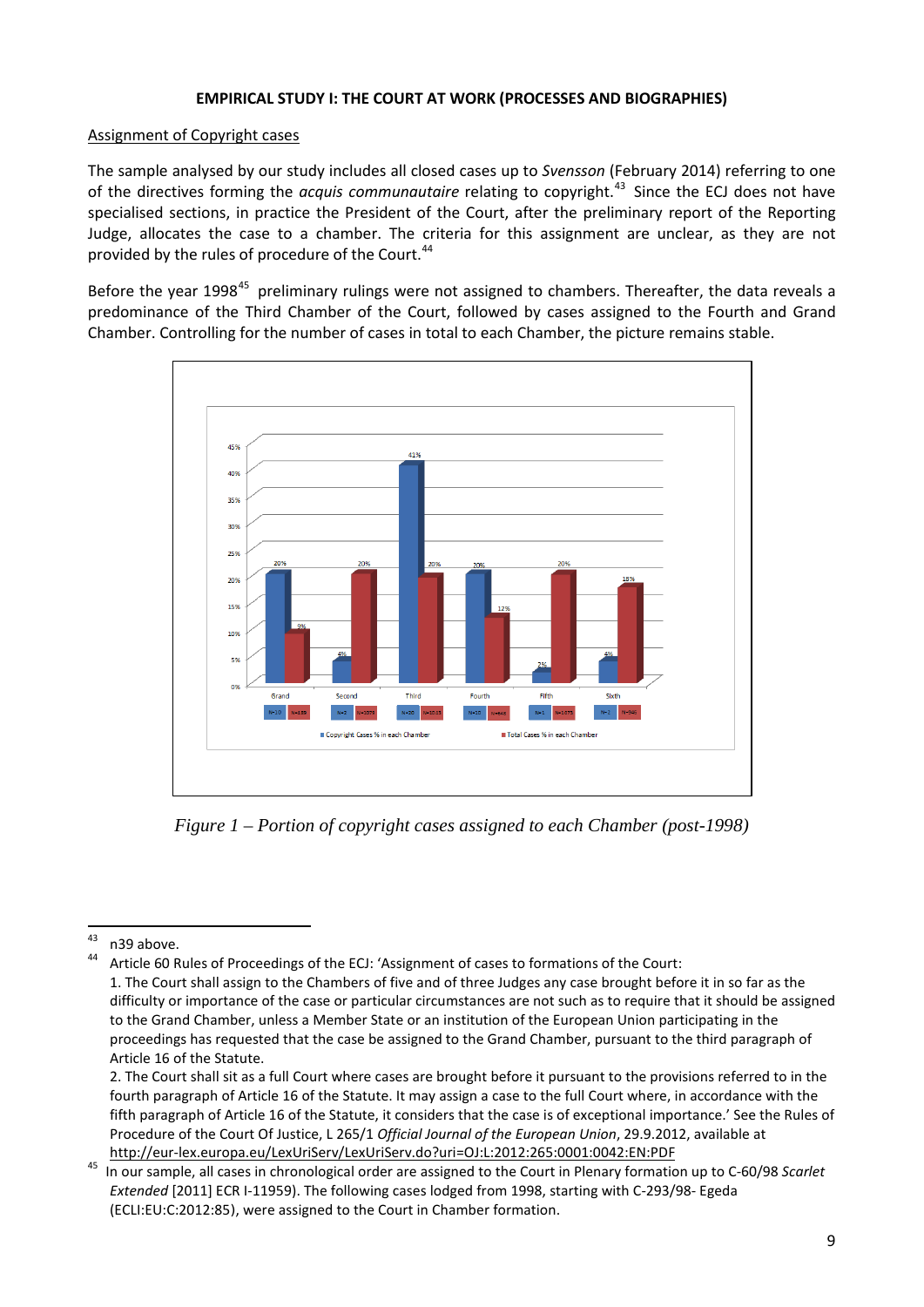**EMPIRICAL STUDY I: THE COURT AT WORK (PROCESSES AND BIOGRAPHIES)**

Assignment of Copyright cases

The sample analysed by our study includes all closed cases up to *Svensson* (February 2014) referring to one of the directives forming the *acquis communautaire* relating to copyright.[43] Since the ECJ does not have specialised sections, in practice the President of the Court, after the preliminary report of the Reporting Judge, allocates the case to a chamber. The criteria for this assignment are unclear, as they are not provided by the rules of procedure of the Court.[44]

Before the year 1998[45] preliminary rulings were not assigned to chambers. Thereafter, the data reveals a predominance of the Third Chamber of the Court, followed by cases assigned to the Fourth and Grand Chamber. Controlling for the number of cases in total to each Chamber, the picture remains stable.

*Figure 1 – Portion of copyright cases assigned to each Chamber (post-1998)*

---

[43] n39 above.

[44] Article 60 Rules of Proceedings of the ECJ: 'Assignment of cases to formations of the Court:
1. The Court shall assign to the Chambers of five and of three Judges any case brought before it in so far as the difficulty or importance of the case or particular circumstances are not such as to require that it should be assigned to the Grand Chamber, unless a Member State or an institution of the European Union participating in the proceedings has requested that the case be assigned to the Grand Chamber, pursuant to the third paragraph of Article 16 of the Statute.
2. The Court shall sit as a full Court where cases are brought before it pursuant to the provisions referred to in the fourth paragraph of Article 16 of the Statute. It may assign a case to the full Court where, in accordance with the fifth paragraph of Article 16 of the Statute, it considers that the case is of exceptional importance.' See the Rules of Procedure of the Court Of Justice, L 265/1 *Official Journal of the European Union*, 29.9.2012, available at http://eur-lex.europa.eu/LexUriServ/LexUriServ.do?uri=OJ:L:2012:265:0001:0042:EN:PDF

[45] In our sample, all cases in chronological order are assigned to the Court in Plenary formation up to C-60/98 *Scarlet Extended* [2011] ECR I-11959). The following cases lodged from 1998, starting with C-293/98- Egeda (ECLI:EU:C:2012:85), were assigned to the Court in Chamber formation.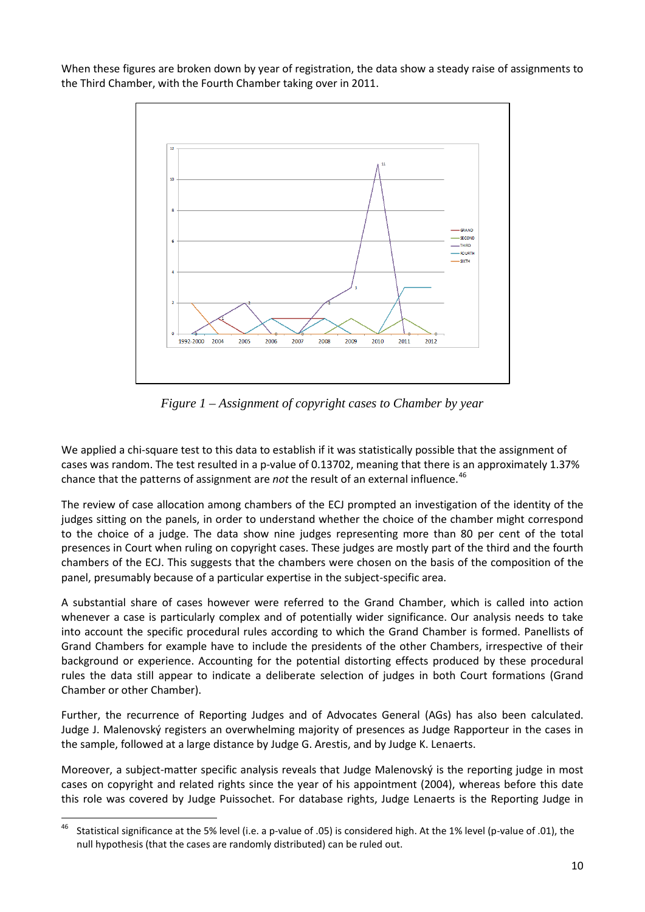When these figures are broken down by year of registration, the data show a steady raise of assignments to the Third Chamber, with the Fourth Chamber taking over in 2011.

*Figure 1 – Assignment of copyright cases to Chamber by year*

We applied a chi-square test to this data to establish if it was statistically possible that the assignment of cases was random. The test resulted in a p-value of 0.13702, meaning that there is an approximately 1.37% chance that the patterns of assignment are *not* the result of an external influence.[46]

The review of case allocation among chambers of the ECJ prompted an investigation of the identity of the judges sitting on the panels, in order to understand whether the choice of the chamber might correspond to the choice of a judge. The data show nine judges representing more than 80 per cent of the total presences in Court when ruling on copyright cases. These judges are mostly part of the third and the fourth chambers of the ECJ. This suggests that the chambers were chosen on the basis of the composition of the panel, presumably because of a particular expertise in the subject-specific area.

A substantial share of cases however were referred to the Grand Chamber, which is called into action whenever a case is particularly complex and of potentially wider significance. Our analysis needs to take into account the specific procedural rules according to which the Grand Chamber is formed. Panellists of Grand Chambers for example have to include the presidents of the other Chambers, irrespective of their background or experience. Accounting for the potential distorting effects produced by these procedural rules the data still appear to indicate a deliberate selection of judges in both Court formations (Grand Chamber or other Chamber).

Further, the recurrence of Reporting Judges and of Advocates General (AGs) has also been calculated. Judge J. Malenovský registers an overwhelming majority of presences as Judge Rapporteur in the cases in the sample, followed at a large distance by Judge G. Arestis, and by Judge K. Lenaerts.

Moreover, a subject-matter specific analysis reveals that Judge Malenovský is the reporting judge in most cases on copyright and related rights since the year of his appointment (2004), whereas before this date this role was covered by Judge Puissochet. For database rights, Judge Lenaerts is the Reporting Judge in

---

[46] Statistical significance at the 5% level (i.e. a p-value of .05) is considered high. At the 1% level (p-value of .01), the null hypothesis (that the cases are randomly distributed) can be ruled out.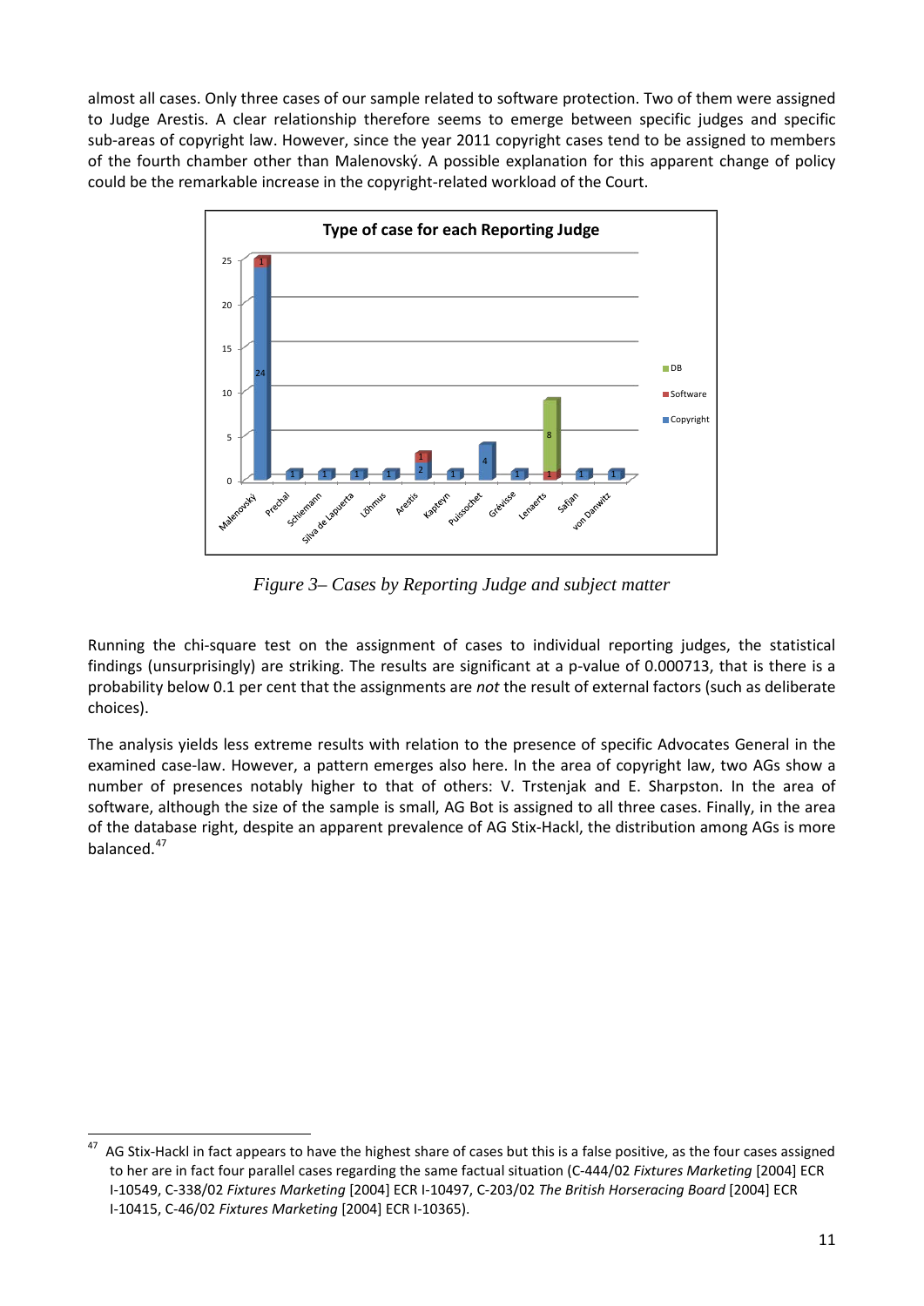almost all cases. Only three cases of our sample related to software protection. Two of them were assigned to Judge Arestis. A clear relationship therefore seems to emerge between specific judges and specific sub-areas of copyright law. However, since the year 2011 copyright cases tend to be assigned to members of the fourth chamber other than Malenovský. A possible explanation for this apparent change of policy could be the remarkable increase in the copyright-related workload of the Court.

*Figure 3– Cases by Reporting Judge and subject matter*

Running the chi-square test on the assignment of cases to individual reporting judges, the statistical findings (unsurprisingly) are striking. The results are significant at a p-value of 0.000713, that is there is a probability below 0.1 per cent that the assignments are *not* the result of external factors (such as deliberate choices).

The analysis yields less extreme results with relation to the presence of specific Advocates General in the examined case-law. However, a pattern emerges also here. In the area of copyright law, two AGs show a number of presences notably higher to that of others: V. Trstenjak and E. Sharpston. In the area of software, although the size of the sample is small, AG Bot is assigned to all three cases. Finally, in the area of the database right, despite an apparent prevalence of AG Stix-Hackl, the distribution among AGs is more balanced.[47]

---

[47] AG Stix-Hackl in fact appears to have the highest share of cases but this is a false positive, as the four cases assigned to her are in fact four parallel cases regarding the same factual situation (C-444/02 *Fixtures Marketing* [2004] ECR I-10549, C-338/02 *Fixtures Marketing* [2004] ECR I-10497, C-203/02 *The British Horseracing Board* [2004] ECR I-10415, C-46/02 *Fixtures Marketing* [2004] ECR I-10365).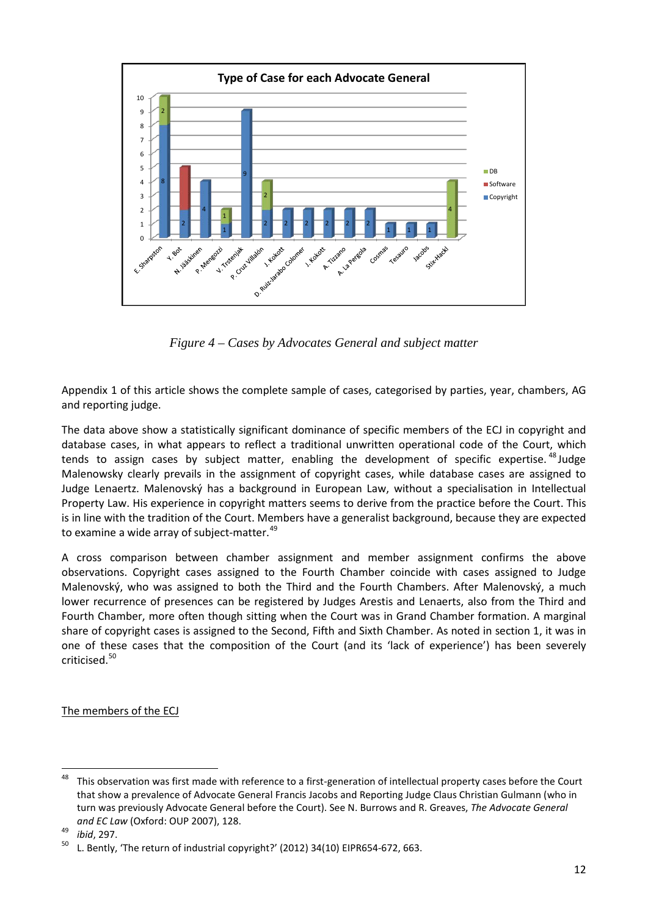**Type of Case for each Advocate General**

*Figure 4 – Cases by Advocates General and subject matter*

Appendix 1 of this article shows the complete sample of cases, categorised by parties, year, chambers, AG and reporting judge.

The data above show a statistically significant dominance of specific members of the ECJ in copyright and database cases, in what appears to reflect a traditional unwritten operational code of the Court, which tends to assign cases by subject matter, enabling the development of specific expertise.[48] Judge Malenowsky clearly prevails in the assignment of copyright cases, while database cases are assigned to Judge Lenaertz. Malenovský has a background in European Law, without a specialisation in Intellectual Property Law. His experience in copyright matters seems to derive from the practice before the Court. This is in line with the tradition of the Court. Members have a generalist background, because they are expected to examine a wide array of subject-matter.[49]

A cross comparison between chamber assignment and member assignment confirms the above observations. Copyright cases assigned to the Fourth Chamber coincide with cases assigned to Judge Malenovský, who was assigned to both the Third and the Fourth Chambers. After Malenovský, a much lower recurrence of presences can be registered by Judges Arestis and Lenaerts, also from the Third and Fourth Chamber, more often though sitting when the Court was in Grand Chamber formation. A marginal share of copyright cases is assigned to the Second, Fifth and Sixth Chamber. As noted in section 1, it was in one of these cases that the composition of the Court (and its 'lack of experience') has been severely criticised.[50]

<u>The members of the ECJ</u>

---

[48] This observation was first made with reference to a first-generation of intellectual property cases before the Court that show a prevalence of Advocate General Francis Jacobs and Reporting Judge Claus Christian Gulmann (who in turn was previously Advocate General before the Court). See N. Burrows and R. Greaves, *The Advocate General and EC Law* (Oxford: OUP 2007), 128.

[49] *ibid*, 297.

[50] L. Bently, 'The return of industrial copyright?' (2012) 34(10) EIPR654-672, 663.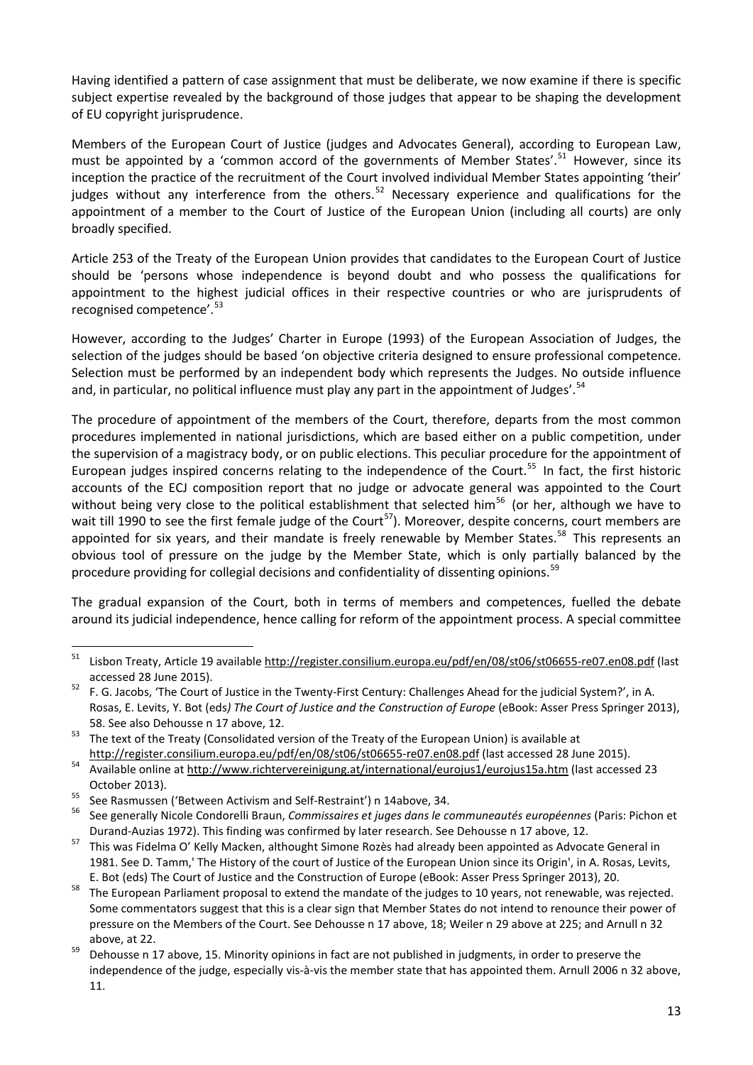Having identified a pattern of case assignment that must be deliberate, we now examine if there is specific subject expertise revealed by the background of those judges that appear to be shaping the development of EU copyright jurisprudence.

Members of the European Court of Justice (judges and Advocates General), according to European Law, must be appointed by a 'common accord of the governments of Member States'.[51] However, since its inception the practice of the recruitment of the Court involved individual Member States appointing 'their' judges without any interference from the others.[52] Necessary experience and qualifications for the appointment of a member to the Court of Justice of the European Union (including all courts) are only broadly specified.

Article 253 of the Treaty of the European Union provides that candidates to the European Court of Justice should be 'persons whose independence is beyond doubt and who possess the qualifications for appointment to the highest judicial offices in their respective countries or who are jurisprudents of recognised competence'.[53]

However, according to the Judges' Charter in Europe (1993) of the European Association of Judges, the selection of the judges should be based 'on objective criteria designed to ensure professional competence. Selection must be performed by an independent body which represents the Judges. No outside influence and, in particular, no political influence must play any part in the appointment of Judges'.[54]

The procedure of appointment of the members of the Court, therefore, departs from the most common procedures implemented in national jurisdictions, which are based either on a public competition, under the supervision of a magistracy body, or on public elections. This peculiar procedure for the appointment of European judges inspired concerns relating to the independence of the Court.[55] In fact, the first historic accounts of the ECJ composition report that no judge or advocate general was appointed to the Court without being very close to the political establishment that selected him[56] (or her, although we have to wait till 1990 to see the first female judge of the Court[57]). Moreover, despite concerns, court members are appointed for six years, and their mandate is freely renewable by Member States.[58] This represents an obvious tool of pressure on the judge by the Member State, which is only partially balanced by the procedure providing for collegial decisions and confidentiality of dissenting opinions.[59]

The gradual expansion of the Court, both in terms of members and competences, fuelled the debate around its judicial independence, hence calling for reform of the appointment process. A special committee

---

[51] Lisbon Treaty, Article 19 available http://register.consilium.europa.eu/pdf/en/08/st06/st06655-re07.en08.pdf (last accessed 28 June 2015).

[52] F. G. Jacobs, 'The Court of Justice in the Twenty-First Century: Challenges Ahead for the judicial System?', in A. Rosas, E. Levits, Y. Bot (eds*) The Court of Justice and the Construction of Europe* (eBook: Asser Press Springer 2013), 58. See also Dehousse n 17 above, 12.

[53] The text of the Treaty (Consolidated version of the Treaty of the European Union) is available at http://register.consilium.europa.eu/pdf/en/08/st06/st06655-re07.en08.pdf (last accessed 28 June 2015).

[54] Available online at http://www.richtervereinigung.at/international/eurojus1/eurojus15a.htm (last accessed 23 October 2013).

[55] See Rasmussen ('Between Activism and Self-Restraint') n 14above, 34.

[56] See generally Nicole Condorelli Braun, *Commissaires et juges dans le communeautés européennes* (Paris: Pichon et Durand-Auzias 1972). This finding was confirmed by later research. See Dehousse n 17 above, 12.

[57] This was Fidelma O' Kelly Macken, althought Simone Rozès had already been appointed as Advocate General in 1981. See D. Tamm,' The History of the court of Justice of the European Union since its Origin', in A. Rosas, Levits, E. Bot (eds) The Court of Justice and the Construction of Europe (eBook: Asser Press Springer 2013), 20.

[58] The European Parliament proposal to extend the mandate of the judges to 10 years, not renewable, was rejected. Some commentators suggest that this is a clear sign that Member States do not intend to renounce their power of pressure on the Members of the Court. See Dehousse n 17 above, 18; Weiler n 29 above at 225; and Arnull n 32 above, at 22.

[59] Dehousse n 17 above, 15. Minority opinions in fact are not published in judgments, in order to preserve the independence of the judge, especially vis-à-vis the member state that has appointed them. Arnull 2006 n 32 above, 11.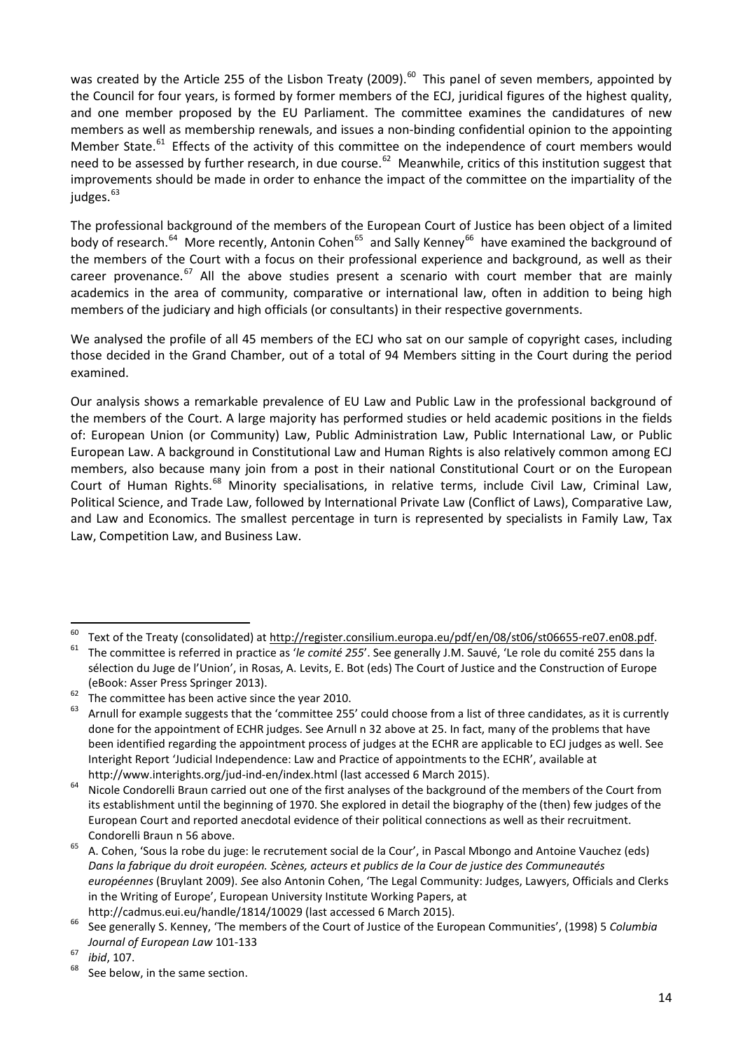was created by the Article 255 of the Lisbon Treaty (2009).[60] This panel of seven members, appointed by the Council for four years, is formed by former members of the ECJ, juridical figures of the highest quality, and one member proposed by the EU Parliament. The committee examines the candidatures of new members as well as membership renewals, and issues a non-binding confidential opinion to the appointing Member State.[61] Effects of the activity of this committee on the independence of court members would need to be assessed by further research, in due course.[62] Meanwhile, critics of this institution suggest that improvements should be made in order to enhance the impact of the committee on the impartiality of the judges.[63]

The professional background of the members of the European Court of Justice has been object of a limited body of research.[64] More recently, Antonin Cohen[65] and Sally Kenney[66] have examined the background of the members of the Court with a focus on their professional experience and background, as well as their career provenance.[67] All the above studies present a scenario with court member that are mainly academics in the area of community, comparative or international law, often in addition to being high members of the judiciary and high officials (or consultants) in their respective governments.

We analysed the profile of all 45 members of the ECJ who sat on our sample of copyright cases, including those decided in the Grand Chamber, out of a total of 94 Members sitting in the Court during the period examined.

Our analysis shows a remarkable prevalence of EU Law and Public Law in the professional background of the members of the Court. A large majority has performed studies or held academic positions in the fields of: European Union (or Community) Law, Public Administration Law, Public International Law, or Public European Law. A background in Constitutional Law and Human Rights is also relatively common among ECJ members, also because many join from a post in their national Constitutional Court or on the European Court of Human Rights.[68] Minority specialisations, in relative terms, include Civil Law, Criminal Law, Political Science, and Trade Law, followed by International Private Law (Conflict of Laws), Comparative Law, and Law and Economics. The smallest percentage in turn is represented by specialists in Family Law, Tax Law, Competition Law, and Business Law.

---

[60] Text of the Treaty (consolidated) at http://register.consilium.europa.eu/pdf/en/08/st06/st06655-re07.en08.pdf.

[61] The committee is referred in practice as '*le comité 255*'. See generally J.M. Sauvé, 'Le role du comité 255 dans la sélection du Juge de l'Union', in Rosas, A. Levits, E. Bot (eds) The Court of Justice and the Construction of Europe (eBook: Asser Press Springer 2013).

[62] The committee has been active since the year 2010.

[63] Arnull for example suggests that the 'committee 255' could choose from a list of three candidates, as it is currently done for the appointment of ECHR judges. See Arnull n 32 above at 25. In fact, many of the problems that have been identified regarding the appointment process of judges at the ECHR are applicable to ECJ judges as well. See Interight Report 'Judicial Independence: Law and Practice of appointments to the ECHR', available at http://www.interights.org/jud-ind-en/index.html (last accessed 6 March 2015).

[64] Nicole Condorelli Braun carried out one of the first analyses of the background of the members of the Court from its establishment until the beginning of 1970. She explored in detail the biography of the (then) few judges of the European Court and reported anecdotal evidence of their political connections as well as their recruitment. Condorelli Braun n 56 above.

[65] A. Cohen, 'Sous la robe du juge: le recrutement social de la Cour', in Pascal Mbongo and Antoine Vauchez (eds) *Dans la fabrique du droit européen. Scènes, acteurs et publics de la Cour de justice des Communeautés européennes* (Bruylant 2009). See also Antonin Cohen, 'The Legal Community: Judges, Lawyers, Officials and Clerks in the Writing of Europe', European University Institute Working Papers, at http://cadmus.eui.eu/handle/1814/10029 (last accessed 6 March 2015).

[66] See generally S. Kenney, 'The members of the Court of Justice of the European Communities', (1998) 5 *Columbia Journal of European Law* 101-133

[67] *ibid*, 107.

[68] See below, in the same section.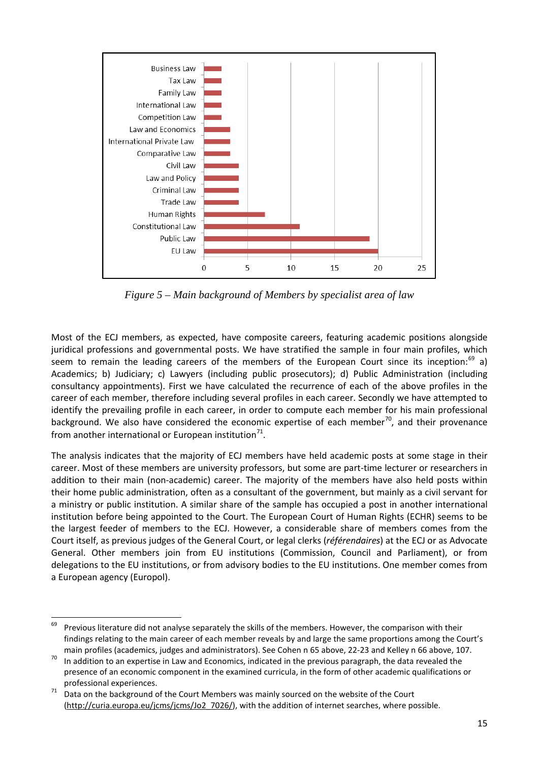| Specialist area of law | Members |
|---|---|
| Business Law | 2 |
| Tax Law | 2 |
| Family Law | 2 |
| International Law | 2 |
| Competition Law | 2 |
| Law and Economics | 3 |
| International Private Law | 3 |
| Comparative Law | 3 |
| Civil Law | 4 |
| Law and Policy | 4 |
| Criminal Law | 4 |
| Trade Law | 4 |
| Human Rights | 7 |
| Constitutional Law | 11 |
| Public Law | 19 |
| EU Law | 20 |

*Figure 5 – Main background of Members by specialist area of law*

Most of the ECJ members, as expected, have composite careers, featuring academic positions alongside juridical professions and governmental posts. We have stratified the sample in four main profiles, which seem to remain the leading careers of the members of the European Court since its inception:[69] a) Academics; b) Judiciary; c) Lawyers (including public prosecutors); d) Public Administration (including consultancy appointments). First we have calculated the recurrence of each of the above profiles in the career of each member, therefore including several profiles in each career. Secondly we have attempted to identify the prevailing profile in each career, in order to compute each member for his main professional background. We also have considered the economic expertise of each member[70], and their provenance from another international or European institution[71].

The analysis indicates that the majority of ECJ members have held academic posts at some stage in their career. Most of these members are university professors, but some are part-time lecturer or researchers in addition to their main (non-academic) career. The majority of the members have also held posts within their home public administration, often as a consultant of the government, but mainly as a civil servant for a ministry or public institution. A similar share of the sample has occupied a post in another international institution before being appointed to the Court. The European Court of Human Rights (ECHR) seems to be the largest feeder of members to the ECJ. However, a considerable share of members comes from the Court itself, as previous judges of the General Court, or legal clerks (*référendaires*) at the ECJ or as Advocate General. Other members join from EU institutions (Commission, Council and Parliament), or from delegations to the EU institutions, or from advisory bodies to the EU institutions. One member comes from a European agency (Europol).

---

[69] Previous literature did not analyse separately the skills of the members. However, the comparison with their findings relating to the main career of each member reveals by and large the same proportions among the Court's main profiles (academics, judges and administrators). See Cohen n 65 above, 22-23 and Kelley n 66 above, 107.

[70] In addition to an expertise in Law and Economics, indicated in the previous paragraph, the data revealed the presence of an economic component in the examined curricula, in the form of other academic qualifications or professional experiences.

[71] Data on the background of the Court Members was mainly sourced on the website of the Court (http://curia.europa.eu/jcms/jcms/Jo2_7026/), with the addition of internet searches, where possible.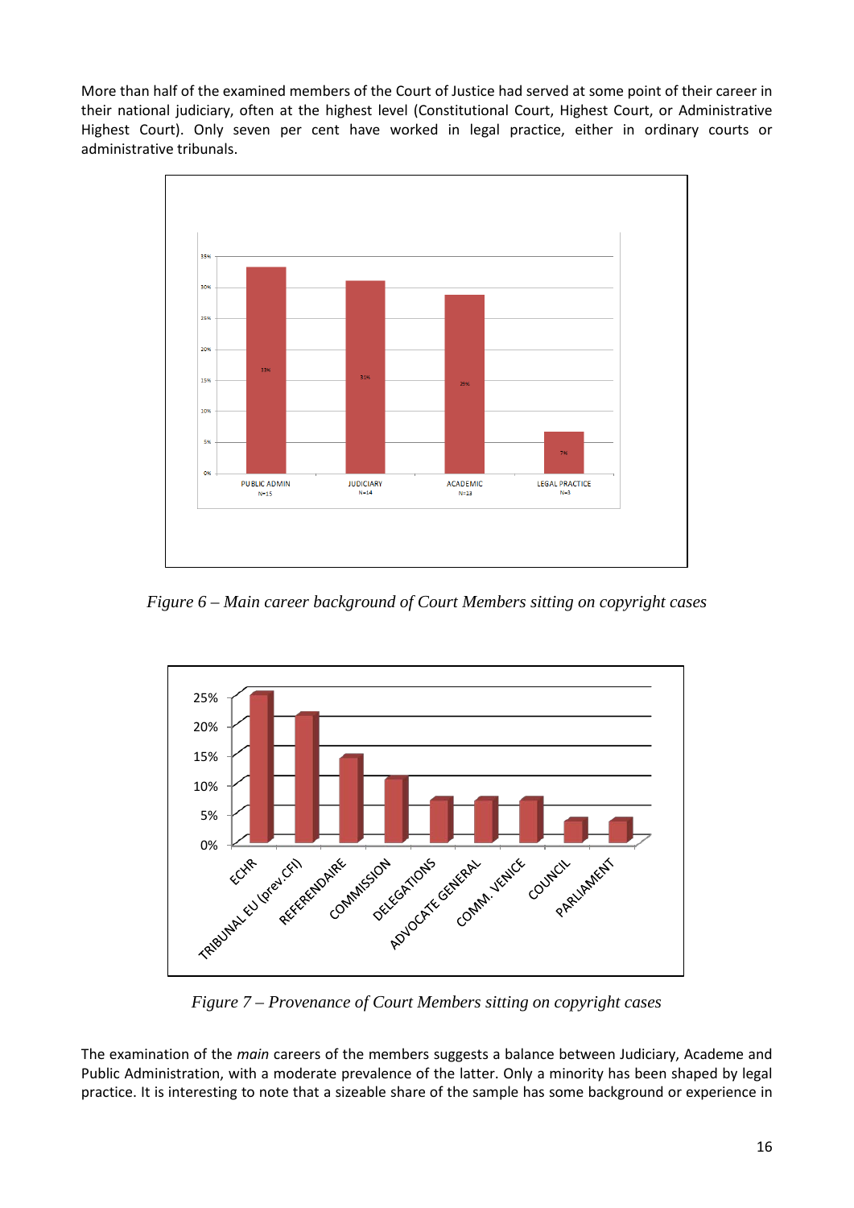More than half of the examined members of the Court of Justice had served at some point of their career in their national judiciary, often at the highest level (Constitutional Court, Highest Court, or Administrative Highest Court). Only seven per cent have worked in legal practice, either in ordinary courts or administrative tribunals.

*Figure 6 – Main career background of Court Members sitting on copyright cases*

*Figure 7 – Provenance of Court Members sitting on copyright cases*

The examination of the *main* careers of the members suggests a balance between Judiciary, Academe and Public Administration, with a moderate prevalence of the latter. Only a minority has been shaped by legal practice. It is interesting to note that a sizeable share of the sample has some background or experience in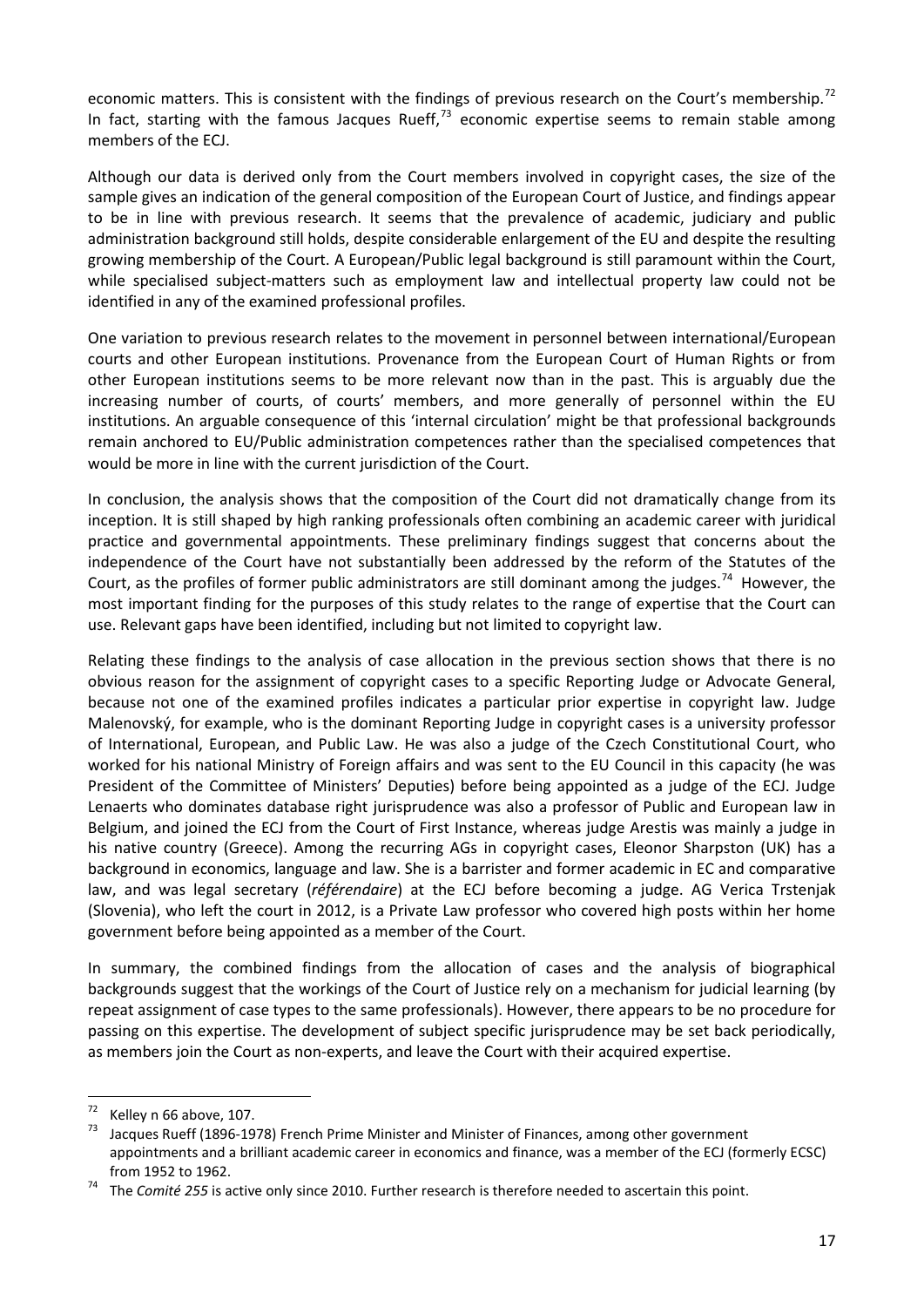economic matters. This is consistent with the findings of previous research on the Court's membership.[72] In fact, starting with the famous Jacques Rueff,[73] economic expertise seems to remain stable among members of the ECJ.

Although our data is derived only from the Court members involved in copyright cases, the size of the sample gives an indication of the general composition of the European Court of Justice, and findings appear to be in line with previous research. It seems that the prevalence of academic, judiciary and public administration background still holds, despite considerable enlargement of the EU and despite the resulting growing membership of the Court. A European/Public legal background is still paramount within the Court, while specialised subject-matters such as employment law and intellectual property law could not be identified in any of the examined professional profiles.

One variation to previous research relates to the movement in personnel between international/European courts and other European institutions. Provenance from the European Court of Human Rights or from other European institutions seems to be more relevant now than in the past. This is arguably due the increasing number of courts, of courts' members, and more generally of personnel within the EU institutions. An arguable consequence of this 'internal circulation' might be that professional backgrounds remain anchored to EU/Public administration competences rather than the specialised competences that would be more in line with the current jurisdiction of the Court.

In conclusion, the analysis shows that the composition of the Court did not dramatically change from its inception. It is still shaped by high ranking professionals often combining an academic career with juridical practice and governmental appointments. These preliminary findings suggest that concerns about the independence of the Court have not substantially been addressed by the reform of the Statutes of the Court, as the profiles of former public administrators are still dominant among the judges.[74] However, the most important finding for the purposes of this study relates to the range of expertise that the Court can use. Relevant gaps have been identified, including but not limited to copyright law.

Relating these findings to the analysis of case allocation in the previous section shows that there is no obvious reason for the assignment of copyright cases to a specific Reporting Judge or Advocate General, because not one of the examined profiles indicates a particular prior expertise in copyright law. Judge Malenovský, for example, who is the dominant Reporting Judge in copyright cases is a university professor of International, European, and Public Law. He was also a judge of the Czech Constitutional Court, who worked for his national Ministry of Foreign affairs and was sent to the EU Council in this capacity (he was President of the Committee of Ministers' Deputies) before being appointed as a judge of the ECJ. Judge Lenaerts who dominates database right jurisprudence was also a professor of Public and European law in Belgium, and joined the ECJ from the Court of First Instance, whereas judge Arestis was mainly a judge in his native country (Greece). Among the recurring AGs in copyright cases, Eleonor Sharpston (UK) has a background in economics, language and law. She is a barrister and former academic in EC and comparative law, and was legal secretary (*référendaire*) at the ECJ before becoming a judge. AG Verica Trstenjak (Slovenia), who left the court in 2012, is a Private Law professor who covered high posts within her home government before being appointed as a member of the Court.

In summary, the combined findings from the allocation of cases and the analysis of biographical backgrounds suggest that the workings of the Court of Justice rely on a mechanism for judicial learning (by repeat assignment of case types to the same professionals). However, there appears to be no procedure for passing on this expertise. The development of subject specific jurisprudence may be set back periodically, as members join the Court as non-experts, and leave the Court with their acquired expertise.

---

[72] Kelley n 66 above, 107.

[73] Jacques Rueff (1896-1978) French Prime Minister and Minister of Finances, among other government appointments and a brilliant academic career in economics and finance, was a member of the ECJ (formerly ECSC) from 1952 to 1962.

[74] The *Comité 255* is active only since 2010. Further research is therefore needed to ascertain this point.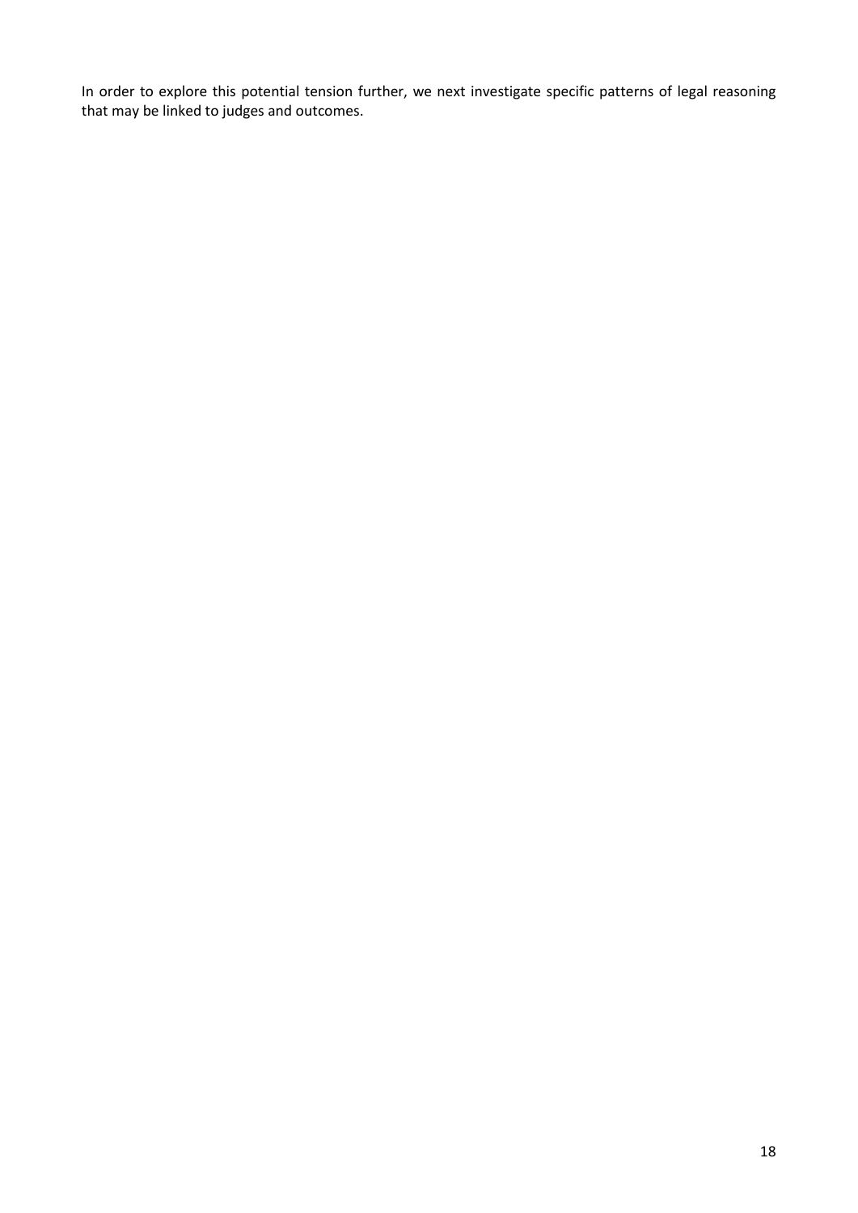In order to explore this potential tension further, we next investigate specific patterns of legal reasoning that may be linked to judges and outcomes.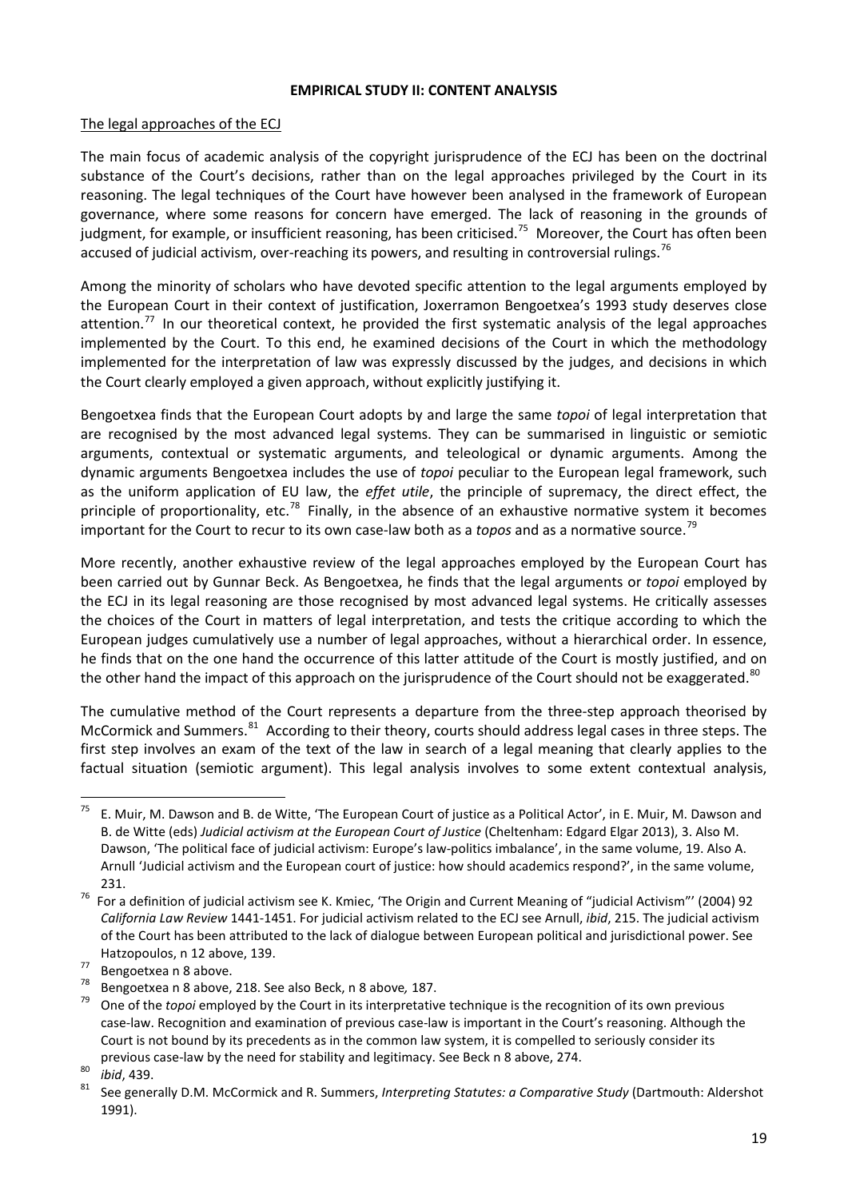**EMPIRICAL STUDY II: CONTENT ANALYSIS**

The legal approaches of the ECJ

The main focus of academic analysis of the copyright jurisprudence of the ECJ has been on the doctrinal substance of the Court's decisions, rather than on the legal approaches privileged by the Court in its reasoning. The legal techniques of the Court have however been analysed in the framework of European governance, where some reasons for concern have emerged. The lack of reasoning in the grounds of judgment, for example, or insufficient reasoning, has been criticised.[75] Moreover, the Court has often been accused of judicial activism, over-reaching its powers, and resulting in controversial rulings.[76]

Among the minority of scholars who have devoted specific attention to the legal arguments employed by the European Court in their context of justification, Joxerramon Bengoetxea's 1993 study deserves close attention.[77] In our theoretical context, he provided the first systematic analysis of the legal approaches implemented by the Court. To this end, he examined decisions of the Court in which the methodology implemented for the interpretation of law was expressly discussed by the judges, and decisions in which the Court clearly employed a given approach, without explicitly justifying it.

Bengoetxea finds that the European Court adopts by and large the same *topoi* of legal interpretation that are recognised by the most advanced legal systems. They can be summarised in linguistic or semiotic arguments, contextual or systematic arguments, and teleological or dynamic arguments. Among the dynamic arguments Bengoetxea includes the use of *topoi* peculiar to the European legal framework, such as the uniform application of EU law, the *effet utile*, the principle of supremacy, the direct effect, the principle of proportionality, etc.[78] Finally, in the absence of an exhaustive normative system it becomes important for the Court to recur to its own case-law both as a *topos* and as a normative source.[79]

More recently, another exhaustive review of the legal approaches employed by the European Court has been carried out by Gunnar Beck. As Bengoetxea, he finds that the legal arguments or *topoi* employed by the ECJ in its legal reasoning are those recognised by most advanced legal systems. He critically assesses the choices of the Court in matters of legal interpretation, and tests the critique according to which the European judges cumulatively use a number of legal approaches, without a hierarchical order. In essence, he finds that on the one hand the occurrence of this latter attitude of the Court is mostly justified, and on the other hand the impact of this approach on the jurisprudence of the Court should not be exaggerated.[80]

The cumulative method of the Court represents a departure from the three-step approach theorised by McCormick and Summers.[81] According to their theory, courts should address legal cases in three steps. The first step involves an exam of the text of the law in search of a legal meaning that clearly applies to the factual situation (semiotic argument). This legal analysis involves to some extent contextual analysis,

---

[75] E. Muir, M. Dawson and B. de Witte, 'The European Court of justice as a Political Actor', in E. Muir, M. Dawson and B. de Witte (eds) *Judicial activism at the European Court of Justice* (Cheltenham: Edgard Elgar 2013), 3. Also M. Dawson, 'The political face of judicial activism: Europe's law-politics imbalance', in the same volume, 19. Also A. Arnull 'Judicial activism and the European court of justice: how should academics respond?', in the same volume, 231.

[76] For a definition of judicial activism see K. Kmiec, 'The Origin and Current Meaning of "judicial Activism"' (2004) 92 *California Law Review* 1441-1451. For judicial activism related to the ECJ see Arnull, *ibid*, 215. The judicial activism of the Court has been attributed to the lack of dialogue between European political and jurisdictional power. See Hatzopoulos, n 12 above, 139.

[77] Bengoetxea n 8 above.

[78] Bengoetxea n 8 above, 218. See also Beck, n 8 above*,* 187.

[79] One of the *topoi* employed by the Court in its interpretative technique is the recognition of its own previous case-law. Recognition and examination of previous case-law is important in the Court's reasoning. Although the Court is not bound by its precedents as in the common law system, it is compelled to seriously consider its previous case-law by the need for stability and legitimacy. See Beck n 8 above, 274.

[80] *ibid*, 439.

[81] See generally D.M. McCormick and R. Summers, *Interpreting Statutes: a Comparative Study* (Dartmouth: Aldershot 1991).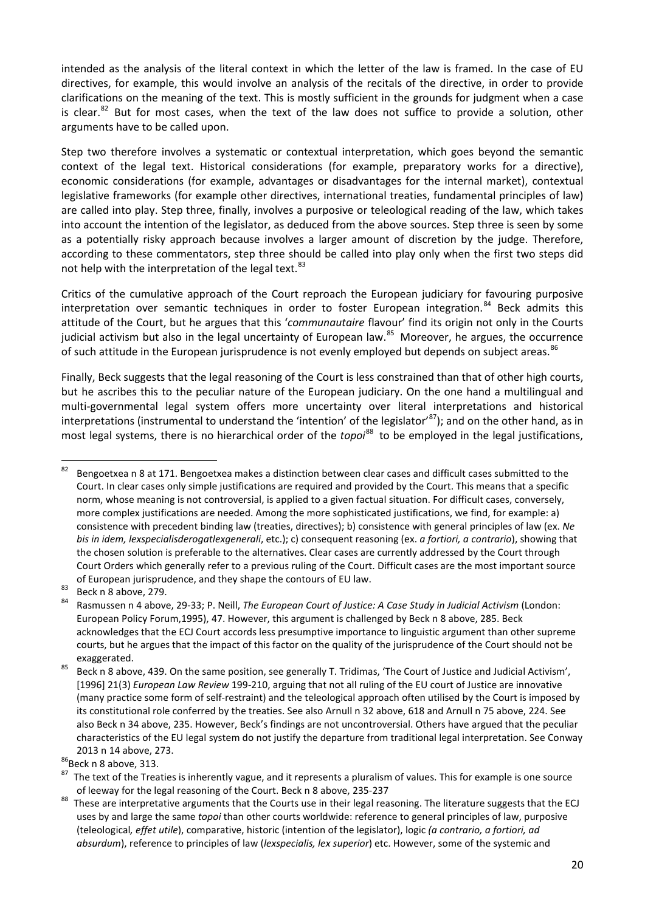intended as the analysis of the literal context in which the letter of the law is framed. In the case of EU directives, for example, this would involve an analysis of the recitals of the directive, in order to provide clarifications on the meaning of the text. This is mostly sufficient in the grounds for judgment when a case is clear.[82] But for most cases, when the text of the law does not suffice to provide a solution, other arguments have to be called upon.

Step two therefore involves a systematic or contextual interpretation, which goes beyond the semantic context of the legal text. Historical considerations (for example, preparatory works for a directive), economic considerations (for example, advantages or disadvantages for the internal market), contextual legislative frameworks (for example other directives, international treaties, fundamental principles of law) are called into play. Step three, finally, involves a purposive or teleological reading of the law, which takes into account the intention of the legislator, as deduced from the above sources. Step three is seen by some as a potentially risky approach because involves a larger amount of discretion by the judge. Therefore, according to these commentators, step three should be called into play only when the first two steps did not help with the interpretation of the legal text.[83]

Critics of the cumulative approach of the Court reproach the European judiciary for favouring purposive interpretation over semantic techniques in order to foster European integration.[84] Beck admits this attitude of the Court, but he argues that this '*communautaire* flavour' find its origin not only in the Courts judicial activism but also in the legal uncertainty of European law.[85] Moreover, he argues, the occurrence of such attitude in the European jurisprudence is not evenly employed but depends on subject areas.[86]

Finally, Beck suggests that the legal reasoning of the Court is less constrained than that of other high courts, but he ascribes this to the peculiar nature of the European judiciary. On the one hand a multilingual and multi-governmental legal system offers more uncertainty over literal interpretations and historical interpretations (instrumental to understand the 'intention' of the legislator'[87]); and on the other hand, as in most legal systems, there is no hierarchical order of the *topoi*[88] to be employed in the legal justifications,

---

[82] Bengoetxea n 8 at 171. Bengoetxea makes a distinction between clear cases and difficult cases submitted to the Court. In clear cases only simple justifications are required and provided by the Court. This means that a specific norm, whose meaning is not controversial, is applied to a given factual situation. For difficult cases, conversely, more complex justifications are needed. Among the more sophisticated justifications, we find, for example: a) consistence with precedent binding law (treaties, directives); b) consistence with general principles of law (ex. *Ne bis in idem, lexspecialisderogatlexgenerali*, etc.); c) consequent reasoning (ex. *a fortiori, a contrario*), showing that the chosen solution is preferable to the alternatives. Clear cases are currently addressed by the Court through Court Orders which generally refer to a previous ruling of the Court. Difficult cases are the most important source of European jurisprudence, and they shape the contours of EU law.

[83] Beck n 8 above, 279.

[84] Rasmussen n 4 above, 29-33; P. Neill, *The European Court of Justice: A Case Study in Judicial Activism* (London: European Policy Forum,1995), 47. However, this argument is challenged by Beck n 8 above, 285. Beck acknowledges that the ECJ Court accords less presumptive importance to linguistic argument than other supreme courts, but he argues that the impact of this factor on the quality of the jurisprudence of the Court should not be exaggerated.

[85] Beck n 8 above, 439. On the same position, see generally T. Tridimas, 'The Court of Justice and Judicial Activism', [1996] 21(3) *European Law Review* 199-210, arguing that not all ruling of the EU court of Justice are innovative (many practice some form of self-restraint) and the teleological approach often utilised by the Court is imposed by its constitutional role conferred by the treaties. See also Arnull n 32 above, 618 and Arnull n 75 above, 224. See also Beck n 34 above, 235. However, Beck's findings are not uncontroversial. Others have argued that the peculiar characteristics of the EU legal system do not justify the departure from traditional legal interpretation. See Conway 2013 n 14 above, 273.

[86] Beck n 8 above, 313.

[87] The text of the Treaties is inherently vague, and it represents a pluralism of values. This for example is one source of leeway for the legal reasoning of the Court. Beck n 8 above, 235-237

[88] These are interpretative arguments that the Courts use in their legal reasoning. The literature suggests that the ECJ uses by and large the same *topoi* than other courts worldwide: reference to general principles of law, purposive (teleological*, effet utile*), comparative, historic (intention of the legislator), logic *(a contrario, a fortiori, ad absurdum*), reference to principles of law (*lexspecialis, lex superior*) etc. However, some of the systemic and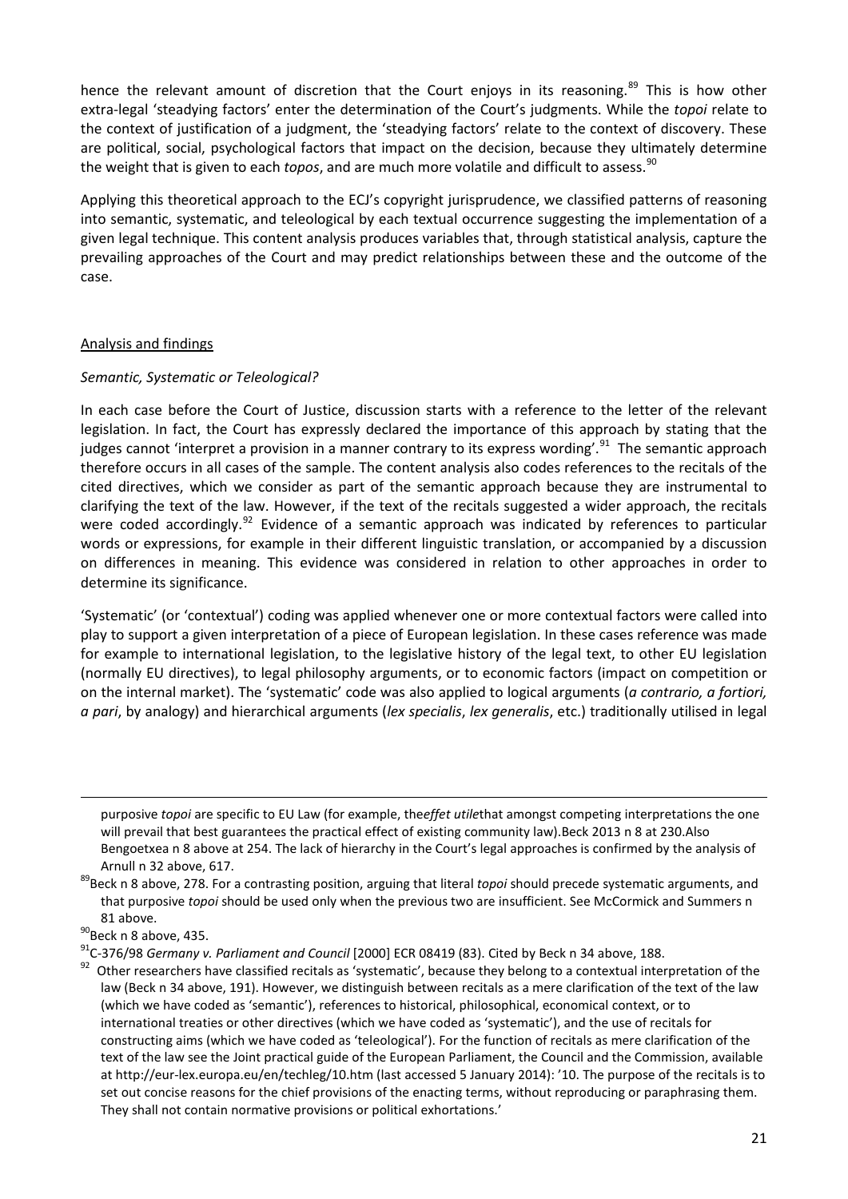hence the relevant amount of discretion that the Court enjoys in its reasoning.[89] This is how other extra-legal 'steadying factors' enter the determination of the Court's judgments. While the *topoi* relate to the context of justification of a judgment, the 'steadying factors' relate to the context of discovery. These are political, social, psychological factors that impact on the decision, because they ultimately determine the weight that is given to each *topos*, and are much more volatile and difficult to assess.[90]

Applying this theoretical approach to the ECJ's copyright jurisprudence, we classified patterns of reasoning into semantic, systematic, and teleological by each textual occurrence suggesting the implementation of a given legal technique. This content analysis produces variables that, through statistical analysis, capture the prevailing approaches of the Court and may predict relationships between these and the outcome of the case.

## Analysis and findings

### *Semantic, Systematic or Teleological?*

In each case before the Court of Justice, discussion starts with a reference to the letter of the relevant legislation. In fact, the Court has expressly declared the importance of this approach by stating that the judges cannot 'interpret a provision in a manner contrary to its express wording'.[91] The semantic approach therefore occurs in all cases of the sample. The content analysis also codes references to the recitals of the cited directives, which we consider as part of the semantic approach because they are instrumental to clarifying the text of the law. However, if the text of the recitals suggested a wider approach, the recitals were coded accordingly.[92] Evidence of a semantic approach was indicated by references to particular words or expressions, for example in their different linguistic translation, or accompanied by a discussion on differences in meaning. This evidence was considered in relation to other approaches in order to determine its significance.

'Systematic' (or 'contextual') coding was applied whenever one or more contextual factors were called into play to support a given interpretation of a piece of European legislation. In these cases reference was made for example to international legislation, to the legislative history of the legal text, to other EU legislation (normally EU directives), to legal philosophy arguments, or to economic factors (impact on competition or on the internal market). The 'systematic' code was also applied to logical arguments (*a contrario, a fortiori, a pari*, by analogy) and hierarchical arguments (*lex specialis*, *lex generalis*, etc.) traditionally utilised in legal

---

purposive *topoi* are specific to EU Law (for example, the*effet utile*that amongst competing interpretations the one will prevail that best guarantees the practical effect of existing community law).Beck 2013 n 8 at 230.Also Bengoetxea n 8 above at 254. The lack of hierarchy in the Court's legal approaches is confirmed by the analysis of Arnull n 32 above, 617.

[89] Beck n 8 above, 278. For a contrasting position, arguing that literal *topoi* should precede systematic arguments, and that purposive *topoi* should be used only when the previous two are insufficient. See McCormick and Summers n 81 above.

[90] Beck n 8 above, 435.

[91] C-376/98 *Germany v. Parliament and Council* [2000] ECR 08419 (83). Cited by Beck n 34 above, 188.

[92] Other researchers have classified recitals as 'systematic', because they belong to a contextual interpretation of the law (Beck n 34 above, 191). However, we distinguish between recitals as a mere clarification of the text of the law (which we have coded as 'semantic'), references to historical, philosophical, economical context, or to international treaties or other directives (which we have coded as 'systematic'), and the use of recitals for constructing aims (which we have coded as 'teleological'). For the function of recitals as mere clarification of the text of the law see the Joint practical guide of the European Parliament, the Council and the Commission, available at http://eur-lex.europa.eu/en/techleg/10.htm (last accessed 5 January 2014): '10. The purpose of the recitals is to set out concise reasons for the chief provisions of the enacting terms, without reproducing or paraphrasing them. They shall not contain normative provisions or political exhortations.'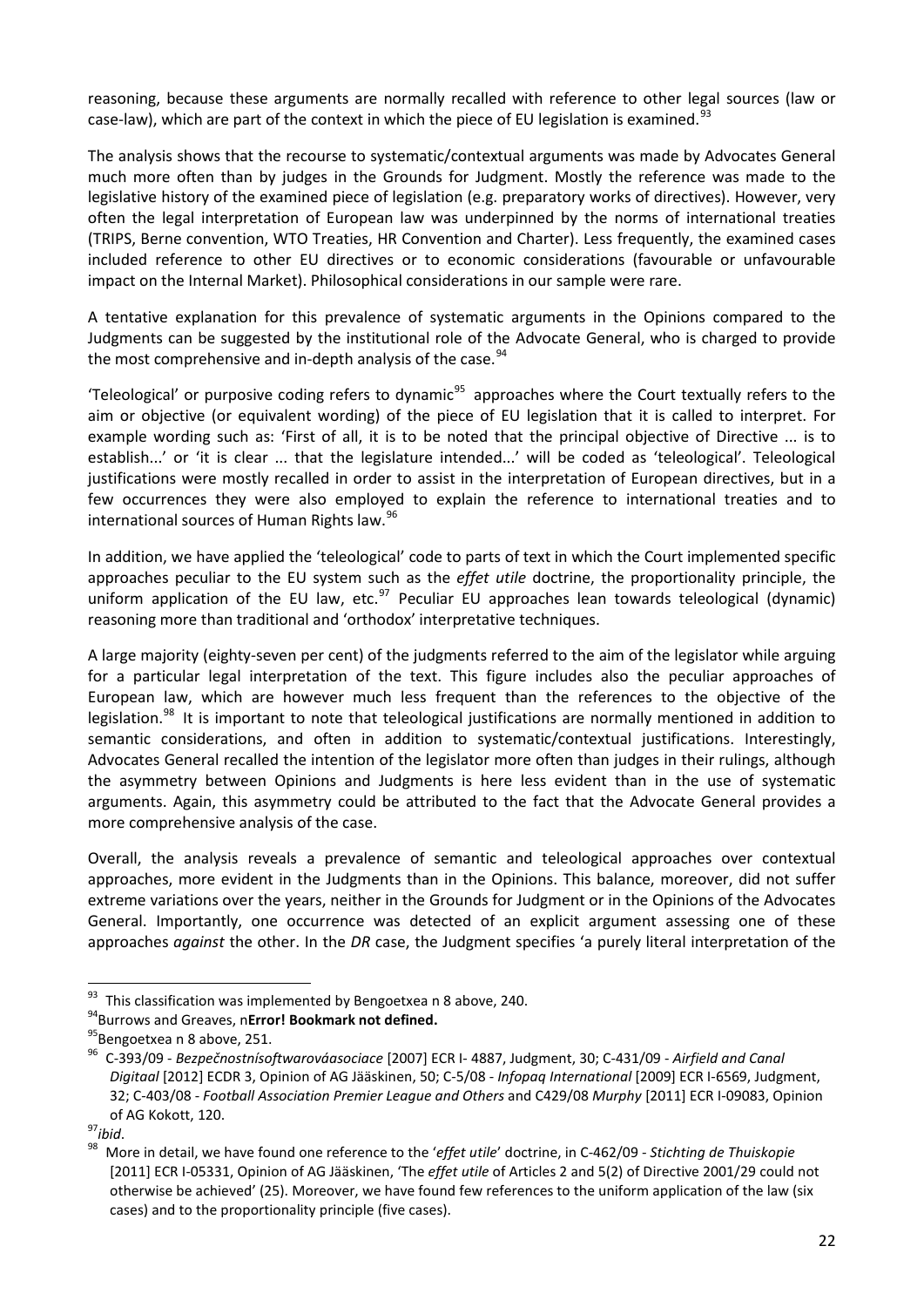reasoning, because these arguments are normally recalled with reference to other legal sources (law or case-law), which are part of the context in which the piece of EU legislation is examined.[93]

The analysis shows that the recourse to systematic/contextual arguments was made by Advocates General much more often than by judges in the Grounds for Judgment. Mostly the reference was made to the legislative history of the examined piece of legislation (e.g. preparatory works of directives). However, very often the legal interpretation of European law was underpinned by the norms of international treaties (TRIPS, Berne convention, WTO Treaties, HR Convention and Charter). Less frequently, the examined cases included reference to other EU directives or to economic considerations (favourable or unfavourable impact on the Internal Market). Philosophical considerations in our sample were rare.

A tentative explanation for this prevalence of systematic arguments in the Opinions compared to the Judgments can be suggested by the institutional role of the Advocate General, who is charged to provide the most comprehensive and in-depth analysis of the case.[94]

'Teleological' or purposive coding refers to dynamic[95] approaches where the Court textually refers to the aim or objective (or equivalent wording) of the piece of EU legislation that it is called to interpret. For example wording such as: 'First of all, it is to be noted that the principal objective of Directive ... is to establish...' or 'it is clear ... that the legislature intended...' will be coded as 'teleological'. Teleological justifications were mostly recalled in order to assist in the interpretation of European directives, but in a few occurrences they were also employed to explain the reference to international treaties and to international sources of Human Rights law.[96]

In addition, we have applied the 'teleological' code to parts of text in which the Court implemented specific approaches peculiar to the EU system such as the *effet utile* doctrine, the proportionality principle, the uniform application of the EU law, etc.[97] Peculiar EU approaches lean towards teleological (dynamic) reasoning more than traditional and 'orthodox' interpretative techniques.

A large majority (eighty-seven per cent) of the judgments referred to the aim of the legislator while arguing for a particular legal interpretation of the text. This figure includes also the peculiar approaches of European law, which are however much less frequent than the references to the objective of the legislation.[98] It is important to note that teleological justifications are normally mentioned in addition to semantic considerations, and often in addition to systematic/contextual justifications. Interestingly, Advocates General recalled the intention of the legislator more often than judges in their rulings, although the asymmetry between Opinions and Judgments is here less evident than in the use of systematic arguments. Again, this asymmetry could be attributed to the fact that the Advocate General provides a more comprehensive analysis of the case.

Overall, the analysis reveals a prevalence of semantic and teleological approaches over contextual approaches, more evident in the Judgments than in the Opinions. This balance, moreover, did not suffer extreme variations over the years, neither in the Grounds for Judgment or in the Opinions of the Advocates General. Importantly, one occurrence was detected of an explicit argument assessing one of these approaches *against* the other. In the *DR* case, the Judgment specifies 'a purely literal interpretation of the

---

[93] This classification was implemented by Bengoetxea n 8 above, 240.

[94] Burrows and Greaves, n**Error! Bookmark not defined.**

[95] Bengoetxea n 8 above, 251.

[96] C-393/09 - *Bezpečnostnísoftwarováasociace* [2007] ECR I- 4887, Judgment, 30; C-431/09 - *Airfield and Canal Digitaal* [2012] ECDR 3, Opinion of AG Jääskinen, 50; C-5/08 - *Infopaq International* [2009] ECR I-6569, Judgment, 32; C-403/08 - *Football Association Premier League and Others* and C429/08 *Murphy* [2011] ECR I-09083, Opinion of AG Kokott, 120.

[97] *ibid*.

[98] More in detail, we have found one reference to the '*effet utile*' doctrine, in C-462/09 - *Stichting de Thuiskopie* [2011] ECR I-05331, Opinion of AG Jääskinen, 'The *effet utile* of Articles 2 and 5(2) of Directive 2001/29 could not otherwise be achieved' (25). Moreover, we have found few references to the uniform application of the law (six cases) and to the proportionality principle (five cases).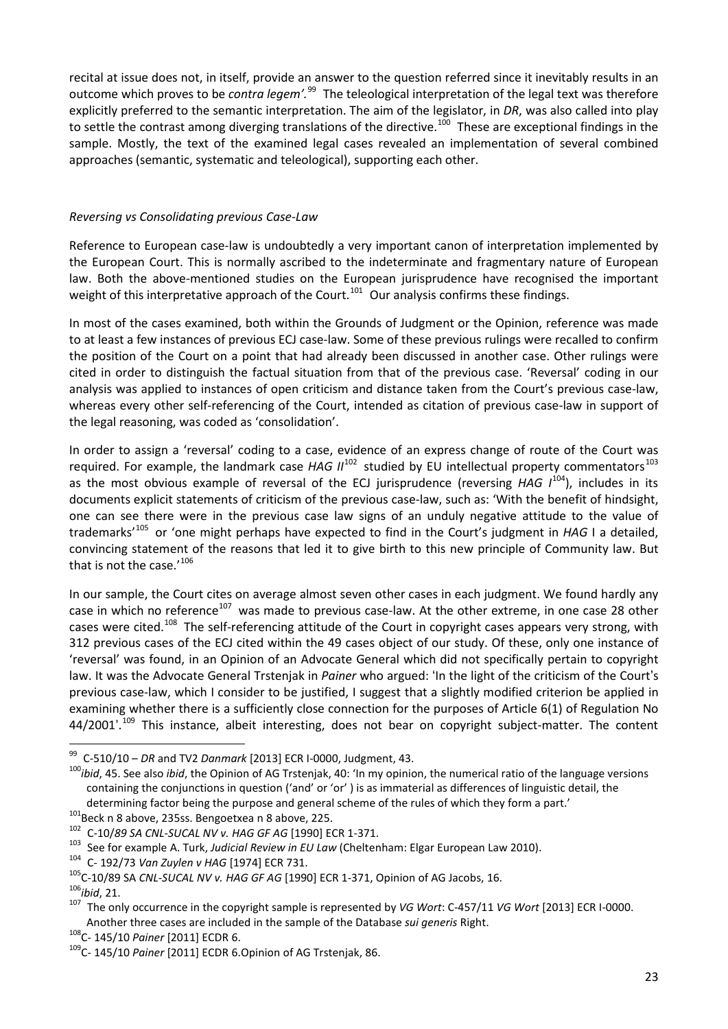recital at issue does not, in itself, provide an answer to the question referred since it inevitably results in an outcome which proves to be *contra legem'.*[99] The teleological interpretation of the legal text was therefore explicitly preferred to the semantic interpretation. The aim of the legislator, in *DR*, was also called into play to settle the contrast among diverging translations of the directive.[100] These are exceptional findings in the sample. Mostly, the text of the examined legal cases revealed an implementation of several combined approaches (semantic, systematic and teleological), supporting each other.

*Reversing vs Consolidating previous Case-Law*

Reference to European case-law is undoubtedly a very important canon of interpretation implemented by the European Court. This is normally ascribed to the indeterminate and fragmentary nature of European law. Both the above-mentioned studies on the European jurisprudence have recognised the important weight of this interpretative approach of the Court.[101] Our analysis confirms these findings.

In most of the cases examined, both within the Grounds of Judgment or the Opinion, reference was made to at least a few instances of previous ECJ case-law. Some of these previous rulings were recalled to confirm the position of the Court on a point that had already been discussed in another case. Other rulings were cited in order to distinguish the factual situation from that of the previous case. 'Reversal' coding in our analysis was applied to instances of open criticism and distance taken from the Court's previous case-law, whereas every other self-referencing of the Court, intended as citation of previous case-law in support of the legal reasoning, was coded as 'consolidation'.

In order to assign a 'reversal' coding to a case, evidence of an express change of route of the Court was required. For example, the landmark case *HAG II*[102] studied by EU intellectual property commentators[103] as the most obvious example of reversal of the ECJ jurisprudence (reversing *HAG I*[104]), includes in its documents explicit statements of criticism of the previous case-law, such as: 'With the benefit of hindsight, one can see there were in the previous case law signs of an unduly negative attitude to the value of trademarks'[105] or 'one might perhaps have expected to find in the Court's judgment in *HAG* I a detailed, convincing statement of the reasons that led it to give birth to this new principle of Community law. But that is not the case.'[106]

In our sample, the Court cites on average almost seven other cases in each judgment. We found hardly any case in which no reference[107] was made to previous case-law. At the other extreme, in one case 28 other cases were cited.[108] The self-referencing attitude of the Court in copyright cases appears very strong, with 312 previous cases of the ECJ cited within the 49 cases object of our study. Of these, only one instance of 'reversal' was found, in an Opinion of an Advocate General which did not specifically pertain to copyright law. It was the Advocate General Trstenjak in *Painer* who argued: 'In the light of the criticism of the Court's previous case-law, which I consider to be justified, I suggest that a slightly modified criterion be applied in examining whether there is a sufficiently close connection for the purposes of Article 6(1) of Regulation No 44/2001'.[109] This instance, albeit interesting, does not bear on copyright subject-matter. The content

---

[99] C-510/10 – *DR* and TV2 *Danmark* [2013] ECR I-0000, Judgment, 43.

[100] *ibid*, 45. See also *ibid*, the Opinion of AG Trstenjak, 40: 'In my opinion, the numerical ratio of the language versions containing the conjunctions in question ('and' or 'or' ) is as immaterial as differences of linguistic detail, the determining factor being the purpose and general scheme of the rules of which they form a part.'

[101] Beck n 8 above, 235ss. Bengoetxea n 8 above, 225.

[102] C-10/*89 SA CNL-SUCAL NV v. HAG GF AG* [1990] ECR 1-371.

[103] See for example A. Turk, *Judicial Review in EU Law* (Cheltenham: Elgar European Law 2010).

[104] C- 192/73 *Van Zuylen v HAG* [1974] ECR 731.

[105] C-10/89 SA *CNL-SUCAL NV v. HAG GF AG* [1990] ECR 1-371, Opinion of AG Jacobs, 16.

[106] *ibid*, 21.

[107] The only occurrence in the copyright sample is represented by *VG Wort*: C-457/11 *VG Wort* [2013] ECR I-0000. Another three cases are included in the sample of the Database *sui generis* Right.

[108] C- 145/10 *Painer* [2011] ECDR 6.

[109] C- 145/10 *Painer* [2011] ECDR 6.Opinion of AG Trstenjak, 86.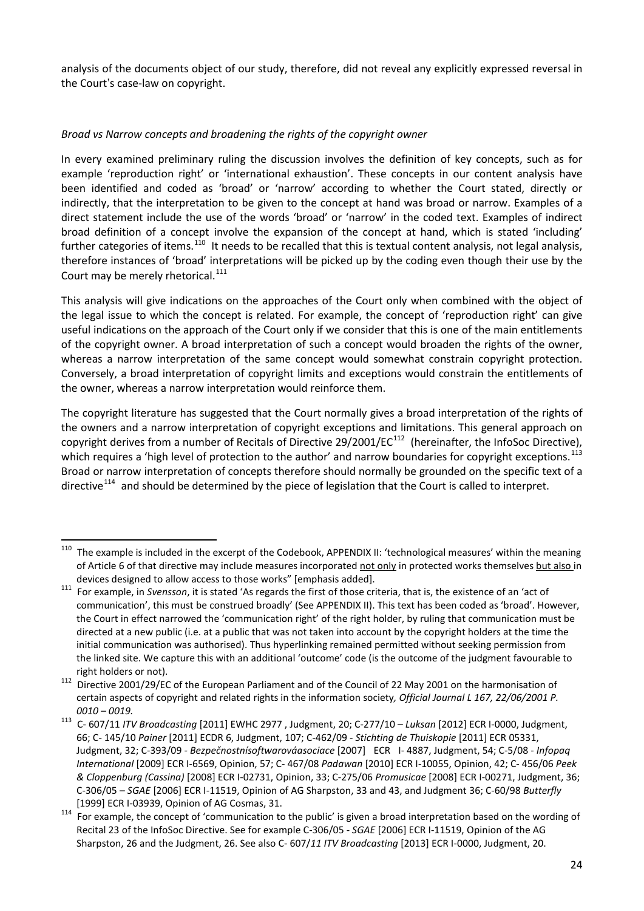analysis of the documents object of our study, therefore, did not reveal any explicitly expressed reversal in the Court's case-law on copyright.

*Broad vs Narrow concepts and broadening the rights of the copyright owner*

In every examined preliminary ruling the discussion involves the definition of key concepts, such as for example 'reproduction right' or 'international exhaustion'. These concepts in our content analysis have been identified and coded as 'broad' or 'narrow' according to whether the Court stated, directly or indirectly, that the interpretation to be given to the concept at hand was broad or narrow. Examples of a direct statement include the use of the words 'broad' or 'narrow' in the coded text. Examples of indirect broad definition of a concept involve the expansion of the concept at hand, which is stated 'including' further categories of items.[110] It needs to be recalled that this is textual content analysis, not legal analysis, therefore instances of 'broad' interpretations will be picked up by the coding even though their use by the Court may be merely rhetorical.[111]

This analysis will give indications on the approaches of the Court only when combined with the object of the legal issue to which the concept is related. For example, the concept of 'reproduction right' can give useful indications on the approach of the Court only if we consider that this is one of the main entitlements of the copyright owner. A broad interpretation of such a concept would broaden the rights of the owner, whereas a narrow interpretation of the same concept would somewhat constrain copyright protection. Conversely, a broad interpretation of copyright limits and exceptions would constrain the entitlements of the owner, whereas a narrow interpretation would reinforce them.

The copyright literature has suggested that the Court normally gives a broad interpretation of the rights of the owners and a narrow interpretation of copyright exceptions and limitations. This general approach on copyright derives from a number of Recitals of Directive 29/2001/EC[112] (hereinafter, the InfoSoc Directive), which requires a 'high level of protection to the author' and narrow boundaries for copyright exceptions.[113] Broad or narrow interpretation of concepts therefore should normally be grounded on the specific text of a directive[114] and should be determined by the piece of legislation that the Court is called to interpret.

---

[110] The example is included in the excerpt of the Codebook, APPENDIX II: 'technological measures' within the meaning of Article 6 of that directive may include measures incorporated not only in protected works themselves but also in devices designed to allow access to those works" [emphasis added].

[111] For example, in *Svensson*, it is stated 'As regards the first of those criteria, that is, the existence of an 'act of communication', this must be construed broadly' (See APPENDIX II). This text has been coded as 'broad'. However, the Court in effect narrowed the 'communication right' of the right holder, by ruling that communication must be directed at a new public (i.e. at a public that was not taken into account by the copyright holders at the time the initial communication was authorised). Thus hyperlinking remained permitted without seeking permission from the linked site. We capture this with an additional 'outcome' code (is the outcome of the judgment favourable to right holders or not).

[112] Directive 2001/29/EC of the European Parliament and of the Council of 22 May 2001 on the harmonisation of certain aspects of copyright and related rights in the information society*, Official Journal L 167, 22/06/2001 P. 0010 – 0019.*

[113] C- 607/11 *ITV Broadcasting* [2011] EWHC 2977 , Judgment, 20; C-277/10 – *Luksan* [2012] ECR I-0000, Judgment, 66; C- 145/10 *Painer* [2011] ECDR 6, Judgment, 107; C-462/09 - *Stichting de Thuiskopie* [2011] ECR 05331, Judgment, 32; C-393/09 - *Bezpečnostnísoftwarováasociace* [2007] ECR I- 4887, Judgment, 54; C-5/08 - *Infopaq International* [2009] ECR I-6569, Opinion, 57; C- 467/08 *Padawan* [2010] ECR I-10055, Opinion, 42; C- 456/06 *Peek & Cloppenburg (Cassina)* [2008] ECR I-02731, Opinion, 33; C-275/06 *Promusicae* [2008] ECR I-00271, Judgment, 36; C-306/05 – *SGAE* [2006] ECR I-11519, Opinion of AG Sharpston, 33 and 43, and Judgment 36; C-60/98 *Butterfly* [1999] ECR I-03939, Opinion of AG Cosmas, 31.

[114] For example, the concept of 'communication to the public' is given a broad interpretation based on the wording of Recital 23 of the InfoSoc Directive. See for example C-306/05 - *SGAE* [2006] ECR I-11519, Opinion of the AG Sharpston, 26 and the Judgment, 26. See also C- 607/*11 ITV Broadcasting* [2013] ECR I-0000, Judgment, 20.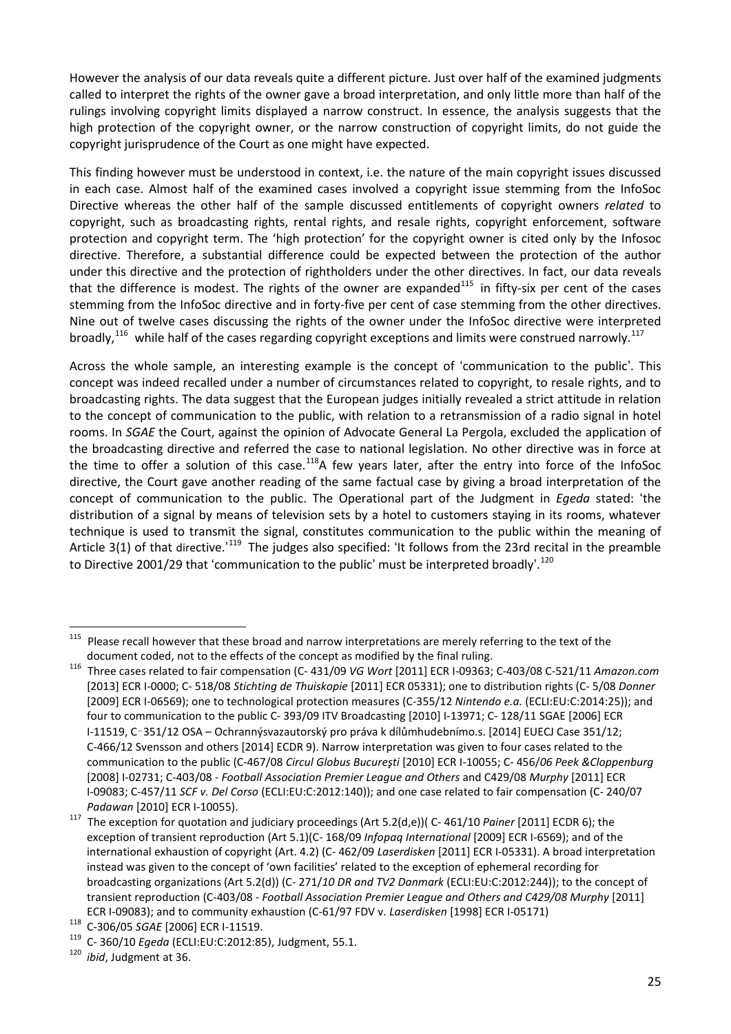However the analysis of our data reveals quite a different picture. Just over half of the examined judgments called to interpret the rights of the owner gave a broad interpretation, and only little more than half of the rulings involving copyright limits displayed a narrow construct. In essence, the analysis suggests that the high protection of the copyright owner, or the narrow construction of copyright limits, do not guide the copyright jurisprudence of the Court as one might have expected.

This finding however must be understood in context, i.e. the nature of the main copyright issues discussed in each case. Almost half of the examined cases involved a copyright issue stemming from the InfoSoc Directive whereas the other half of the sample discussed entitlements of copyright owners *related* to copyright, such as broadcasting rights, rental rights, and resale rights, copyright enforcement, software protection and copyright term. The 'high protection' for the copyright owner is cited only by the Infosoc directive. Therefore, a substantial difference could be expected between the protection of the author under this directive and the protection of rightholders under the other directives. In fact, our data reveals that the difference is modest. The rights of the owner are expanded[115] in fifty-six per cent of the cases stemming from the InfoSoc directive and in forty-five per cent of case stemming from the other directives. Nine out of twelve cases discussing the rights of the owner under the InfoSoc directive were interpreted broadly,[116] while half of the cases regarding copyright exceptions and limits were construed narrowly.[117]

Across the whole sample, an interesting example is the concept of 'communication to the public'. This concept was indeed recalled under a number of circumstances related to copyright, to resale rights, and to broadcasting rights. The data suggest that the European judges initially revealed a strict attitude in relation to the concept of communication to the public, with relation to a retransmission of a radio signal in hotel rooms. In *SGAE* the Court, against the opinion of Advocate General La Pergola, excluded the application of the broadcasting directive and referred the case to national legislation. No other directive was in force at the time to offer a solution of this case.[118] A few years later, after the entry into force of the InfoSoc directive, the Court gave another reading of the same factual case by giving a broad interpretation of the concept of communication to the public. The Operational part of the Judgment in *Egeda* stated: 'the distribution of a signal by means of television sets by a hotel to customers staying in its rooms, whatever technique is used to transmit the signal, constitutes communication to the public within the meaning of Article 3(1) of that directive.'[119] The judges also specified: 'It follows from the 23rd recital in the preamble to Directive 2001/29 that 'communication to the public' must be interpreted broadly'.[120]

---

[115] Please recall however that these broad and narrow interpretations are merely referring to the text of the document coded, not to the effects of the concept as modified by the final ruling.

[116] Three cases related to fair compensation (C- 431/09 *VG Wort* [2011] ECR I-09363; C-403/08 C-521/11 *Amazon.com* [2013] ECR I-0000; C- 518/08 *Stichting de Thuiskopie* [2011] ECR 05331); one to distribution rights (C- 5/08 *Donner* [2009] ECR I-06569); one to technological protection measures (C-355/12 *Nintendo e.a.* (ECLI:EU:C:2014:25)); and four to communication to the public C- 393/09 ITV Broadcasting [2010] I-13971; C- 128/11 SGAE [2006] ECR I-11519, C‑351/12 OSA – Ochrannýsvazautorský pro práva k dílůmhudebnímo.s. [2014] EUECJ Case 351/12; C-466/12 Svensson and others [2014] ECDR 9). Narrow interpretation was given to four cases related to the communication to the public (C-467/08 *Circul Globus Bucureşti* [2010] ECR I-10055; C- 456/*06 Peek &Cloppenburg* [2008] I-02731; C-403/08 - *Football Association Premier League and Others* and C429/08 *Murphy* [2011] ECR I-09083; C-457/11 *SCF v. Del Corso* (ECLI:EU:C:2012:140)); and one case related to fair compensation (C- 240/07 *Padawan* [2010] ECR I-10055).

[117] The exception for quotation and judiciary proceedings (Art 5.2(d,e))( C- 461/10 *Painer* [2011] ECDR 6); the exception of transient reproduction (Art 5.1)(C- 168/09 *Infopaq International* [2009] ECR I-6569); and of the international exhaustion of copyright (Art. 4.2) (C- 462/09 *Laserdisken* [2011] ECR I-05331). A broad interpretation instead was given to the concept of 'own facilities' related to the exception of ephemeral recording for broadcasting organizations (Art 5.2(d)) (C- 271/*10 DR and TV2 Danmark* (ECLI:EU:C:2012:244)); to the concept of transient reproduction (C-403/08 - *Football Association Premier League and Others and C429/08 Murphy* [2011] ECR I-09083); and to community exhaustion (C-61/97 FDV v. *Laserdisken* [1998] ECR I-05171)

[118] C-306/05 *SGAE* [2006] ECR I-11519.

[119] C- 360/10 *Egeda* (ECLI:EU:C:2012:85), Judgment, 55.1.

[120] *ibid*, Judgment at 36.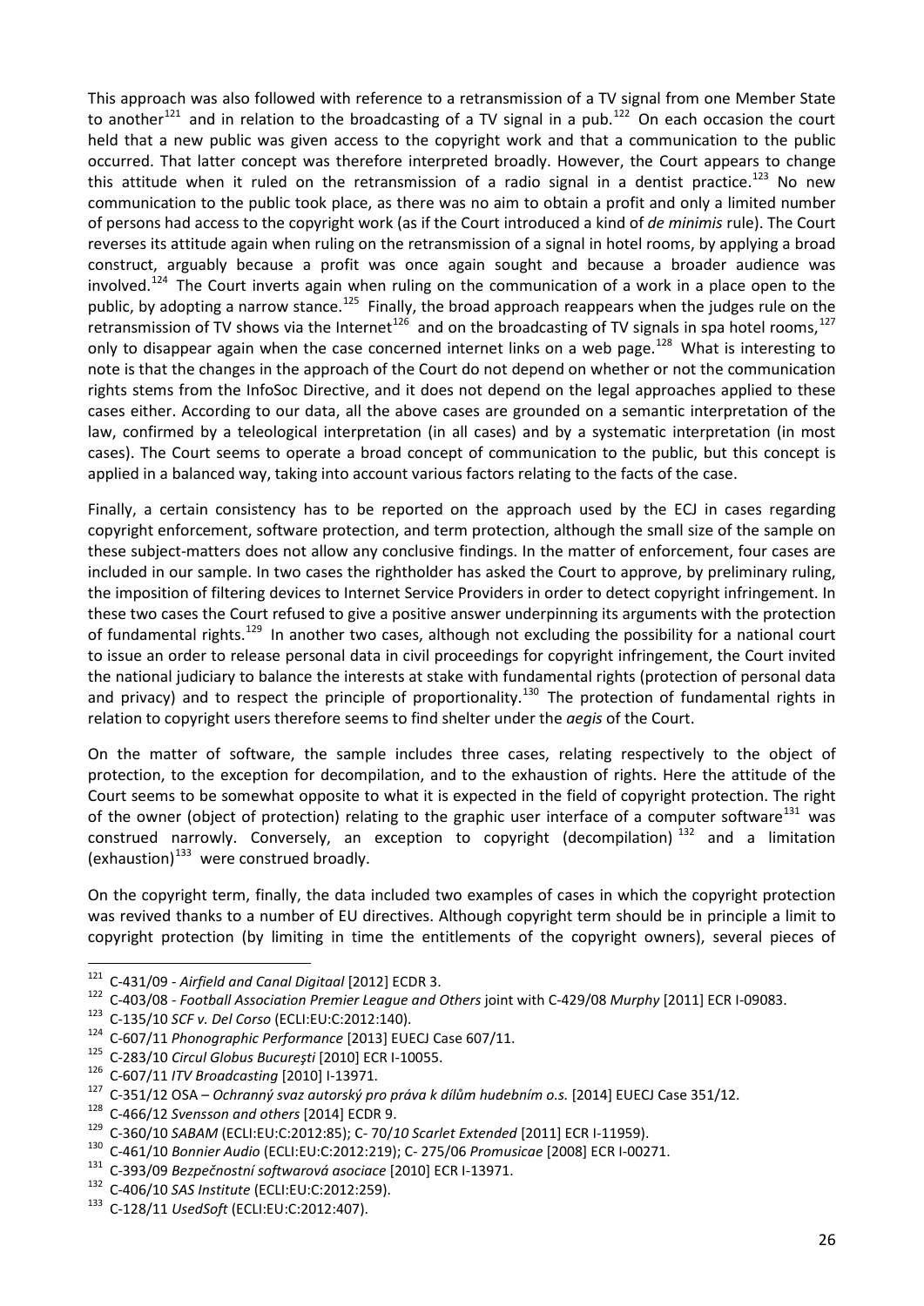This approach was also followed with reference to a retransmission of a TV signal from one Member State to another[121] and in relation to the broadcasting of a TV signal in a pub.[122] On each occasion the court held that a new public was given access to the copyright work and that a communication to the public occurred. That latter concept was therefore interpreted broadly. However, the Court appears to change this attitude when it ruled on the retransmission of a radio signal in a dentist practice.[123] No new communication to the public took place, as there was no aim to obtain a profit and only a limited number of persons had access to the copyright work (as if the Court introduced a kind of *de minimis* rule). The Court reverses its attitude again when ruling on the retransmission of a signal in hotel rooms, by applying a broad construct, arguably because a profit was once again sought and because a broader audience was involved.[124] The Court inverts again when ruling on the communication of a work in a place open to the public, by adopting a narrow stance.[125] Finally, the broad approach reappears when the judges rule on the retransmission of TV shows via the Internet[126] and on the broadcasting of TV signals in spa hotel rooms,[127] only to disappear again when the case concerned internet links on a web page.[128] What is interesting to note is that the changes in the approach of the Court do not depend on whether or not the communication rights stems from the InfoSoc Directive, and it does not depend on the legal approaches applied to these cases either. According to our data, all the above cases are grounded on a semantic interpretation of the law, confirmed by a teleological interpretation (in all cases) and by a systematic interpretation (in most cases). The Court seems to operate a broad concept of communication to the public, but this concept is applied in a balanced way, taking into account various factors relating to the facts of the case.

Finally, a certain consistency has to be reported on the approach used by the ECJ in cases regarding copyright enforcement, software protection, and term protection, although the small size of the sample on these subject-matters does not allow any conclusive findings. In the matter of enforcement, four cases are included in our sample. In two cases the rightholder has asked the Court to approve, by preliminary ruling, the imposition of filtering devices to Internet Service Providers in order to detect copyright infringement. In these two cases the Court refused to give a positive answer underpinning its arguments with the protection of fundamental rights.[129] In another two cases, although not excluding the possibility for a national court to issue an order to release personal data in civil proceedings for copyright infringement, the Court invited the national judiciary to balance the interests at stake with fundamental rights (protection of personal data and privacy) and to respect the principle of proportionality.[130] The protection of fundamental rights in relation to copyright users therefore seems to find shelter under the *aegis* of the Court.

On the matter of software, the sample includes three cases, relating respectively to the object of protection, to the exception for decompilation, and to the exhaustion of rights. Here the attitude of the Court seems to be somewhat opposite to what it is expected in the field of copyright protection. The right of the owner (object of protection) relating to the graphic user interface of a computer software[131] was construed narrowly. Conversely, an exception to copyright (decompilation)[132] and a limitation (exhaustion)[133] were construed broadly.

On the copyright term, finally, the data included two examples of cases in which the copyright protection was revived thanks to a number of EU directives. Although copyright term should be in principle a limit to copyright protection (by limiting in time the entitlements of the copyright owners), several pieces of

---

[121] C-431/09 - *Airfield and Canal Digitaal* [2012] ECDR 3.

[122] C-403/08 - *Football Association Premier League and Others* joint with C-429/08 *Murphy* [2011] ECR I-09083.

[123] C-135/10 *SCF v. Del Corso* (ECLI:EU:C:2012:140).

[124] C-607/11 *Phonographic Performance* [2013] EUECJ Case 607/11.

[125] C-283/10 *Circul Globus Bucureşti* [2010] ECR I-10055.

[126] C-607/11 *ITV Broadcasting* [2010] I-13971.

[127] C-351/12 OSA – *Ochranný svaz autorský pro práva k dílům hudebním o.s.* [2014] EUECJ Case 351/12.

[128] C-466/12 *Svensson and others* [2014] ECDR 9.

[129] C-360/10 *SABAM* (ECLI:EU:C:2012:85); C- 70/*10 Scarlet Extended* [2011] ECR I-11959).

[130] C-461/10 *Bonnier Audio* (ECLI:EU:C:2012:219); C- 275/06 *Promusicae* [2008] ECR I-00271.

[131] C-393/09 *Bezpečnostní softwarová asociace* [2010] ECR I-13971.

[132] C-406/10 *SAS Institute* (ECLI:EU:C:2012:259).

[133] C-128/11 *UsedSoft* (ECLI:EU:C:2012:407).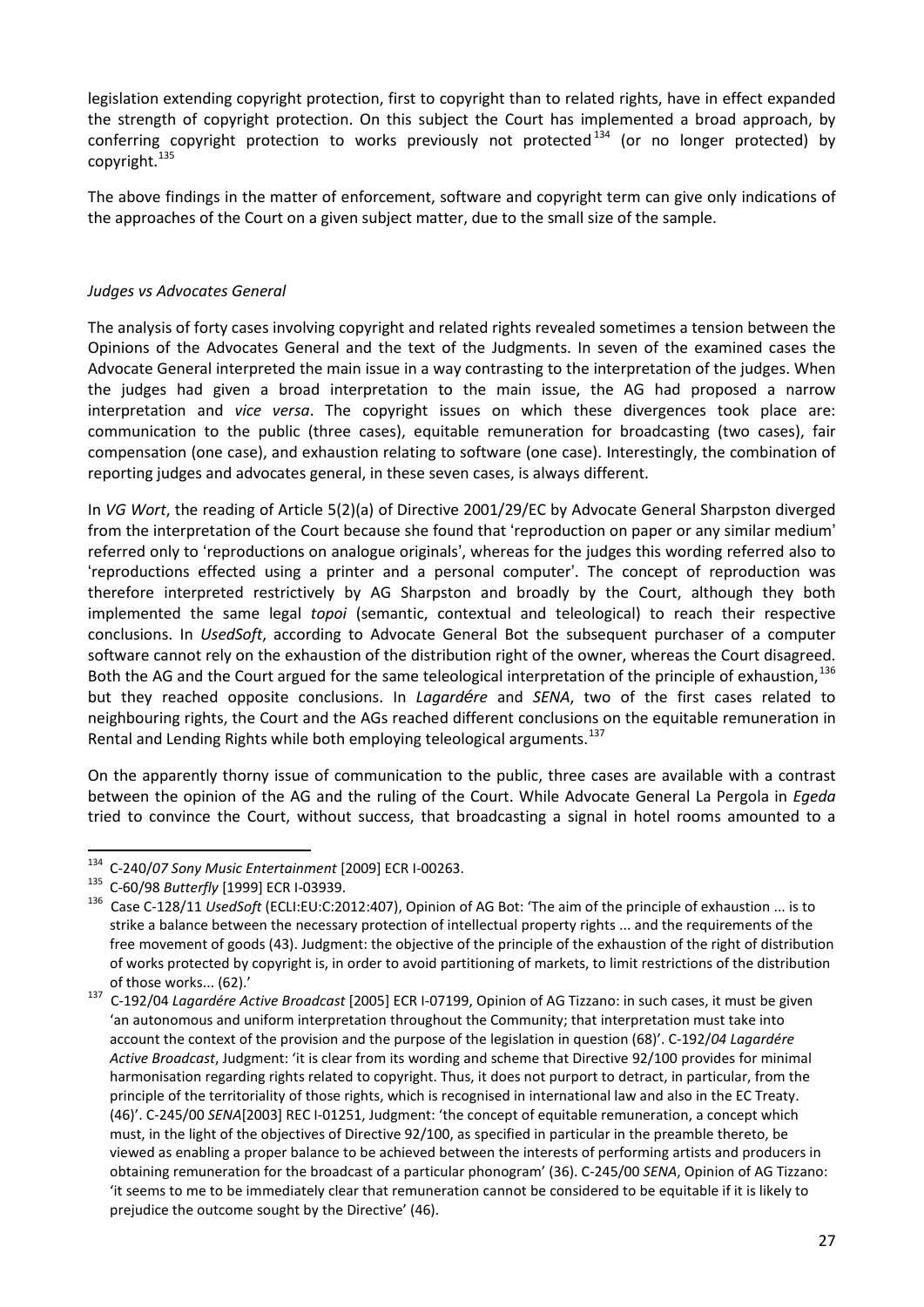legislation extending copyright protection, first to copyright than to related rights, have in effect expanded the strength of copyright protection. On this subject the Court has implemented a broad approach, by conferring copyright protection to works previously not protected[134] (or no longer protected) by copyright.[135]

The above findings in the matter of enforcement, software and copyright term can give only indications of the approaches of the Court on a given subject matter, due to the small size of the sample.

*Judges vs Advocates General*

The analysis of forty cases involving copyright and related rights revealed sometimes a tension between the Opinions of the Advocates General and the text of the Judgments. In seven of the examined cases the Advocate General interpreted the main issue in a way contrasting to the interpretation of the judges. When the judges had given a broad interpretation to the main issue, the AG had proposed a narrow interpretation and *vice versa*. The copyright issues on which these divergences took place are: communication to the public (three cases), equitable remuneration for broadcasting (two cases), fair compensation (one case), and exhaustion relating to software (one case). Interestingly, the combination of reporting judges and advocates general, in these seven cases, is always different.

In *VG Wort*, the reading of Article 5(2)(a) of Directive 2001/29/EC by Advocate General Sharpston diverged from the interpretation of the Court because she found that 'reproduction on paper or any similar medium' referred only to 'reproductions on analogue originals', whereas for the judges this wording referred also to 'reproductions effected using a printer and a personal computer'. The concept of reproduction was therefore interpreted restrictively by AG Sharpston and broadly by the Court, although they both implemented the same legal *topoi* (semantic, contextual and teleological) to reach their respective conclusions. In *UsedSoft*, according to Advocate General Bot the subsequent purchaser of a computer software cannot rely on the exhaustion of the distribution right of the owner, whereas the Court disagreed. Both the AG and the Court argued for the same teleological interpretation of the principle of exhaustion,[136] but they reached opposite conclusions. In *Lagardére* and *SENA*, two of the first cases related to neighbouring rights, the Court and the AGs reached different conclusions on the equitable remuneration in Rental and Lending Rights while both employing teleological arguments.[137]

On the apparently thorny issue of communication to the public, three cases are available with a contrast between the opinion of the AG and the ruling of the Court. While Advocate General La Pergola in *Egeda* tried to convince the Court, without success, that broadcasting a signal in hotel rooms amounted to a

---

[134] C-240/*07 Sony Music Entertainment* [2009] ECR I-00263.

[135] C-60/98 *Butterfly* [1999] ECR I-03939.

[136] Case C-128/11 *UsedSoft* (ECLI:EU:C:2012:407), Opinion of AG Bot: 'The aim of the principle of exhaustion ... is to strike a balance between the necessary protection of intellectual property rights ... and the requirements of the free movement of goods (43). Judgment: the objective of the principle of the exhaustion of the right of distribution of works protected by copyright is, in order to avoid partitioning of markets, to limit restrictions of the distribution of those works... (62).'

[137] C-192/04 *Lagardére Active Broadcast* [2005] ECR I-07199, Opinion of AG Tizzano: in such cases, it must be given 'an autonomous and uniform interpretation throughout the Community; that interpretation must take into account the context of the provision and the purpose of the legislation in question (68)'. C-192/*04 Lagardére Active Broadcast*, Judgment: 'it is clear from its wording and scheme that Directive 92/100 provides for minimal harmonisation regarding rights related to copyright. Thus, it does not purport to detract, in particular, from the principle of the territoriality of those rights, which is recognised in international law and also in the EC Treaty. (46)'. C-245/00 *SENA*[2003] REC I-01251, Judgment: 'the concept of equitable remuneration, a concept which must, in the light of the objectives of Directive 92/100, as specified in particular in the preamble thereto, be viewed as enabling a proper balance to be achieved between the interests of performing artists and producers in obtaining remuneration for the broadcast of a particular phonogram' (36). C-245/00 *SENA*, Opinion of AG Tizzano: 'it seems to me to be immediately clear that remuneration cannot be considered to be equitable if it is likely to prejudice the outcome sought by the Directive' (46).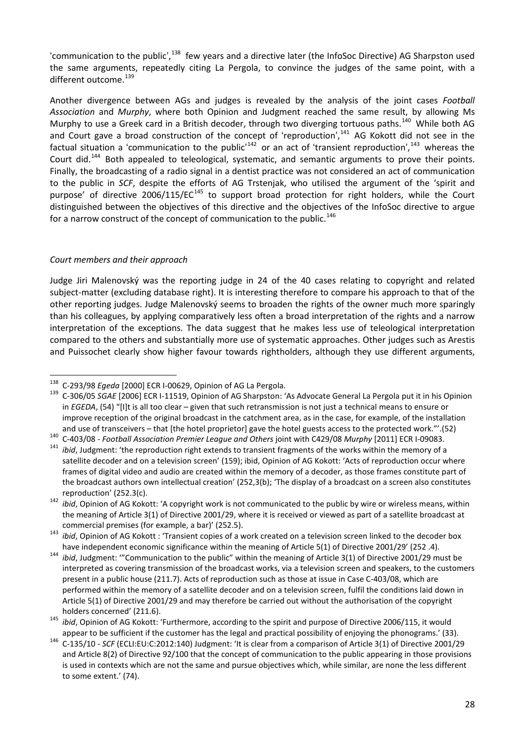'communication to the public',[138] few years and a directive later (the InfoSoc Directive) AG Sharpston used the same arguments, repeatedly citing La Pergola, to convince the judges of the same point, with a different outcome.[139]

Another divergence between AGs and judges is revealed by the analysis of the joint cases *Football Association* and *Murphy*, where both Opinion and Judgment reached the same result, by allowing Ms Murphy to use a Greek card in a British decoder, through two diverging tortuous paths.[140] While both AG and Court gave a broad construction of the concept of 'reproduction',[141] AG Kokott did not see in the factual situation a 'communication to the public'[142] or an act of 'transient reproduction',[143] whereas the Court did.[144] Both appealed to teleological, systematic, and semantic arguments to prove their points. Finally, the broadcasting of a radio signal in a dentist practice was not considered an act of communication to the public in *SCF*, despite the efforts of AG Trstenjak, who utilised the argument of the 'spirit and purpose' of directive 2006/115/EC[145] to support broad protection for right holders, while the Court distinguished between the objectives of this directive and the objectives of the InfoSoc directive to argue for a narrow construct of the concept of communication to the public.[146]

*Court members and their approach*

Judge Jiri Malenovský was the reporting judge in 24 of the 40 cases relating to copyright and related subject-matter (excluding database right). It is interesting therefore to compare his approach to that of the other reporting judges. Judge Malenovský seems to broaden the rights of the owner much more sparingly than his colleagues, by applying comparatively less often a broad interpretation of the rights and a narrow interpretation of the exceptions. The data suggest that he makes less use of teleological interpretation compared to the others and substantially more use of systematic approaches. Other judges such as Arestis and Puissochet clearly show higher favour towards rightholders, although they use different arguments,

---

[138] C-293/98 *Egeda* [2000] ECR I-00629, Opinion of AG La Pergola.

[139] C-306/05 *SGAE* [2006] ECR I-11519, Opinion of AG Sharpston: 'As Advocate General La Pergola put it in his Opinion in *EGEDA*, (54) "[I]t is all too clear – given that such retransmission is not just a technical means to ensure or improve reception of the original broadcast in the catchment area, as in the case, for example, of the installation and use of transceivers – that [the hotel proprietor] gave the hotel guests access to the protected work."'.(52)

[140] C-403/08 - *Football Association Premier League and Others* joint with C429/08 *Murphy* [2011] ECR I-09083.

[141] *ibid*, Judgment: 'the reproduction right extends to transient fragments of the works within the memory of a satellite decoder and on a television screen' (159); ibid, Opinion of AG Kokott: 'Acts of reproduction occur where frames of digital video and audio are created within the memory of a decoder, as those frames constitute part of the broadcast authors own intellectual creation' (252,3(b); 'The display of a broadcast on a screen also constitutes reproduction' (252.3(c).

[142] *ibid*, Opinion of AG Kokott: 'A copyright work is not communicated to the public by wire or wireless means, within the meaning of Article 3(1) of Directive 2001/29, where it is received or viewed as part of a satellite broadcast at commercial premises (for example, a bar)' (252.5).

[143] *ibid*, Opinion of AG Kokott : 'Transient copies of a work created on a television screen linked to the decoder box have independent economic significance within the meaning of Article 5(1) of Directive 2001/29' (252 .4).

[144] *ibid*, Judgment: '"Communication to the public" within the meaning of Article 3(1) of Directive 2001/29 must be interpreted as covering transmission of the broadcast works, via a television screen and speakers, to the customers present in a public house (211.7). Acts of reproduction such as those at issue in Case C-403/08, which are performed within the memory of a satellite decoder and on a television screen, fulfil the conditions laid down in Article 5(1) of Directive 2001/29 and may therefore be carried out without the authorisation of the copyright holders concerned' (211.6).

[145] *ibid*, Opinion of AG Kokott: 'Furthermore, according to the spirit and purpose of Directive 2006/115, it would appear to be sufficient if the customer has the legal and practical possibility of enjoying the phonograms.' (33).

[146] C-135/10 - *SCF* (ECLI:EU:C:2012:140) Judgment: 'It is clear from a comparison of Article 3(1) of Directive 2001/29 and Article 8(2) of Directive 92/100 that the concept of communication to the public appearing in those provisions is used in contexts which are not the same and pursue objectives which, while similar, are none the less different to some extent.' (74).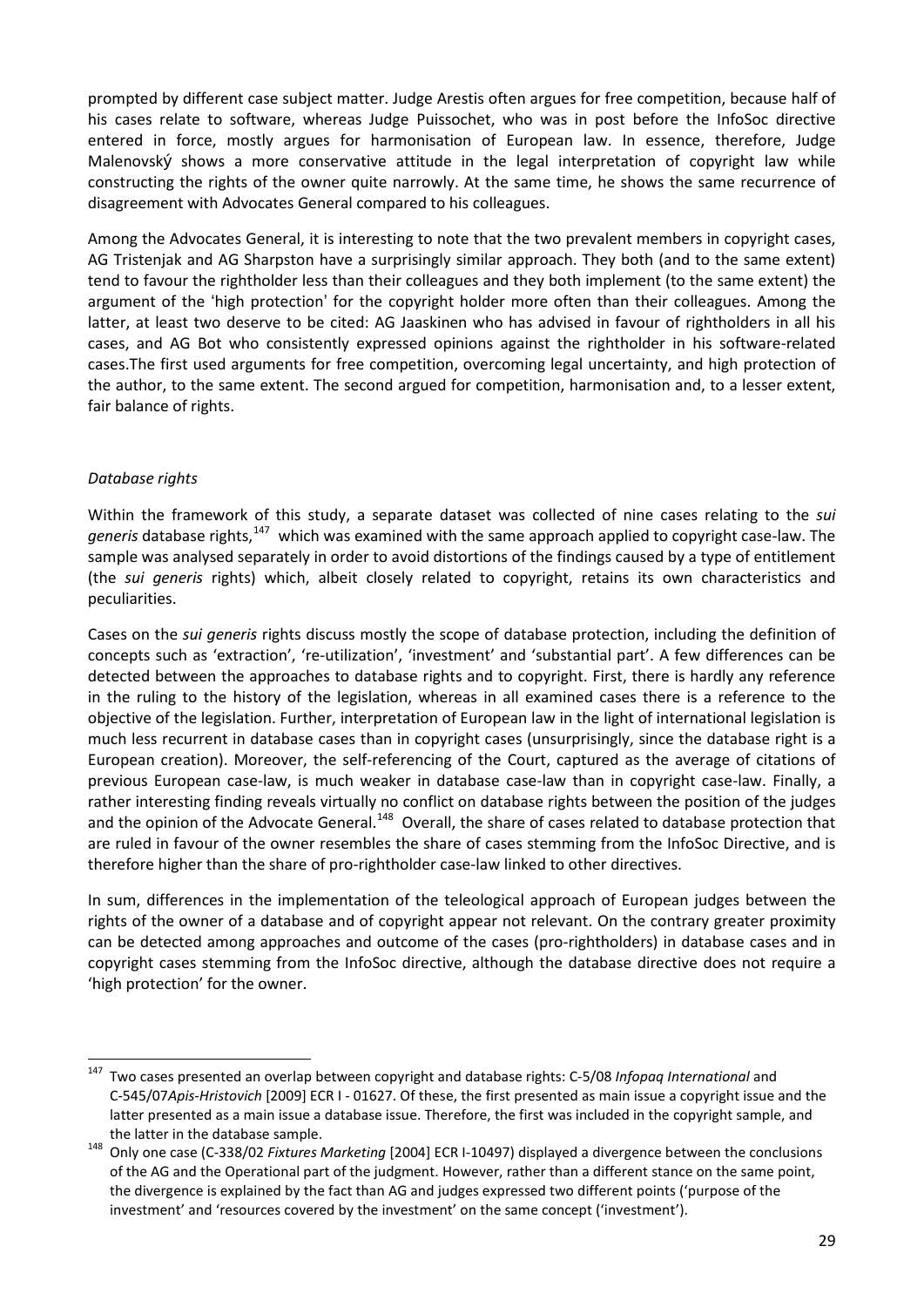prompted by different case subject matter. Judge Arestis often argues for free competition, because half of his cases relate to software, whereas Judge Puissochet, who was in post before the InfoSoc directive entered in force, mostly argues for harmonisation of European law. In essence, therefore, Judge Malenovský shows a more conservative attitude in the legal interpretation of copyright law while constructing the rights of the owner quite narrowly. At the same time, he shows the same recurrence of disagreement with Advocates General compared to his colleagues.

Among the Advocates General, it is interesting to note that the two prevalent members in copyright cases, AG Tristenjak and AG Sharpston have a surprisingly similar approach. They both (and to the same extent) tend to favour the rightholder less than their colleagues and they both implement (to the same extent) the argument of the 'high protection' for the copyright holder more often than their colleagues. Among the latter, at least two deserve to be cited: AG Jaaskinen who has advised in favour of rightholders in all his cases, and AG Bot who consistently expressed opinions against the rightholder in his software-related cases.The first used arguments for free competition, overcoming legal uncertainty, and high protection of the author, to the same extent. The second argued for competition, harmonisation and, to a lesser extent, fair balance of rights.

*Database rights*

Within the framework of this study, a separate dataset was collected of nine cases relating to the *sui generis* database rights,[147] which was examined with the same approach applied to copyright case-law. The sample was analysed separately in order to avoid distortions of the findings caused by a type of entitlement (the *sui generis* rights) which, albeit closely related to copyright, retains its own characteristics and peculiarities.

Cases on the *sui generis* rights discuss mostly the scope of database protection, including the definition of concepts such as 'extraction', 're-utilization', 'investment' and 'substantial part'. A few differences can be detected between the approaches to database rights and to copyright. First, there is hardly any reference in the ruling to the history of the legislation, whereas in all examined cases there is a reference to the objective of the legislation. Further, interpretation of European law in the light of international legislation is much less recurrent in database cases than in copyright cases (unsurprisingly, since the database right is a European creation). Moreover, the self-referencing of the Court, captured as the average of citations of previous European case-law, is much weaker in database case-law than in copyright case-law. Finally, a rather interesting finding reveals virtually no conflict on database rights between the position of the judges and the opinion of the Advocate General.[148] Overall, the share of cases related to database protection that are ruled in favour of the owner resembles the share of cases stemming from the InfoSoc Directive, and is therefore higher than the share of pro-rightholder case-law linked to other directives.

In sum, differences in the implementation of the teleological approach of European judges between the rights of the owner of a database and of copyright appear not relevant. On the contrary greater proximity can be detected among approaches and outcome of the cases (pro-rightholders) in database cases and in copyright cases stemming from the InfoSoc directive, although the database directive does not require a 'high protection' for the owner.

---

[147] Two cases presented an overlap between copyright and database rights: C-5/08 *Infopaq International* and C-545/07*Apis-Hristovich* [2009] ECR I - 01627. Of these, the first presented as main issue a copyright issue and the latter presented as a main issue a database issue. Therefore, the first was included in the copyright sample, and the latter in the database sample.

[148] Only one case (C-338/02 *Fixtures Marketing* [2004] ECR I-10497) displayed a divergence between the conclusions of the AG and the Operational part of the judgment. However, rather than a different stance on the same point, the divergence is explained by the fact than AG and judges expressed two different points ('purpose of the investment' and 'resources covered by the investment' on the same concept ('investment').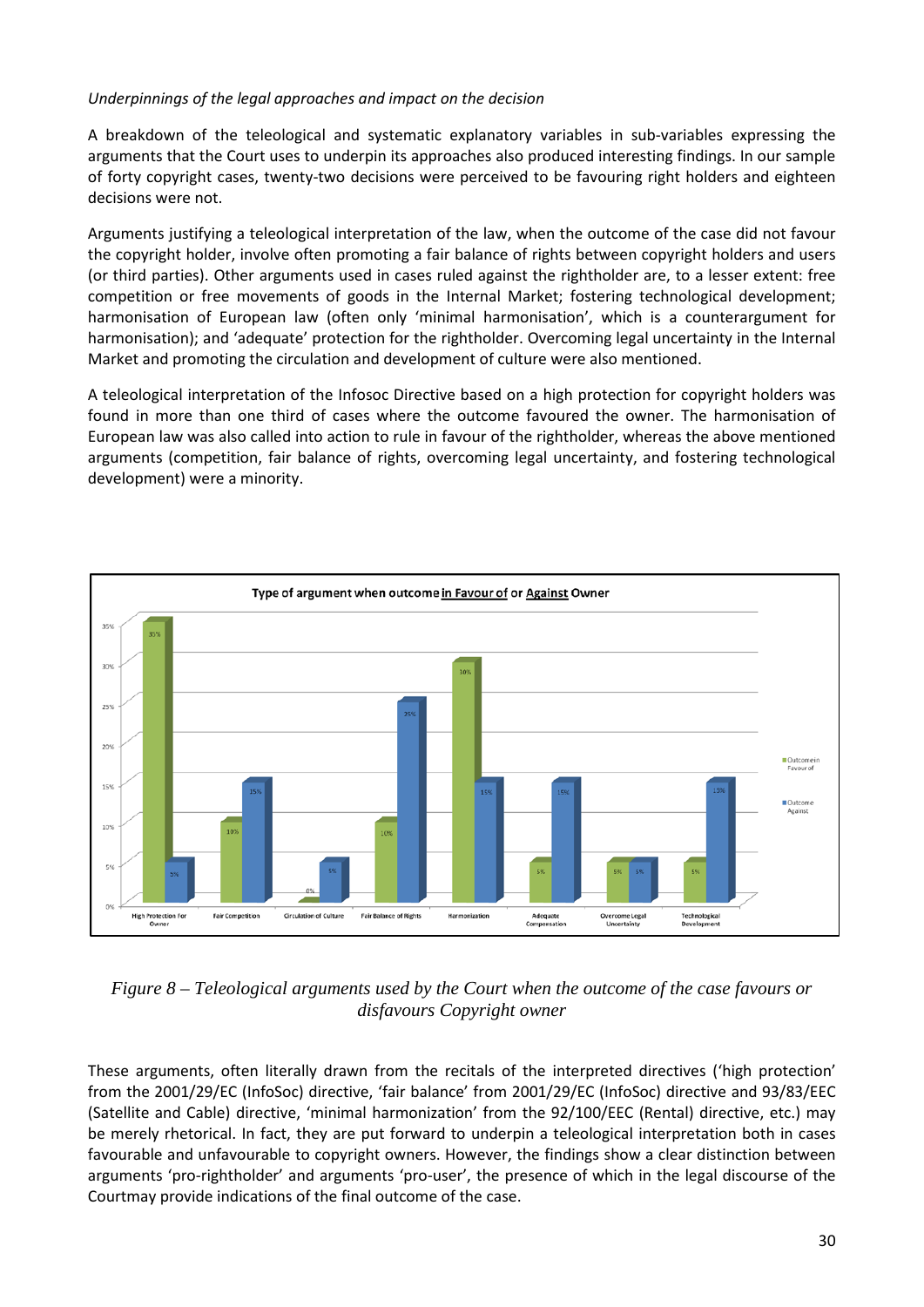*Underpinnings of the legal approaches and impact on the decision*

A breakdown of the teleological and systematic explanatory variables in sub-variables expressing the arguments that the Court uses to underpin its approaches also produced interesting findings. In our sample of forty copyright cases, twenty-two decisions were perceived to be favouring right holders and eighteen decisions were not.

Arguments justifying a teleological interpretation of the law, when the outcome of the case did not favour the copyright holder, involve often promoting a fair balance of rights between copyright holders and users (or third parties). Other arguments used in cases ruled against the rightholder are, to a lesser extent: free competition or free movements of goods in the Internal Market; fostering technological development; harmonisation of European law (often only 'minimal harmonisation', which is a counterargument for harmonisation); and 'adequate' protection for the rightholder. Overcoming legal uncertainty in the Internal Market and promoting the circulation and development of culture were also mentioned.

A teleological interpretation of the Infosoc Directive based on a high protection for copyright holders was found in more than one third of cases where the outcome favoured the owner. The harmonisation of European law was also called into action to rule in favour of the rightholder, whereas the above mentioned arguments (competition, fair balance of rights, overcoming legal uncertainty, and fostering technological development) were a minority.

**Type of argument when outcome in Favour of or Against Owner**

| Argument | Outcome in Favour of | Outcome Against |
|---|---|---|
| High Protection For Owner | 35% | 5% |
| Fair Competition | 10% | 15% |
| Circulation of Culture | 0% | 5% |
| Fair Balance of Rights | 10% | 25% |
| Harmonization | 30% | 15% |
| Adequate Compensation | 5% | 15% |
| Overcome Legal Uncertainty | 5% | 5% |
| Technological Development | 5% | 15% |

*Figure 8 – Teleological arguments used by the Court when the outcome of the case favours or disfavours Copyright owner*

These arguments, often literally drawn from the recitals of the interpreted directives ('high protection' from the 2001/29/EC (InfoSoc) directive, 'fair balance' from 2001/29/EC (InfoSoc) directive and 93/83/EEC (Satellite and Cable) directive, 'minimal harmonization' from the 92/100/EEC (Rental) directive, etc.) may be merely rhetorical. In fact, they are put forward to underpin a teleological interpretation both in cases favourable and unfavourable to copyright owners. However, the findings show a clear distinction between arguments 'pro-rightholder' and arguments 'pro-user', the presence of which in the legal discourse of the Courtmay provide indications of the final outcome of the case.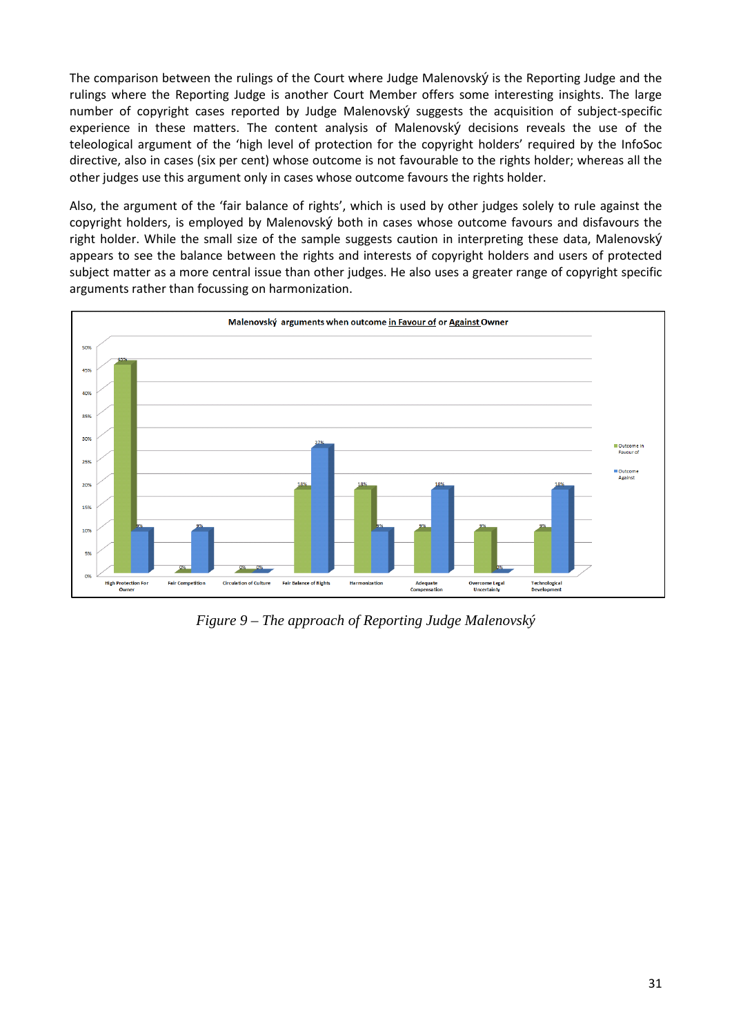The comparison between the rulings of the Court where Judge Malenovský is the Reporting Judge and the rulings where the Reporting Judge is another Court Member offers some interesting insights. The large number of copyright cases reported by Judge Malenovský suggests the acquisition of subject-specific experience in these matters. The content analysis of Malenovský decisions reveals the use of the teleological argument of the 'high level of protection for the copyright holders' required by the InfoSoc directive, also in cases (six per cent) whose outcome is not favourable to the rights holder; whereas all the other judges use this argument only in cases whose outcome favours the rights holder.

Also, the argument of the 'fair balance of rights', which is used by other judges solely to rule against the copyright holders, is employed by Malenovský both in cases whose outcome favours and disfavours the right holder. While the small size of the sample suggests caution in interpreting these data, Malenovský appears to see the balance between the rights and interests of copyright holders and users of protected subject matter as a more central issue than other judges. He also uses a greater range of copyright specific arguments rather than focussing on harmonization.

**Malenovský arguments when outcome in Favour of or Against Owner**

| Argument | Outcome in Favour of | Outcome Against |
|---|---|---|
| High Protection For Owner | 45% | 9% |
| Fair Competition | 0% | 9% |
| Circulation of Culture | 0% | 0% |
| Fair Balance of Rights | 18% | 27% |
| Harmonization | 18% | 9% |
| Adequate Compensation | 9% | 18% |
| Overcome Legal Uncertainty | 9% | 0% |
| Technological Development | 9% | 18% |

*Figure 9 – The approach of Reporting Judge Malenovský*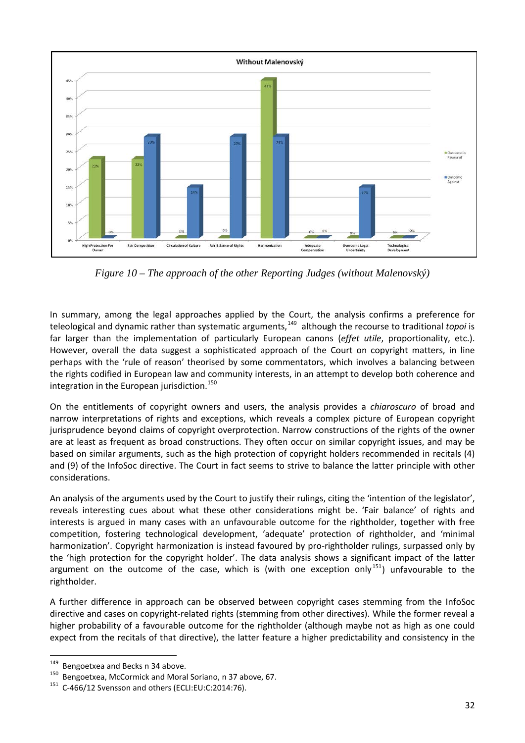Figure 10 – The approach of the other Reporting Judges (without Malenovský)

In summary, among the legal approaches applied by the Court, the analysis confirms a preference for teleological and dynamic rather than systematic arguments,[149] although the recourse to traditional *topoi* is far larger than the implementation of particularly European canons (*effet utile*, proportionality, etc.). However, overall the data suggest a sophisticated approach of the Court on copyright matters, in line perhaps with the 'rule of reason' theorised by some commentators, which involves a balancing between the rights codified in European law and community interests, in an attempt to develop both coherence and integration in the European jurisdiction.[150]

On the entitlements of copyright owners and users, the analysis provides a *chiaroscuro* of broad and narrow interpretations of rights and exceptions, which reveals a complex picture of European copyright jurisprudence beyond claims of copyright overprotection. Narrow constructions of the rights of the owner are at least as frequent as broad constructions. They often occur on similar copyright issues, and may be based on similar arguments, such as the high protection of copyright holders recommended in recitals (4) and (9) of the InfoSoc directive. The Court in fact seems to strive to balance the latter principle with other considerations.

An analysis of the arguments used by the Court to justify their rulings, citing the 'intention of the legislator', reveals interesting cues about what these other considerations might be. 'Fair balance' of rights and interests is argued in many cases with an unfavourable outcome for the rightholder, together with free competition, fostering technological development, 'adequate' protection of rightholder, and 'minimal harmonization'. Copyright harmonization is instead favoured by pro-rightholder rulings, surpassed only by the 'high protection for the copyright holder'. The data analysis shows a significant impact of the latter argument on the outcome of the case, which is (with one exception only[151]) unfavourable to the rightholder.

A further difference in approach can be observed between copyright cases stemming from the InfoSoc directive and cases on copyright-related rights (stemming from other directives). While the former reveal a higher probability of a favourable outcome for the rightholder (although maybe not as high as one could expect from the recitals of that directive), the latter feature a higher predictability and consistency in the

[149] Bengoetxea and Becks n 34 above.

[150] Bengoetxea, McCormick and Moral Soriano, n 37 above, 67.

[151] C-466/12 Svensson and others (ECLI:EU:C:2014:76).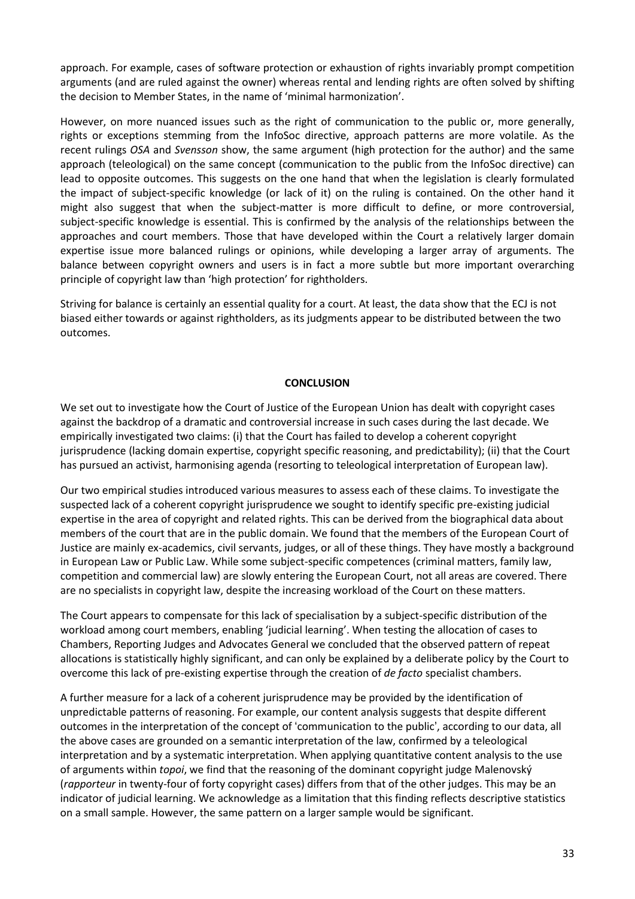approach. For example, cases of software protection or exhaustion of rights invariably prompt competition arguments (and are ruled against the owner) whereas rental and lending rights are often solved by shifting the decision to Member States, in the name of 'minimal harmonization'.

However, on more nuanced issues such as the right of communication to the public or, more generally, rights or exceptions stemming from the InfoSoc directive, approach patterns are more volatile. As the recent rulings *OSA* and *Svensson* show, the same argument (high protection for the author) and the same approach (teleological) on the same concept (communication to the public from the InfoSoc directive) can lead to opposite outcomes. This suggests on the one hand that when the legislation is clearly formulated the impact of subject-specific knowledge (or lack of it) on the ruling is contained. On the other hand it might also suggest that when the subject-matter is more difficult to define, or more controversial, subject-specific knowledge is essential. This is confirmed by the analysis of the relationships between the approaches and court members. Those that have developed within the Court a relatively larger domain expertise issue more balanced rulings or opinions, while developing a larger array of arguments. The balance between copyright owners and users is in fact a more subtle but more important overarching principle of copyright law than 'high protection' for rightholders.

Striving for balance is certainly an essential quality for a court. At least, the data show that the ECJ is not biased either towards or against rightholders, as its judgments appear to be distributed between the two outcomes.

## CONCLUSION

We set out to investigate how the Court of Justice of the European Union has dealt with copyright cases against the backdrop of a dramatic and controversial increase in such cases during the last decade. We empirically investigated two claims: (i) that the Court has failed to develop a coherent copyright jurisprudence (lacking domain expertise, copyright specific reasoning, and predictability); (ii) that the Court has pursued an activist, harmonising agenda (resorting to teleological interpretation of European law).

Our two empirical studies introduced various measures to assess each of these claims. To investigate the suspected lack of a coherent copyright jurisprudence we sought to identify specific pre-existing judicial expertise in the area of copyright and related rights. This can be derived from the biographical data about members of the court that are in the public domain. We found that the members of the European Court of Justice are mainly ex-academics, civil servants, judges, or all of these things. They have mostly a background in European Law or Public Law. While some subject-specific competences (criminal matters, family law, competition and commercial law) are slowly entering the European Court, not all areas are covered. There are no specialists in copyright law, despite the increasing workload of the Court on these matters.

The Court appears to compensate for this lack of specialisation by a subject-specific distribution of the workload among court members, enabling 'judicial learning'. When testing the allocation of cases to Chambers, Reporting Judges and Advocates General we concluded that the observed pattern of repeat allocations is statistically highly significant, and can only be explained by a deliberate policy by the Court to overcome this lack of pre-existing expertise through the creation of *de facto* specialist chambers.

A further measure for a lack of a coherent jurisprudence may be provided by the identification of unpredictable patterns of reasoning. For example, our content analysis suggests that despite different outcomes in the interpretation of the concept of 'communication to the public', according to our data, all the above cases are grounded on a semantic interpretation of the law, confirmed by a teleological interpretation and by a systematic interpretation. When applying quantitative content analysis to the use of arguments within *topoi*, we find that the reasoning of the dominant copyright judge Malenovský (*rapporteur* in twenty-four of forty copyright cases) differs from that of the other judges. This may be an indicator of judicial learning. We acknowledge as a limitation that this finding reflects descriptive statistics on a small sample. However, the same pattern on a larger sample would be significant.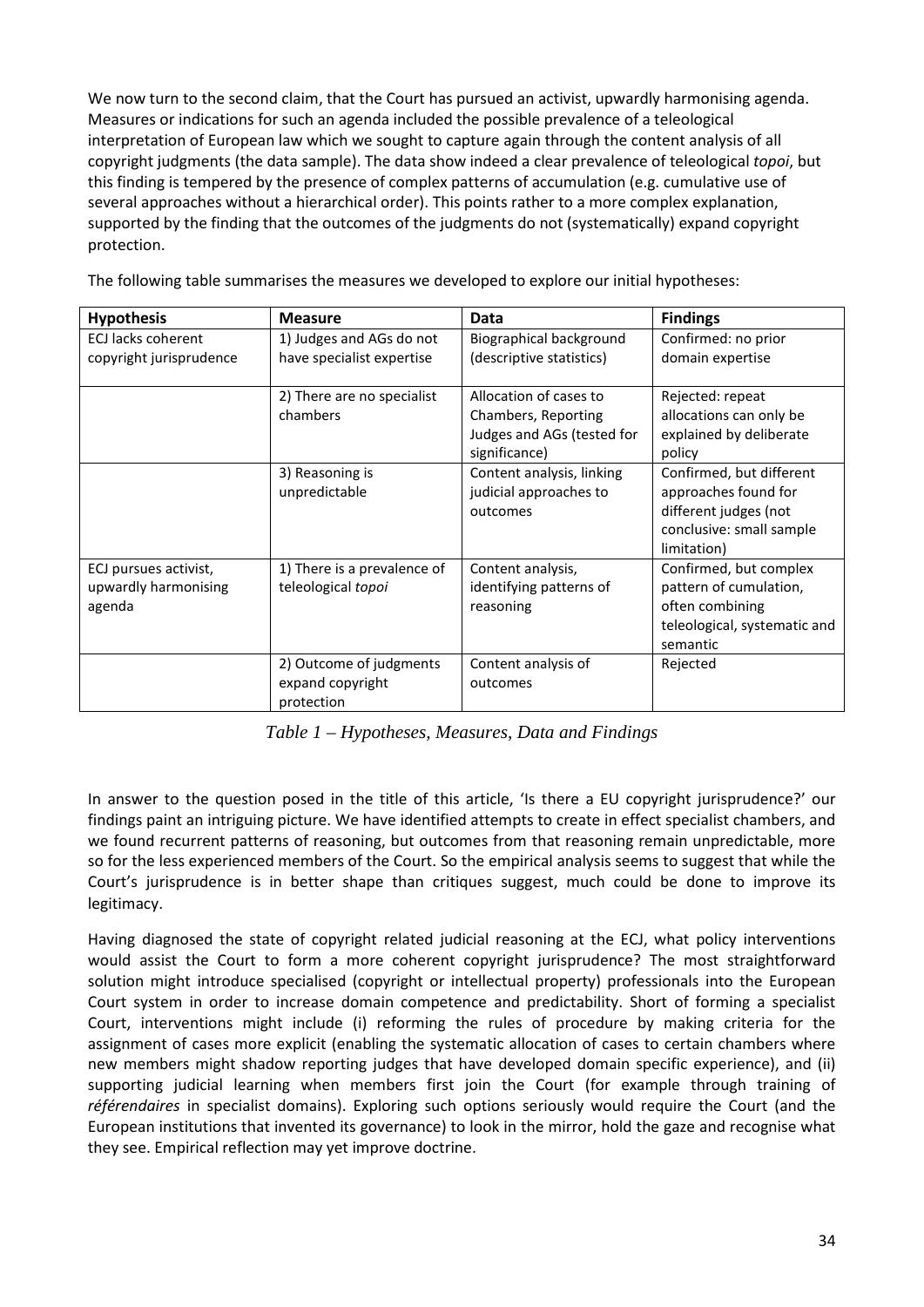We now turn to the second claim, that the Court has pursued an activist, upwardly harmonising agenda. Measures or indications for such an agenda included the possible prevalence of a teleological interpretation of European law which we sought to capture again through the content analysis of all copyright judgments (the data sample). The data show indeed a clear prevalence of teleological *topoi*, but this finding is tempered by the presence of complex patterns of accumulation (e.g. cumulative use of several approaches without a hierarchical order). This points rather to a more complex explanation, supported by the finding that the outcomes of the judgments do not (systematically) expand copyright protection.

The following table summarises the measures we developed to explore our initial hypotheses:

| **Hypothesis** | **Measure** | **Data** | **Findings** |
|---|---|---|---|
| ECJ lacks coherent copyright jurisprudence | 1) Judges and AGs do not have specialist expertise | Biographical background (descriptive statistics) | Confirmed: no prior domain expertise |
| | 2) There are no specialist chambers | Allocation of cases to Chambers, Reporting Judges and AGs (tested for significance) | Rejected: repeat allocations can only be explained by deliberate policy |
| | 3) Reasoning is unpredictable | Content analysis, linking judicial approaches to outcomes | Confirmed, but different approaches found for different judges (not conclusive: small sample limitation) |
| ECJ pursues activist, upwardly harmonising agenda | 1) There is a prevalence of teleological *topoi* | Content analysis, identifying patterns of reasoning | Confirmed, but complex pattern of cumulation, often combining teleological, systematic and semantic |
| | 2) Outcome of judgments expand copyright protection | Content analysis of outcomes | Rejected |

*Table 1 – Hypotheses, Measures, Data and Findings*

In answer to the question posed in the title of this article, 'Is there a EU copyright jurisprudence?' our findings paint an intriguing picture. We have identified attempts to create in effect specialist chambers, and we found recurrent patterns of reasoning, but outcomes from that reasoning remain unpredictable, more so for the less experienced members of the Court. So the empirical analysis seems to suggest that while the Court's jurisprudence is in better shape than critiques suggest, much could be done to improve its legitimacy.

Having diagnosed the state of copyright related judicial reasoning at the ECJ, what policy interventions would assist the Court to form a more coherent copyright jurisprudence? The most straightforward solution might introduce specialised (copyright or intellectual property) professionals into the European Court system in order to increase domain competence and predictability. Short of forming a specialist Court, interventions might include (i) reforming the rules of procedure by making criteria for the assignment of cases more explicit (enabling the systematic allocation of cases to certain chambers where new members might shadow reporting judges that have developed domain specific experience), and (ii) supporting judicial learning when members first join the Court (for example through training of *référendaires* in specialist domains). Exploring such options seriously would require the Court (and the European institutions that invented its governance) to look in the mirror, hold the gaze and recognise what they see. Empirical reflection may yet improve doctrine.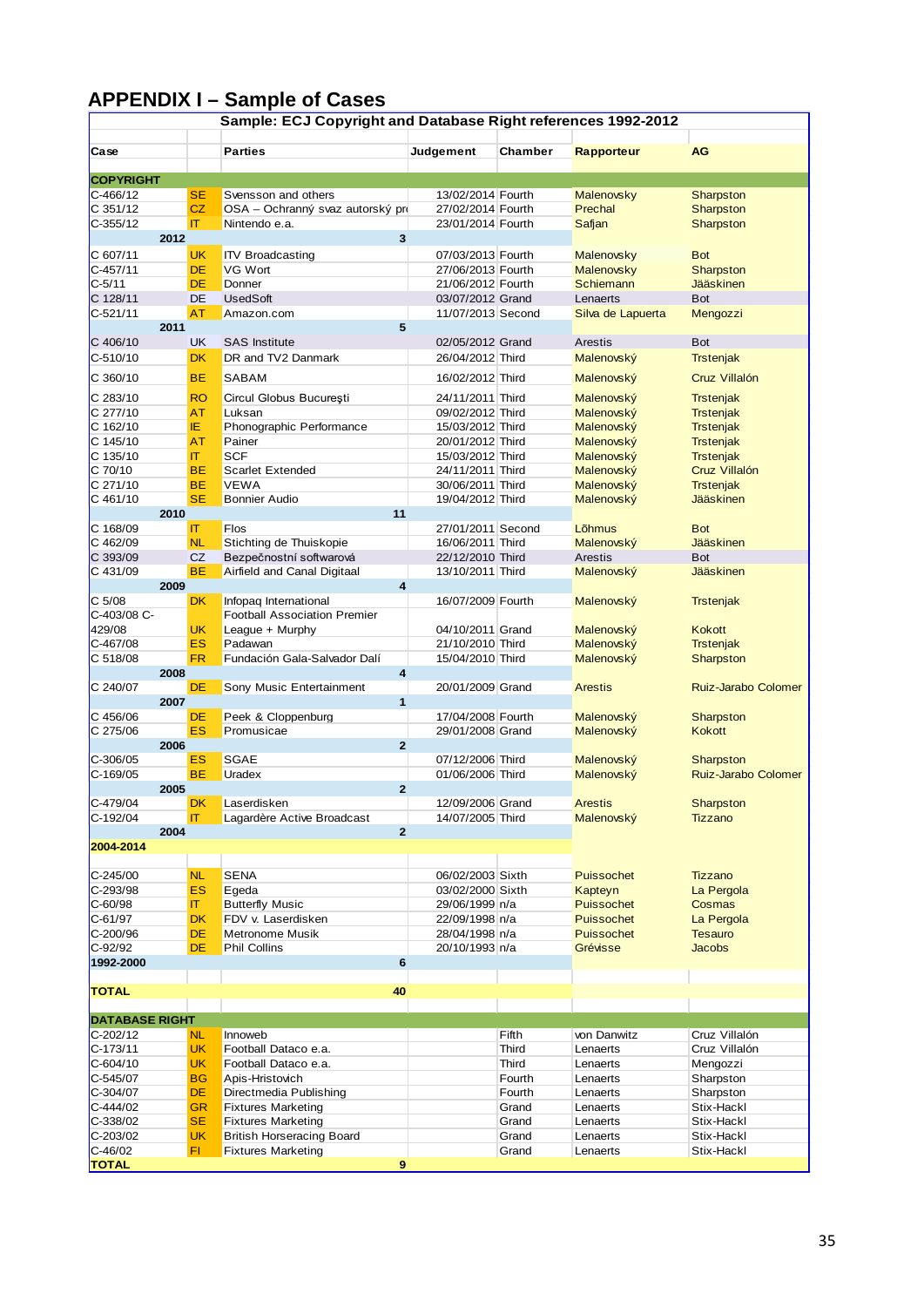# APPENDIX I – Sample of Cases

| Sample: ECJ Copyright and Database Right references 1992-2012 | | | | | | |
|---|---|---|---|---|---|---|
| Case | | Parties | Judgement | Chamber | Rapporteur | AG |
| COPYRIGHT | | | | | | |
| C-466/12 | SE | Svensson and others | 13/02/2014 | Fourth | Malenovsky | Sharpston |
| C 351/12 | CZ | OSA – Ochranný svaz autorský pr | 27/02/2014 | Fourth | Prechal | Sharpston |
| C-355/12 | IT | Nintendo e.a. | 23/01/2014 | Fourth | Safjan | Sharpston |
| 2012 | | 3 | | | | |
| C 607/11 | UK | ITV Broadcasting | 07/03/2013 | Fourth | Malenovsky | Bot |
| C-457/11 | DE | VG Wort | 27/06/2013 | Fourth | Malenovsky | Sharpston |
| C-5/11 | DE | Donner | 21/06/2012 | Fourth | Schiemann | Jääskinen |
| C 128/11 | DE | UsedSoft | 03/07/2012 | Grand | Lenaerts | Bot |
| C-521/11 | AT | Amazon.com | 11/07/2013 | Second | Silva de Lapuerta | Mengozzi |
| 2011 | | 5 | | | | |
| C 406/10 | UK | SAS Institute | 02/05/2012 | Grand | Arestis | Bot |
| C-510/10 | DK | DR and TV2 Danmark | 26/04/2012 | Third | Malenovský | Trstenjak |
| C 360/10 | BE | SABAM | 16/02/2012 | Third | Malenovský | Cruz Villalón |
| C 283/10 | RO | Circul Globus Bucureşti | 24/11/2011 | Third | Malenovský | Trstenjak |
| C 277/10 | AT | Luksan | 09/02/2012 | Third | Malenovský | Trstenjak |
| C 162/10 | IE | Phonographic Performance | 15/03/2012 | Third | Malenovský | Trstenjak |
| C 145/10 | AT | Painer | 20/01/2012 | Third | Malenovský | Trstenjak |
| C 135/10 | IT | SCF | 15/03/2012 | Third | Malenovský | Trstenjak |
| C 70/10 | BE | Scarlet Extended | 24/11/2011 | Third | Malenovský | Cruz Villalón |
| C 271/10 | BE | VEWA | 30/06/2011 | Third | Malenovský | Trstenjak |
| C 461/10 | SE | Bonnier Audio | 19/04/2012 | Third | Malenovský | Jääskinen |
| 2010 | | 11 | | | | |
| C 168/09 | IT | Flos | 27/01/2011 | Second | Lõhmus | Bot |
| C 462/09 | NL | Stichting de Thuiskopie | 16/06/2011 | Third | Malenovský | Jääskinen |
| C 393/09 | CZ | Bezpečnostní softwarová | 22/12/2010 | Third | Arestis | Bot |
| C 431/09 | BE | Airfield and Canal Digitaal | 13/10/2011 | Third | Malenovský | Jääskinen |
| 2009 | | 4 | | | | |
| C 5/08 | DK | Infopaq International | 16/07/2009 | Fourth | Malenovský | Trstenjak |
| C-403/08 C-429/08 | UK | Football Association Premier League + Murphy | 04/10/2011 | Grand | Malenovský | Kokott |
| C-467/08 | ES | Padawan | 21/10/2010 | Third | Malenovský | Trstenjak |
| C 518/08 | FR | Fundación Gala-Salvador Dalí | 15/04/2010 | Third | Malenovský | Sharpston |
| 2008 | | 4 | | | | |
| C 240/07 | DE | Sony Music Entertainment | 20/01/2009 | Grand | Arestis | Ruiz-Jarabo Colomer |
| 2007 | | 1 | | | | |
| C 456/06 | DE | Peek & Cloppenburg | 17/04/2008 | Fourth | Malenovský | Sharpston |
| C 275/06 | ES | Promusicae | 29/01/2008 | Grand | Malenovský | Kokott |
| 2006 | | 2 | | | | |
| C-306/05 | ES | SGAE | 07/12/2006 | Third | Malenovský | Sharpston |
| C-169/05 | BE | Uradex | 01/06/2006 | Third | Malenovský | Ruiz-Jarabo Colomer |
| 2005 | | 2 | | | | |
| C-479/04 | DK | Laserdisken | 12/09/2006 | Grand | Arestis | Sharpston |
| C-192/04 | IT | Lagardère Active Broadcast | 14/07/2005 | Third | Malenovský | Tizzano |
| 2004 | | 2 | | | | |
| 2004-2014 | | | | | | |
| C-245/00 | NL | SENA | 06/02/2003 | Sixth | Puissochet | Tizzano |
| C-293/98 | ES | Egeda | 03/02/2000 | Sixth | Kapteyn | La Pergola |
| C-60/98 | IT | Butterfly Music | 29/06/1999 | n/a | Puissochet | Cosmas |
| C-61/97 | DK | FDV v. Laserdisken | 22/09/1998 | n/a | Puissochet | La Pergola |
| C-200/96 | DE | Metronome Musik | 28/04/1998 | n/a | Puissochet | Tesauro |
| C-92/92 | DE | Phil Collins | 20/10/1993 | n/a | Grévisse | Jacobs |
| 1992-2000 | | 6 | | | | |
| TOTAL | | 40 | | | | |
| DATABASE RIGHT | | | | | | |
| C-202/12 | NL | Innoweb | | Fifth | von Danwitz | Cruz Villalón |
| C-173/11 | UK | Football Dataco e.a. | | Third | Lenaerts | Cruz Villalón |
| C-604/10 | UK | Football Dataco e.a. | | Third | Lenaerts | Mengozzi |
| C-545/07 | BG | Apis-Hristovich | | Fourth | Lenaerts | Sharpston |
| C-304/07 | DE | Directmedia Publishing | | Fourth | Lenaerts | Sharpston |
| C-444/02 | GR | Fixtures Marketing | | Grand | Lenaerts | Stix-Hackl |
| C-338/02 | SE | Fixtures Marketing | | Grand | Lenaerts | Stix-Hackl |
| C-203/02 | UK | British Horseracing Board | | Grand | Lenaerts | Stix-Hackl |
| C-46/02 | FI | Fixtures Marketing | | Grand | Lenaerts | Stix-Hackl |
| TOTAL | | 9 | | | | |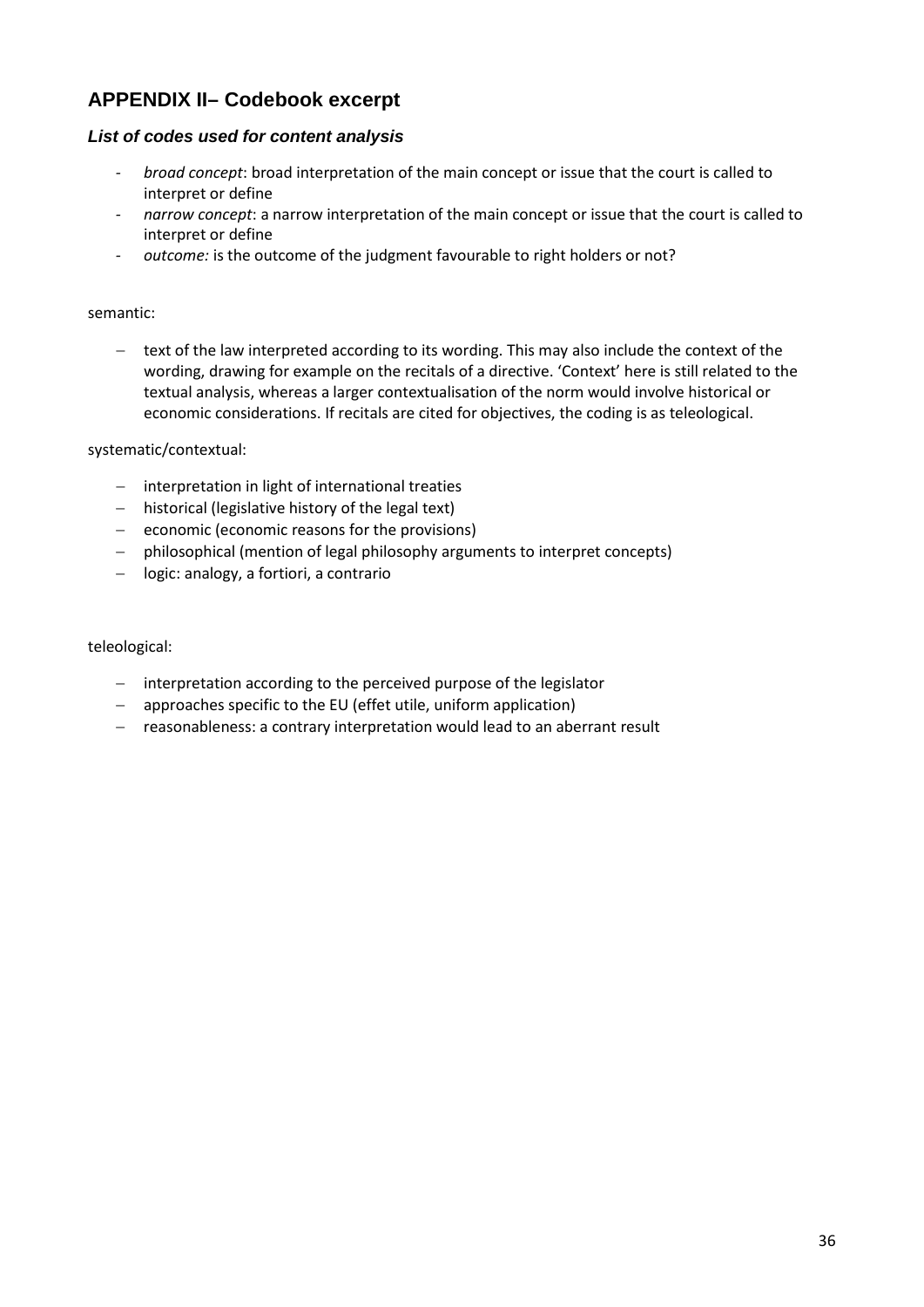## APPENDIX II– Codebook excerpt

### *List of codes used for content analysis*

- *broad concept*: broad interpretation of the main concept or issue that the court is called to interpret or define
- *narrow concept*: a narrow interpretation of the main concept or issue that the court is called to interpret or define
- *outcome:* is the outcome of the judgment favourable to right holders or not?

semantic:

- text of the law interpreted according to its wording. This may also include the context of the wording, drawing for example on the recitals of a directive. 'Context' here is still related to the textual analysis, whereas a larger contextualisation of the norm would involve historical or economic considerations. If recitals are cited for objectives, the coding is as teleological.

systematic/contextual:

- interpretation in light of international treaties
- historical (legislative history of the legal text)
- economic (economic reasons for the provisions)
- philosophical (mention of legal philosophy arguments to interpret concepts)
- logic: analogy, a fortiori, a contrario

teleological:

- interpretation according to the perceived purpose of the legislator
- approaches specific to the EU (effet utile, uniform application)
- reasonableness: a contrary interpretation would lead to an aberrant result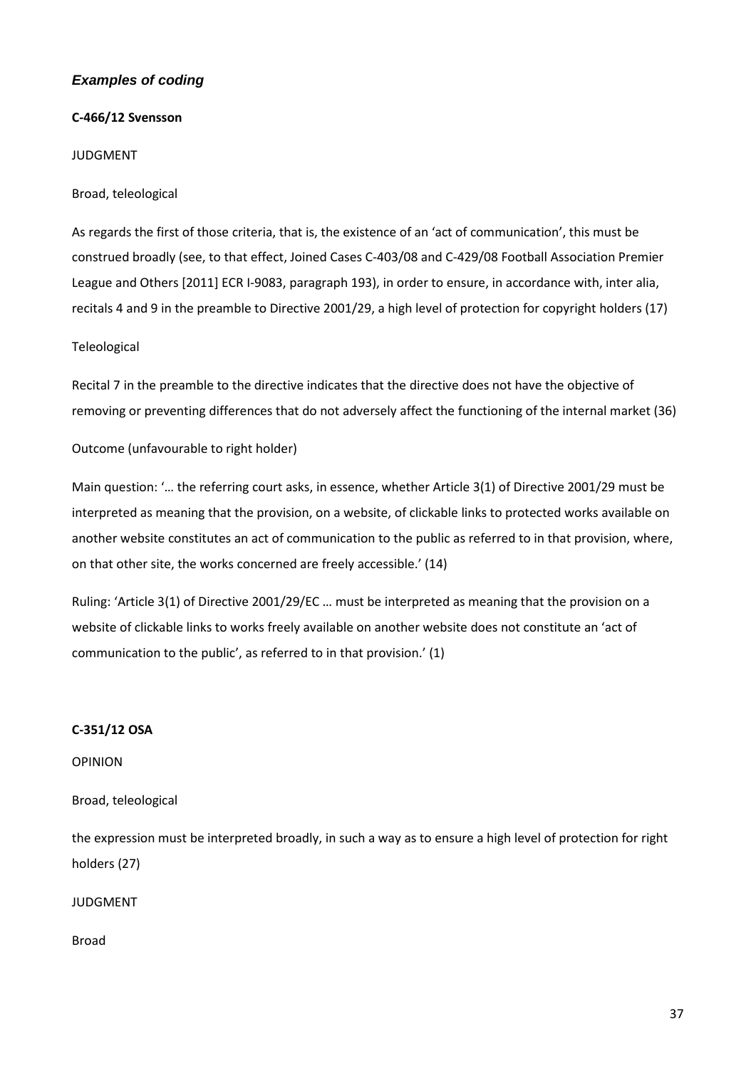### *Examples of coding*

**C-466/12 Svensson**

JUDGMENT

Broad, teleological

As regards the first of those criteria, that is, the existence of an 'act of communication', this must be construed broadly (see, to that effect, Joined Cases C-403/08 and C-429/08 Football Association Premier League and Others [2011] ECR I-9083, paragraph 193), in order to ensure, in accordance with, inter alia, recitals 4 and 9 in the preamble to Directive 2001/29, a high level of protection for copyright holders (17)

Teleological

Recital 7 in the preamble to the directive indicates that the directive does not have the objective of removing or preventing differences that do not adversely affect the functioning of the internal market (36)

Outcome (unfavourable to right holder)

Main question: '… the referring court asks, in essence, whether Article 3(1) of Directive 2001/29 must be interpreted as meaning that the provision, on a website, of clickable links to protected works available on another website constitutes an act of communication to the public as referred to in that provision, where, on that other site, the works concerned are freely accessible.' (14)

Ruling: 'Article 3(1) of Directive 2001/29/EC … must be interpreted as meaning that the provision on a website of clickable links to works freely available on another website does not constitute an 'act of communication to the public', as referred to in that provision.' (1)

**C-351/12 OSA**

OPINION

Broad, teleological

the expression must be interpreted broadly, in such a way as to ensure a high level of protection for right holders (27)

JUDGMENT

Broad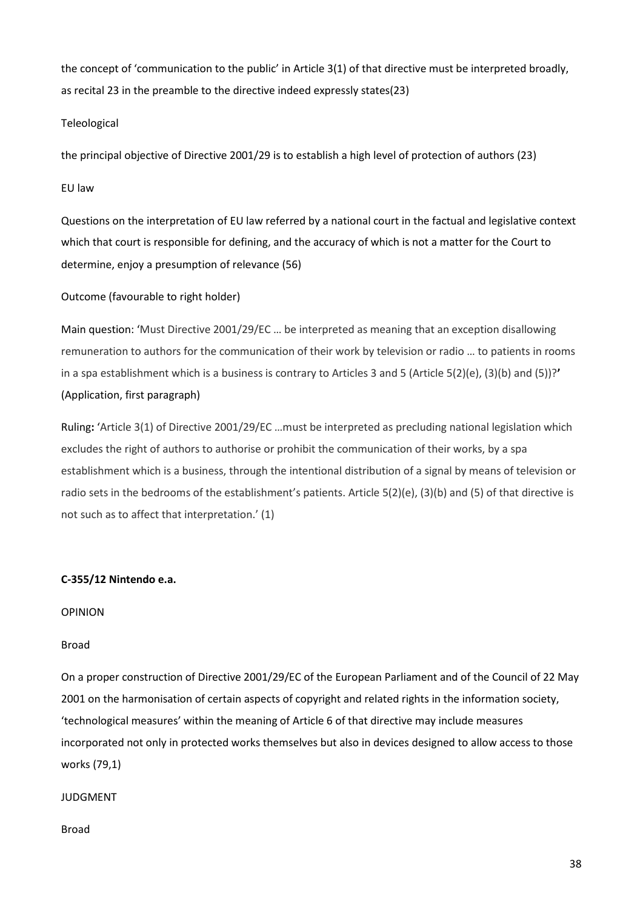the concept of 'communication to the public' in Article 3(1) of that directive must be interpreted broadly, as recital 23 in the preamble to the directive indeed expressly states(23)

Teleological

the principal objective of Directive 2001/29 is to establish a high level of protection of authors (23)

EU law

Questions on the interpretation of EU law referred by a national court in the factual and legislative context which that court is responsible for defining, and the accuracy of which is not a matter for the Court to determine, enjoy a presumption of relevance (56)

Outcome (favourable to right holder)

Main question: 'Must Directive 2001/29/EC … be interpreted as meaning that an exception disallowing remuneration to authors for the communication of their work by television or radio … to patients in rooms in a spa establishment which is a business is contrary to Articles 3 and 5 (Article 5(2)(e), (3)(b) and (5))?**'** (Application, first paragraph)

Ruling**:** 'Article 3(1) of Directive 2001/29/EC …must be interpreted as precluding national legislation which excludes the right of authors to authorise or prohibit the communication of their works, by a spa establishment which is a business, through the intentional distribution of a signal by means of television or radio sets in the bedrooms of the establishment's patients. Article 5(2)(e), (3)(b) and (5) of that directive is not such as to affect that interpretation.' (1)

**C-355/12 Nintendo e.a.**

OPINION

Broad

On a proper construction of Directive 2001/29/EC of the European Parliament and of the Council of 22 May 2001 on the harmonisation of certain aspects of copyright and related rights in the information society, 'technological measures' within the meaning of Article 6 of that directive may include measures incorporated not only in protected works themselves but also in devices designed to allow access to those works (79,1)

JUDGMENT

Broad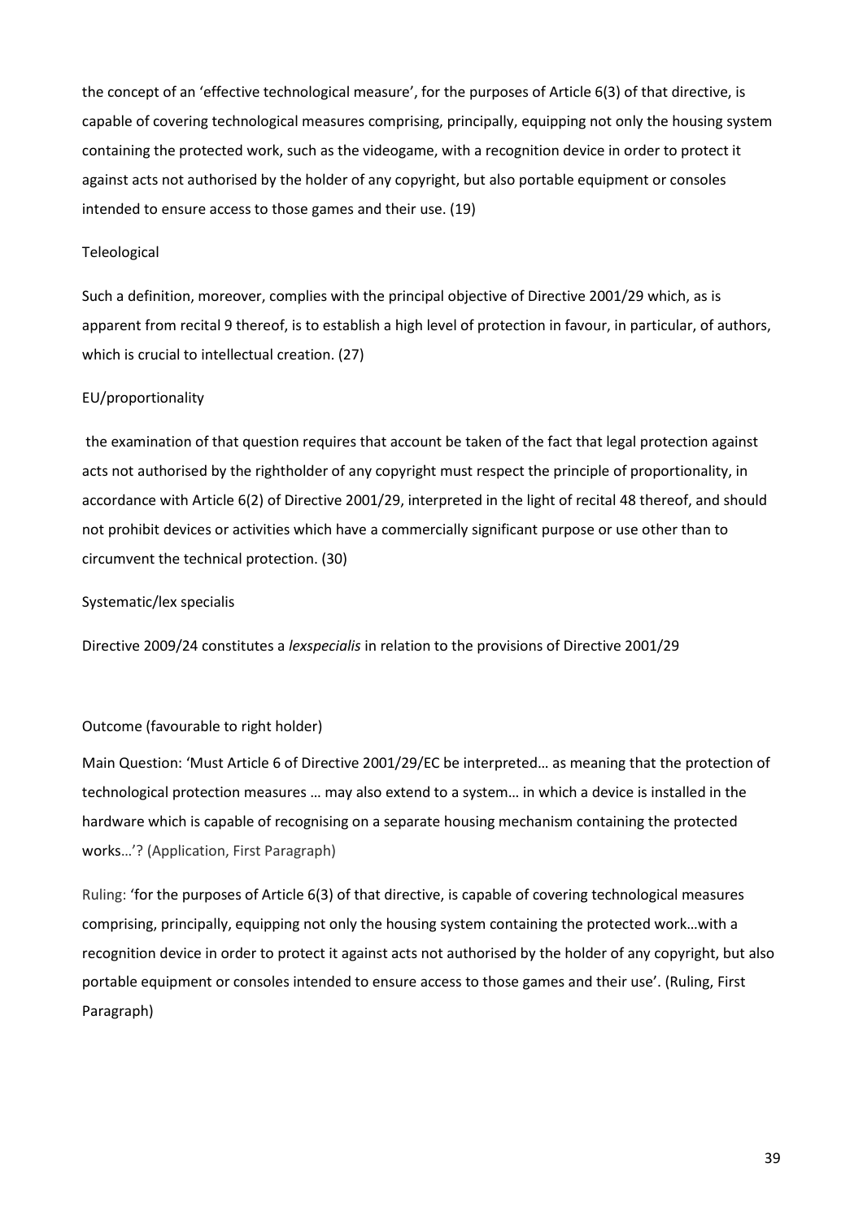the concept of an 'effective technological measure', for the purposes of Article 6(3) of that directive, is capable of covering technological measures comprising, principally, equipping not only the housing system containing the protected work, such as the videogame, with a recognition device in order to protect it against acts not authorised by the holder of any copyright, but also portable equipment or consoles intended to ensure access to those games and their use. (19)

Teleological

Such a definition, moreover, complies with the principal objective of Directive 2001/29 which, as is apparent from recital 9 thereof, is to establish a high level of protection in favour, in particular, of authors, which is crucial to intellectual creation. (27)

EU/proportionality

the examination of that question requires that account be taken of the fact that legal protection against acts not authorised by the rightholder of any copyright must respect the principle of proportionality, in accordance with Article 6(2) of Directive 2001/29, interpreted in the light of recital 48 thereof, and should not prohibit devices or activities which have a commercially significant purpose or use other than to circumvent the technical protection. (30)

Systematic/lex specialis

Directive 2009/24 constitutes a *lexspecialis* in relation to the provisions of Directive 2001/29

Outcome (favourable to right holder)

Main Question: 'Must Article 6 of Directive 2001/29/EC be interpreted… as meaning that the protection of technological protection measures … may also extend to a system… in which a device is installed in the hardware which is capable of recognising on a separate housing mechanism containing the protected works…'? (Application, First Paragraph)

Ruling: 'for the purposes of Article 6(3) of that directive, is capable of covering technological measures comprising, principally, equipping not only the housing system containing the protected work…with a recognition device in order to protect it against acts not authorised by the holder of any copyright, but also portable equipment or consoles intended to ensure access to those games and their use'. (Ruling, First Paragraph)